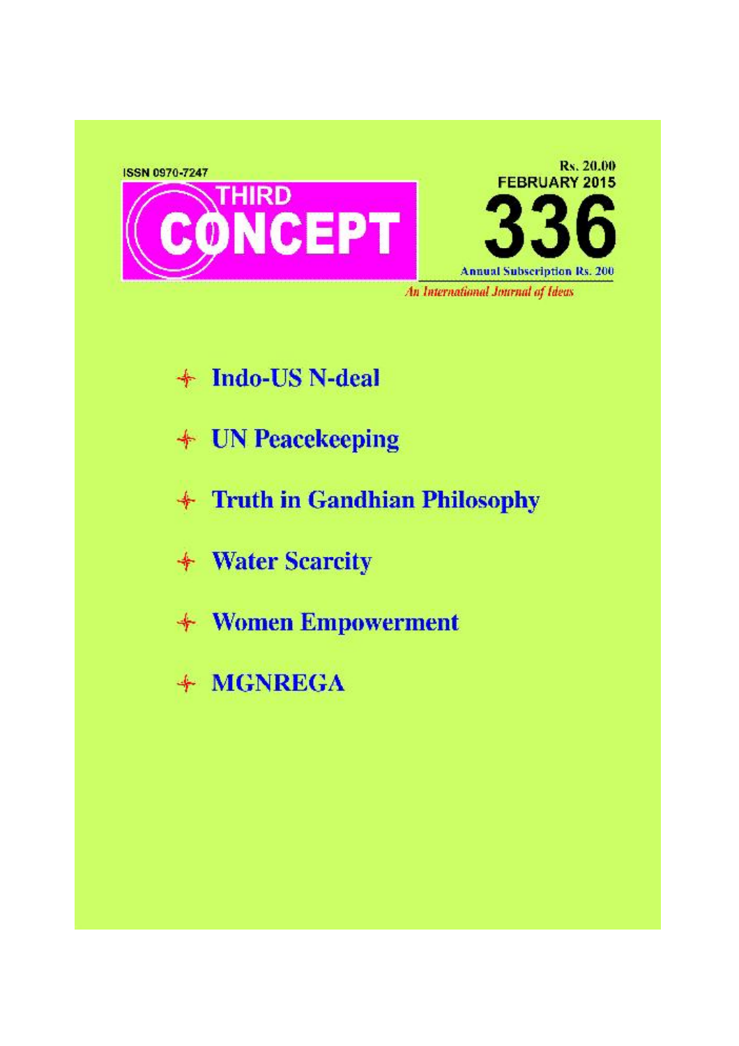ISSN 0970-7247

# THIRD CONCEPT

Rs. 20.00

FEBRUARY 2015

336

Annual Subscription Rs. 200

*An International Journal of Ideas*

- Indo-US N-deal
- UN Peacekeeping
- Truth in Gandhian Philosophy
- Water Scarcity
- Women Empowerment
- MGNREGA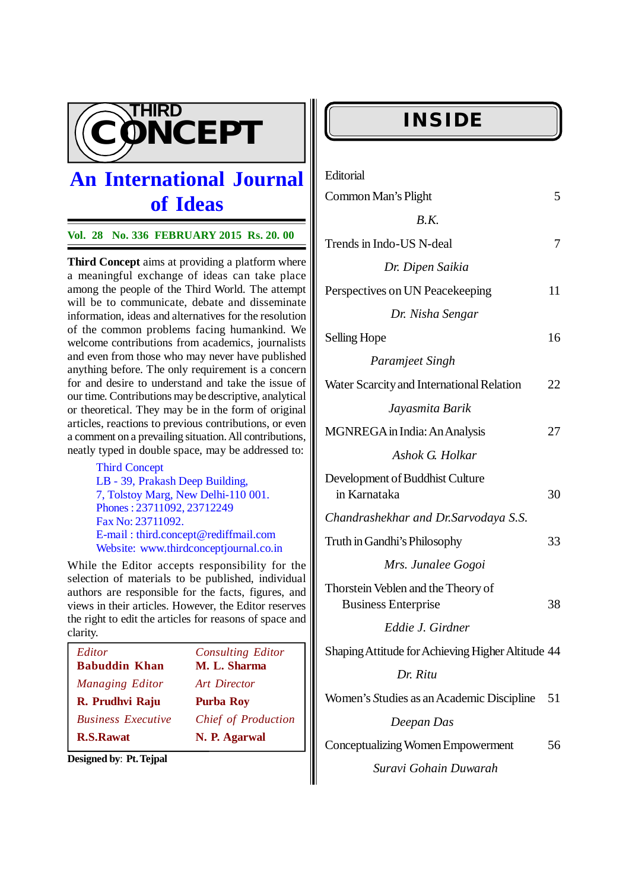# THIRD CONCEPT

## An International Journal of Ideas

**Vol. 28 No. 336 FEBRUARY 2015 Rs. 20. 00**

**Third Concept** aims at providing a platform where a meaningful exchange of ideas can take place among the people of the Third World. The attempt will be to communicate, debate and disseminate information, ideas and alternatives for the resolution of the common problems facing humankind. We welcome contributions from academics, journalists and even from those who may never have published anything before. The only requirement is a concern for and desire to understand and take the issue of our time. Contributions may be descriptive, analytical or theoretical. They may be in the form of original articles, reactions to previous contributions, or even a comment on a prevailing situation. All contributions, neatly typed in double space, may be addressed to:

Third Concept
LB - 39, Prakash Deep Building,
7, Tolstoy Marg, New Delhi-110 001.
Phones : 23711092, 23712249
Fax No: 23711092.
E-mail : third.concept@rediffmail.com
Website: www.thirdconceptjournal.co.in

While the Editor accepts responsibility for the selection of materials to be published, individual authors are responsible for the facts, figures, and views in their articles. However, the Editor reserves the right to edit the articles for reasons of space and clarity.

| | |
|---|---|
| *Editor* | *Consulting Editor* |
| **Babuddin Khan** | **M. L. Sharma** |
| *Managing Editor* | *Art Director* |
| **R. Prudhvi Raju** | **Purba Roy** |
| *Business Executive* | *Chief of Production* |
| **R.S.Rawat** | **N. P. Agarwal** |

**Designed by**: **Pt. Tejpal**

## INSIDE

Editorial

Common Man's Plight — 5
*B.K.*

Trends in Indo-US N-deal — 7
*Dr. Dipen Saikia*

Perspectives on UN Peacekeeping — 11
*Dr. Nisha Sengar*

Selling Hope — 16
*Paramjeet Singh*

Water Scarcity and International Relation — 22
*Jayasmita Barik*

MGNREGA in India: An Analysis — 27
*Ashok G. Holkar*

Development of Buddhist Culture in Karnataka — 30
*Chandrashekhar and Dr.Sarvodaya S.S.*

Truth in Gandhi's Philosophy — 33
*Mrs. Junalee Gogoi*

Thorstein Veblen and the Theory of Business Enterprise — 38
*Eddie J. Girdner*

Shaping Attitude for Achieving Higher Altitude — 44
*Dr. Ritu*

Women's Studies as an Academic Discipline — 51
*Deepan Das*

Conceptualizing Women Empowerment — 56
*Suravi Gohain Duwarah*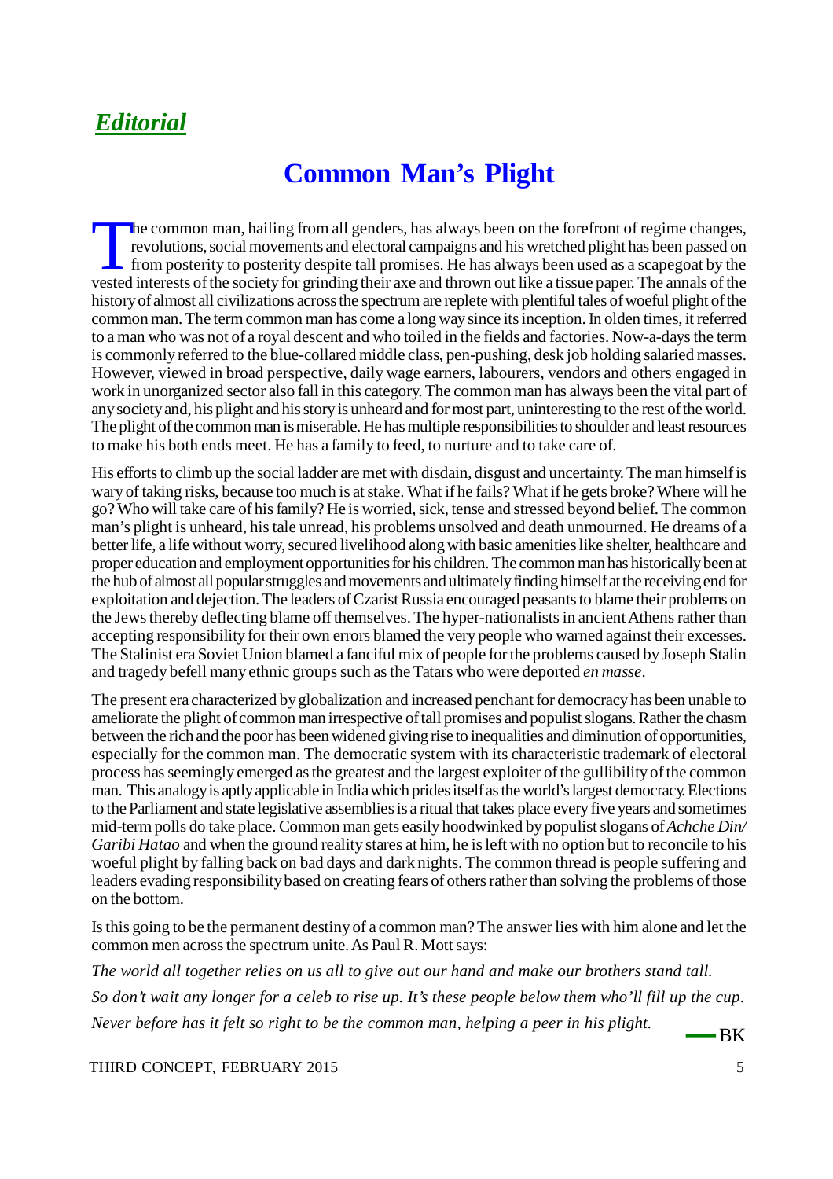***Editorial***

# Common Man's Plight

The common man, hailing from all genders, has always been on the forefront of regime changes, revolutions, social movements and electoral campaigns and his wretched plight has been passed on from posterity to posterity despite tall promises. He has always been used as a scapegoat by the vested interests of the society for grinding their axe and thrown out like a tissue paper. The annals of the history of almost all civilizations across the spectrum are replete with plentiful tales of woeful plight of the common man. The term common man has come a long way since its inception. In olden times, it referred to a man who was not of a royal descent and who toiled in the fields and factories. Now-a-days the term is commonly referred to the blue-collared middle class, pen-pushing, desk job holding salaried masses. However, viewed in broad perspective, daily wage earners, labourers, vendors and others engaged in work in unorganized sector also fall in this category. The common man has always been the vital part of any society and, his plight and his story is unheard and for most part, uninteresting to the rest of the world. The plight of the common man is miserable. He has multiple responsibilities to shoulder and least resources to make his both ends meet. He has a family to feed, to nurture and to take care of.

His efforts to climb up the social ladder are met with disdain, disgust and uncertainty. The man himself is wary of taking risks, because too much is at stake. What if he fails? What if he gets broke? Where will he go? Who will take care of his family? He is worried, sick, tense and stressed beyond belief. The common man's plight is unheard, his tale unread, his problems unsolved and death unmourned. He dreams of a better life, a life without worry, secured livelihood along with basic amenities like shelter, healthcare and proper education and employment opportunities for his children. The common man has historically been at the hub of almost all popular struggles and movements and ultimately finding himself at the receiving end for exploitation and dejection. The leaders of Czarist Russia encouraged peasants to blame their problems on the Jews thereby deflecting blame off themselves. The hyper-nationalists in ancient Athens rather than accepting responsibility for their own errors blamed the very people who warned against their excesses. The Stalinist era Soviet Union blamed a fanciful mix of people for the problems caused by Joseph Stalin and tragedy befell many ethnic groups such as the Tatars who were deported *en masse*.

The present era characterized by globalization and increased penchant for democracy has been unable to ameliorate the plight of common man irrespective of tall promises and populist slogans. Rather the chasm between the rich and the poor has been widened giving rise to inequalities and diminution of opportunities, especially for the common man. The democratic system with its characteristic trademark of electoral process has seemingly emerged as the greatest and the largest exploiter of the gullibility of the common man. This analogy is aptly applicable in India which prides itself as the world's largest democracy. Elections to the Parliament and state legislative assemblies is a ritual that takes place every five years and sometimes mid-term polls do take place. Common man gets easily hoodwinked by populist slogans of *Achche Din/ Garibi Hatao* and when the ground reality stares at him, he is left with no option but to reconcile to his woeful plight by falling back on bad days and dark nights. The common thread is people suffering and leaders evading responsibility based on creating fears of others rather than solving the problems of those on the bottom.

Is this going to be the permanent destiny of a common man? The answer lies with him alone and let the common men across the spectrum unite. As Paul R. Mott says:

*The world all together relies on us all to give out our hand and make our brothers stand tall.*

*So don't wait any longer for a celeb to rise up. It's these people below them who'll fill up the cup.*

*Never before has it felt so right to be the common man, helping a peer in his plight.*

—BK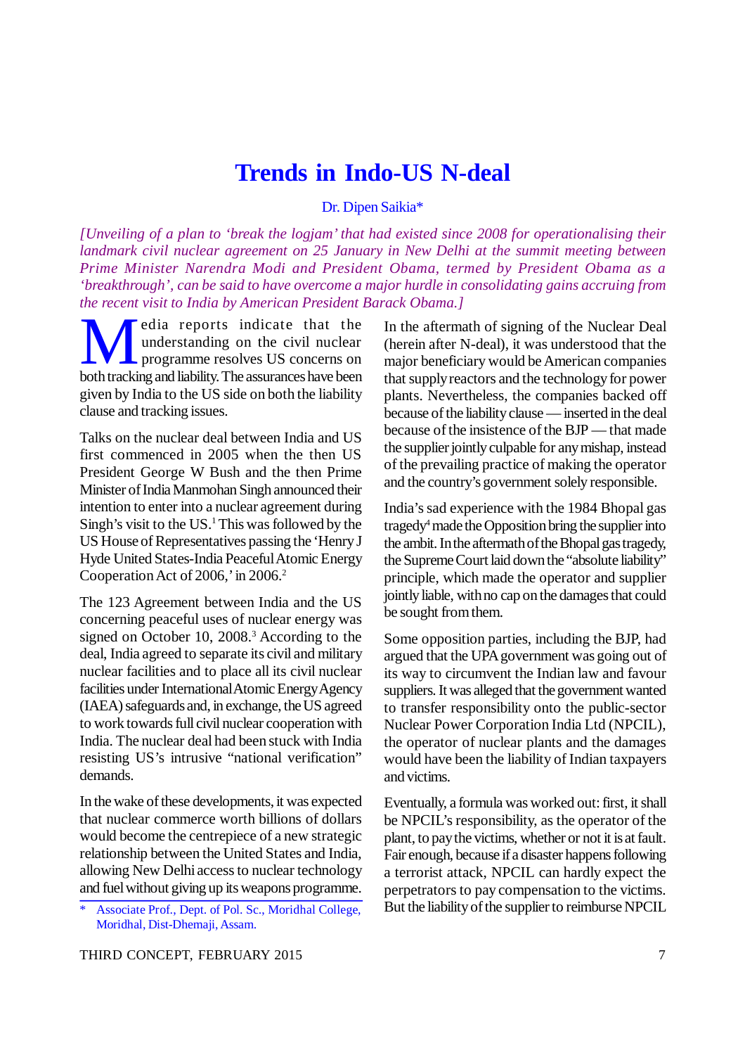# Trends in Indo-US N-deal

Dr. Dipen Saikia*

*[Unveiling of a plan to 'break the logjam' that had existed since 2008 for operationalising their landmark civil nuclear agreement on 25 January in New Delhi at the summit meeting between Prime Minister Narendra Modi and President Obama, termed by President Obama as a 'breakthrough', can be said to have overcome a major hurdle in consolidating gains accruing from the recent visit to India by American President Barack Obama.]*

Media reports indicate that the understanding on the civil nuclear programme resolves US concerns on both tracking and liability. The assurances have been given by India to the US side on both the liability clause and tracking issues.

Talks on the nuclear deal between India and US first commenced in 2005 when the then US President George W Bush and the then Prime Minister of India Manmohan Singh announced their intention to enter into a nuclear agreement during Singh's visit to the US.[1] This was followed by the US House of Representatives passing the 'Henry J Hyde United States-India Peaceful Atomic Energy Cooperation Act of 2006,' in 2006.[2]

The 123 Agreement between India and the US concerning peaceful uses of nuclear energy was signed on October 10, 2008.[3] According to the deal, India agreed to separate its civil and military nuclear facilities and to place all its civil nuclear facilities under International Atomic Energy Agency (IAEA) safeguards and, in exchange, the US agreed to work towards full civil nuclear cooperation with India. The nuclear deal had been stuck with India resisting US's intrusive "national verification" demands.

In the wake of these developments, it was expected that nuclear commerce worth billions of dollars would become the centrepiece of a new strategic relationship between the United States and India, allowing New Delhi access to nuclear technology and fuel without giving up its weapons programme.

In the aftermath of signing of the Nuclear Deal (herein after N-deal), it was understood that the major beneficiary would be American companies that supply reactors and the technology for power plants. Nevertheless, the companies backed off because of the liability clause — inserted in the deal because of the insistence of the BJP — that made the supplier jointly culpable for any mishap, instead of the prevailing practice of making the operator and the country's government solely responsible.

India's sad experience with the 1984 Bhopal gas tragedy[4] made the Opposition bring the supplier into the ambit. In the aftermath of the Bhopal gas tragedy, the Supreme Court laid down the "absolute liability" principle, which made the operator and supplier jointly liable, with no cap on the damages that could be sought from them.

Some opposition parties, including the BJP, had argued that the UPA government was going out of its way to circumvent the Indian law and favour suppliers. It was alleged that the government wanted to transfer responsibility onto the public-sector Nuclear Power Corporation India Ltd (NPCIL), the operator of nuclear plants and the damages would have been the liability of Indian taxpayers and victims.

Eventually, a formula was worked out: first, it shall be NPCIL's responsibility, as the operator of the plant, to pay the victims, whether or not it is at fault. Fair enough, because if a disaster happens following a terrorist attack, NPCIL can hardly expect the perpetrators to pay compensation to the victims. But the liability of the supplier to reimburse NPCIL

---

\* Associate Prof., Dept. of Pol. Sc., Moridhal College, Moridhal, Dist-Dhemaji, Assam.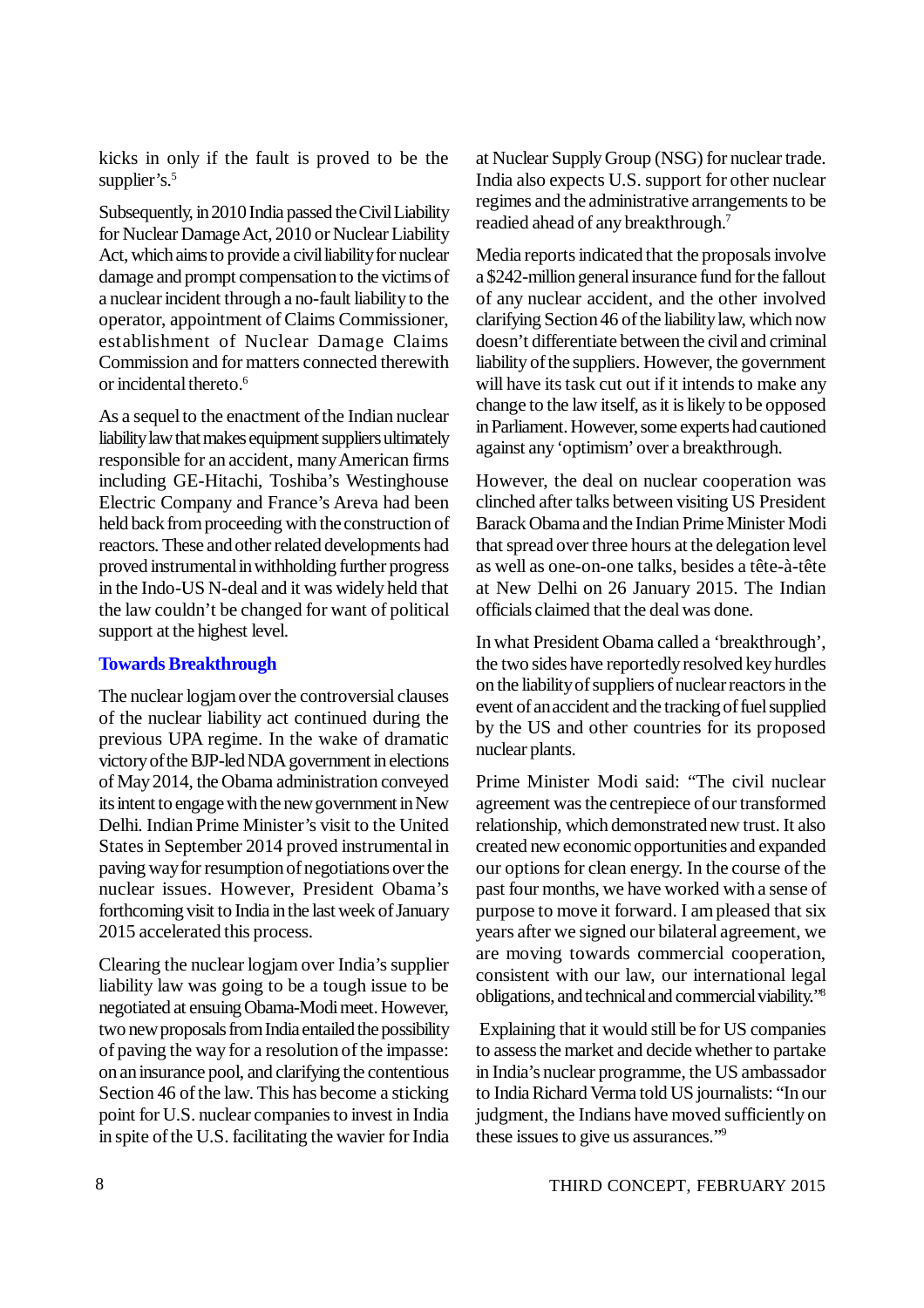kicks in only if the fault is proved to be the supplier's.[5]

Subsequently, in 2010 India passed the Civil Liability for Nuclear Damage Act, 2010 or Nuclear Liability Act, which aims to provide a civil liability for nuclear damage and prompt compensation to the victims of a nuclear incident through a no-fault liability to the operator, appointment of Claims Commissioner, establishment of Nuclear Damage Claims Commission and for matters connected therewith or incidental thereto.[6]

As a sequel to the enactment of the Indian nuclear liability law that makes equipment suppliers ultimately responsible for an accident, many American firms including GE-Hitachi, Toshiba's Westinghouse Electric Company and France's Areva had been held back from proceeding with the construction of reactors. These and other related developments had proved instrumental in withholding further progress in the Indo-US N-deal and it was widely held that the law couldn't be changed for want of political support at the highest level.

## Towards Breakthrough

The nuclear logjam over the controversial clauses of the nuclear liability act continued during the previous UPA regime. In the wake of dramatic victory of the BJP-led NDA government in elections of May 2014, the Obama administration conveyed its intent to engage with the new government in New Delhi. Indian Prime Minister's visit to the United States in September 2014 proved instrumental in paving way for resumption of negotiations over the nuclear issues. However, President Obama's forthcoming visit to India in the last week of January 2015 accelerated this process.

Clearing the nuclear logjam over India's supplier liability law was going to be a tough issue to be negotiated at ensuing Obama-Modi meet. However, two new proposals from India entailed the possibility of paving the way for a resolution of the impasse: on an insurance pool, and clarifying the contentious Section 46 of the law. This has become a sticking point for U.S. nuclear companies to invest in India in spite of the U.S. facilitating the wavier for India at Nuclear Supply Group (NSG) for nuclear trade. India also expects U.S. support for other nuclear regimes and the administrative arrangements to be readied ahead of any breakthrough.[7]

Media reports indicated that the proposals involve a $242-million general insurance fund for the fallout of any nuclear accident, and the other involved clarifying Section 46 of the liability law, which now doesn't differentiate between the civil and criminal liability of the suppliers. However, the government will have its task cut out if it intends to make any change to the law itself, as it is likely to be opposed in Parliament. However, some experts had cautioned against any 'optimism' over a breakthrough.

However, the deal on nuclear cooperation was clinched after talks between visiting US President Barack Obama and the Indian Prime Minister Modi that spread over three hours at the delegation level as well as one-on-one talks, besides a tête-à-tête at New Delhi on 26 January 2015. The Indian officials claimed that the deal was done.

In what President Obama called a 'breakthrough', the two sides have reportedly resolved key hurdles on the liability of suppliers of nuclear reactors in the event of an accident and the tracking of fuel supplied by the US and other countries for its proposed nuclear plants.

Prime Minister Modi said: "The civil nuclear agreement was the centrepiece of our transformed relationship, which demonstrated new trust. It also created new economic opportunities and expanded our options for clean energy. In the course of the past four months, we have worked with a sense of purpose to move it forward. I am pleased that six years after we signed our bilateral agreement, we are moving towards commercial cooperation, consistent with our law, our international legal obligations, and technical and commercial viability."[8]

Explaining that it would still be for US companies to assess the market and decide whether to partake in India's nuclear programme, the US ambassador to India Richard Verma told US journalists: "In our judgment, the Indians have moved sufficiently on these issues to give us assurances."[9]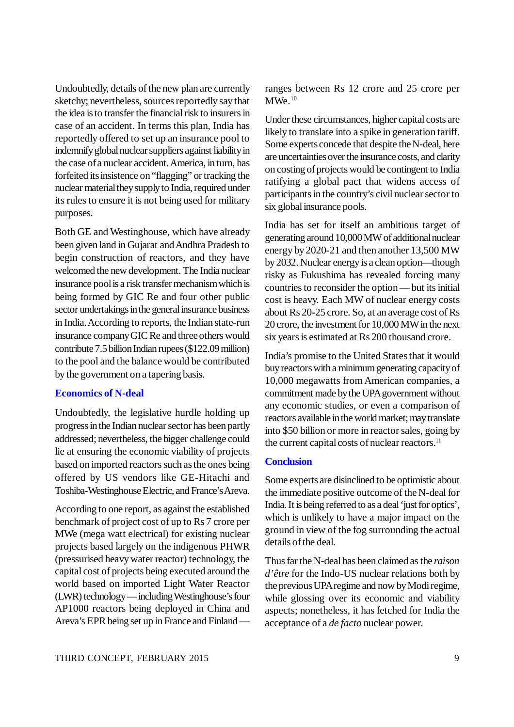Undoubtedly, details of the new plan are currently sketchy; nevertheless, sources reportedly say that the idea is to transfer the financial risk to insurers in case of an accident. In terms this plan, India has reportedly offered to set up an insurance pool to indemnify global nuclear suppliers against liability in the case of a nuclear accident. America, in turn, has forfeited its insistence on "flagging" or tracking the nuclear material they supply to India, required under its rules to ensure it is not being used for military purposes.

Both GE and Westinghouse, which have already been given land in Gujarat and Andhra Pradesh to begin construction of reactors, and they have welcomed the new development. The India nuclear insurance pool is a risk transfer mechanism which is being formed by GIC Re and four other public sector undertakings in the general insurance business in India. According to reports, the Indian state-run insurance company GIC Re and three others would contribute 7.5 billion Indian rupees ($122.09 million) to the pool and the balance would be contributed by the government on a tapering basis.

## Economics of N-deal

Undoubtedly, the legislative hurdle holding up progress in the Indian nuclear sector has been partly addressed; nevertheless, the bigger challenge could lie at ensuring the economic viability of projects based on imported reactors such as the ones being offered by US vendors like GE-Hitachi and Toshiba-Westinghouse Electric, and France's Areva.

According to one report, as against the established benchmark of project cost of up to Rs 7 crore per MWe (mega watt electrical) for existing nuclear projects based largely on the indigenous PHWR (pressurised heavy water reactor) technology, the capital cost of projects being executed around the world based on imported Light Water Reactor (LWR) technology—including Westinghouse's four AP1000 reactors being deployed in China and Areva's EPR being set up in France and Finland—ranges between Rs 12 crore and 25 crore per MWe.[10]

Under these circumstances, higher capital costs are likely to translate into a spike in generation tariff. Some experts concede that despite the N-deal, here are uncertainties over the insurance costs, and clarity on costing of projects would be contingent to India ratifying a global pact that widens access of participants in the country's civil nuclear sector to six global insurance pools.

India has set for itself an ambitious target of generating around 10,000 MW of additional nuclear energy by 2020-21 and then another 13,500 MW by 2032. Nuclear energy is a clean option—though risky as Fukushima has revealed forcing many countries to reconsider the option—but its initial cost is heavy. Each MW of nuclear energy costs about Rs 20-25 crore. So, at an average cost of Rs 20 crore, the investment for 10,000 MW in the next six years is estimated at Rs 200 thousand crore.

India's promise to the United States that it would buy reactors with a minimum generating capacity of 10,000 megawatts from American companies, a commitment made by the UPA government without any economic studies, or even a comparison of reactors available in the world market; may translate into $50 billion or more in reactor sales, going by the current capital costs of nuclear reactors.[11]

## Conclusion

Some experts are disinclined to be optimistic about the immediate positive outcome of the N-deal for India. It is being referred to as a deal 'just for optics', which is unlikely to have a major impact on the ground in view of the fog surrounding the actual details of the deal.

Thus far the N-deal has been claimed as the *raison d'être* for the Indo-US nuclear relations both by the previous UPA regime and now by Modi regime, while glossing over its economic and viability aspects; nonetheless, it has fetched for India the acceptance of a *de facto* nuclear power.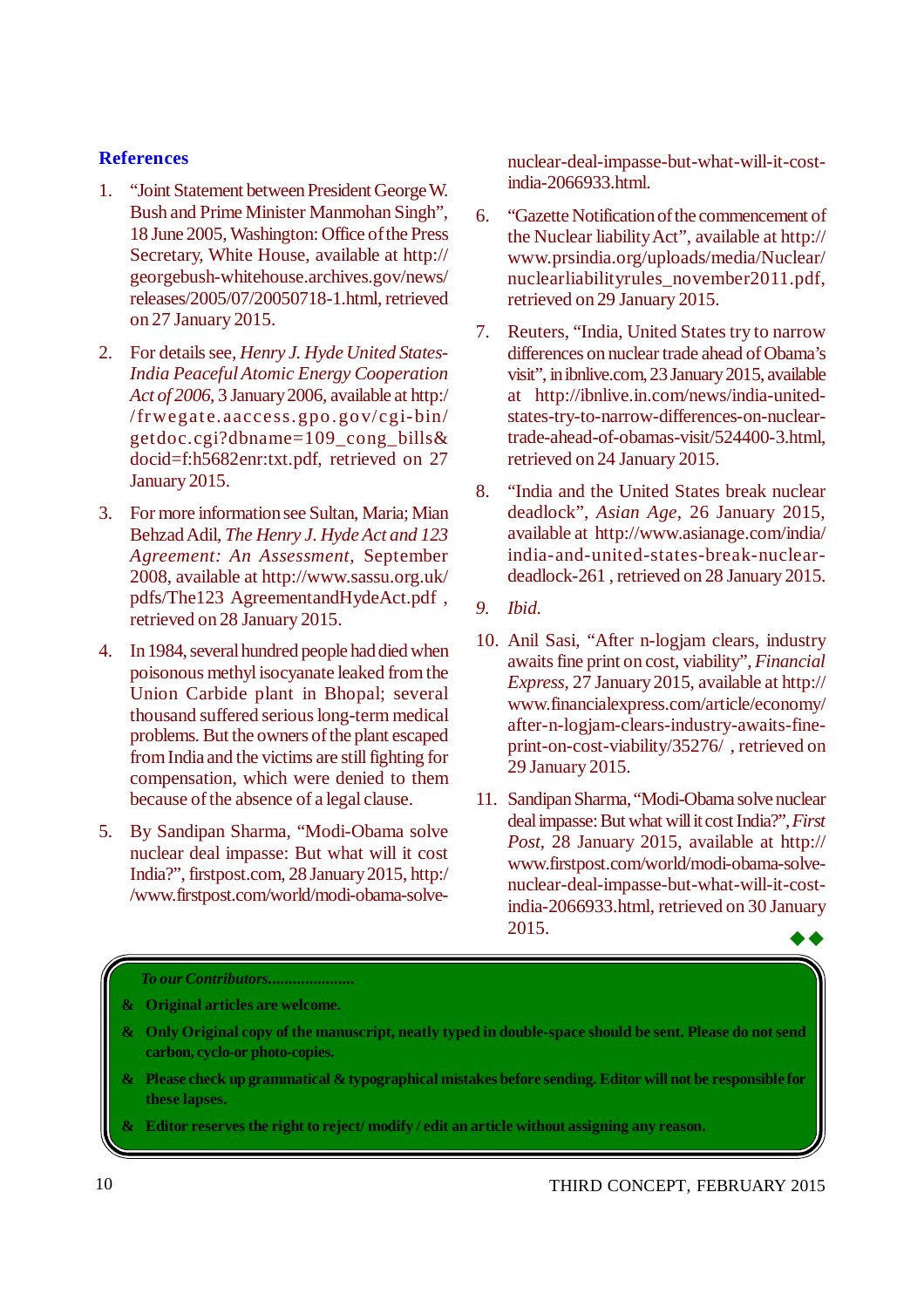## References

1. "Joint Statement between President George W. Bush and Prime Minister Manmohan Singh", 18 June 2005, Washington: Office of the Press Secretary, White House, available at http://georgebush-whitehouse.archives.gov/news/releases/2005/07/20050718-1.html, retrieved on 27 January 2015.

2. For details see, *Henry J. Hyde United States-India Peaceful Atomic Energy Cooperation Act of 2006*, 3 January 2006, available at http://frwegate.aaccess.gpo.gov/cgi-bin/getdoc.cgi?dbname=109_cong_bills&docid=f:h5682enr:txt.pdf, retrieved on 27 January 2015.

3. For more information see Sultan, Maria; Mian Behzad Adil, *The Henry J. Hyde Act and 123 Agreement: An Assessment*, September 2008, available at http://www.sassu.org.uk/pdfs/The123 AgreementandHydeAct.pdf , retrieved on 28 January 2015.

4. In 1984, several hundred people had died when poisonous methyl isocyanate leaked from the Union Carbide plant in Bhopal; several thousand suffered serious long-term medical problems. But the owners of the plant escaped from India and the victims are still fighting for compensation, which were denied to them because of the absence of a legal clause.

5. By Sandipan Sharma, "Modi-Obama solve nuclear deal impasse: But what will it cost India?", firstpost.com, 28 January 2015, http://www.firstpost.com/world/modi-obama-solve-nuclear-deal-impasse-but-what-will-it-cost-india-2066933.html.

6. "Gazette Notification of the commencement of the Nuclear liability Act", available at http://www.prsindia.org/uploads/media/Nuclear/nuclearliabilityrules_november2011.pdf, retrieved on 29 January 2015.

7. Reuters, "India, United States try to narrow differences on nuclear trade ahead of Obama's visit", in ibnlive.com, 23 January 2015, available at http://ibnlive.in.com/news/india-united-states-try-to-narrow-differences-on-nuclear-trade-ahead-of-obamas-visit/524400-3.html, retrieved on 24 January 2015.

8. "India and the United States break nuclear deadlock", *Asian Age*, 26 January 2015, available at http://www.asianage.com/india/india-and-united-states-break-nuclear-deadlock-261 , retrieved on 28 January 2015.

9. *Ibid.*

10. Anil Sasi, "After n-logjam clears, industry awaits fine print on cost, viability", *Financial Express*, 27 January 2015, available at http://www.financialexpress.com/article/economy/after-n-logjam-clears-industry-awaits-fine-print-on-cost-viability/35276/ , retrieved on 29 January 2015.

11. Sandipan Sharma, "Modi-Obama solve nuclear deal impasse: But what will it cost India?", *First Post*, 28 January 2015, available at http://www.firstpost.com/world/modi-obama-solve-nuclear-deal-impasse-but-what-will-it-cost-india-2066933.html, retrieved on 30 January 2015.

◆◆

***To our Contributors.....................***

- **Original articles are welcome.**
- **Only Original copy of the manuscript, neatly typed in double-space should be sent. Please do not send carbon, cyclo-or photo-copies.**
- **Please check up grammatical & typographical mistakes before sending. Editor will not be responsible for these lapses.**
- **Editor reserves the right to reject/ modify / edit an article without assigning any reason.**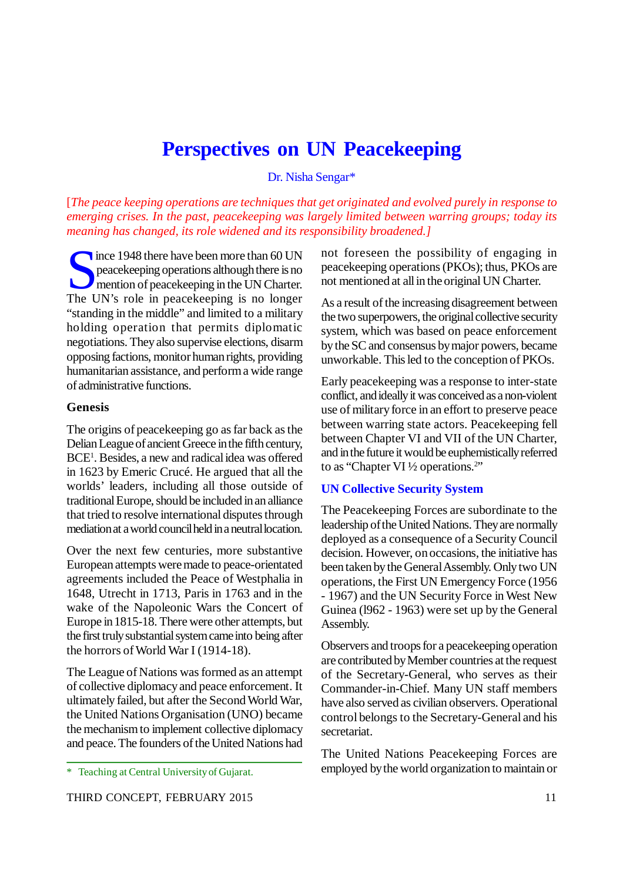# Perspectives on UN Peacekeeping

Dr. Nisha Sengar*

[*The peace keeping operations are techniques that get originated and evolved purely in response to emerging crises. In the past, peacekeeping was largely limited between warring groups; today its meaning has changed, its role widened and its responsibility broadened.*]

Since 1948 there have been more than 60 UN peacekeeping operations although there is no mention of peacekeeping in the UN Charter. The UN's role in peacekeeping is no longer "standing in the middle" and limited to a military holding operation that permits diplomatic negotiations. They also supervise elections, disarm opposing factions, monitor human rights, providing humanitarian assistance, and perform a wide range of administrative functions.

### Genesis

The origins of peacekeeping go as far back as the Delian League of ancient Greece in the fifth century, BCE[1]. Besides, a new and radical idea was offered in 1623 by Emeric Crucé. He argued that all the worlds' leaders, including all those outside of traditional Europe, should be included in an alliance that tried to resolve international disputes through mediation at a world council held in a neutral location.

Over the next few centuries, more substantive European attempts were made to peace-orientated agreements included the Peace of Westphalia in 1648, Utrecht in 1713, Paris in 1763 and in the wake of the Napoleonic Wars the Concert of Europe in 1815-18. There were other attempts, but the first truly substantial system came into being after the horrors of World War I (1914-18).

The League of Nations was formed as an attempt of collective diplomacy and peace enforcement. It ultimately failed, but after the Second World War, the United Nations Organisation (UNO) became the mechanism to implement collective diplomacy and peace. The founders of the United Nations had not foreseen the possibility of engaging in peacekeeping operations (PKOs); thus, PKOs are not mentioned at all in the original UN Charter.

As a result of the increasing disagreement between the two superpowers, the original collective security system, which was based on peace enforcement by the SC and consensus by major powers, became unworkable. This led to the conception of PKOs.

Early peacekeeping was a response to inter-state conflict, and ideally it was conceived as a non-violent use of military force in an effort to preserve peace between warring state actors. Peacekeeping fell between Chapter VI and VII of the UN Charter, and in the future it would be euphemistically referred to as "Chapter VI ½ operations.[2]"

### UN Collective Security System

The Peacekeeping Forces are subordinate to the leadership of the United Nations. They are normally deployed as a consequence of a Security Council decision. However, on occasions, the initiative has been taken by the General Assembly. Only two UN operations, the First UN Emergency Force (1956 - 1967) and the UN Security Force in West New Guinea (l962 - 1963) were set up by the General Assembly.

Observers and troops for a peacekeeping operation are contributed by Member countries at the request of the Secretary-General, who serves as their Commander-in-Chief. Many UN staff members have also served as civilian observers. Operational control belongs to the Secretary-General and his secretariat.

The United Nations Peacekeeping Forces are employed by the world organization to maintain or

---

\* Teaching at Central University of Gujarat.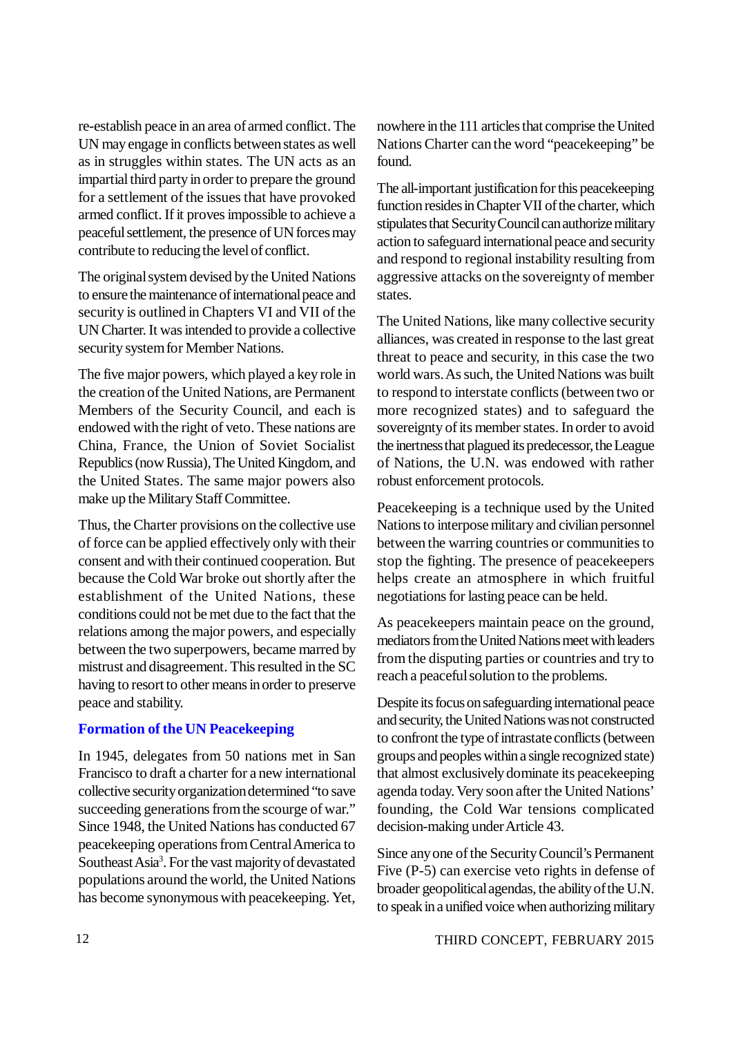re-establish peace in an area of armed conflict. The UN may engage in conflicts between states as well as in struggles within states. The UN acts as an impartial third party in order to prepare the ground for a settlement of the issues that have provoked armed conflict. If it proves impossible to achieve a peaceful settlement, the presence of UN forces may contribute to reducing the level of conflict.

The original system devised by the United Nations to ensure the maintenance of international peace and security is outlined in Chapters VI and VII of the UN Charter. It was intended to provide a collective security system for Member Nations.

The five major powers, which played a key role in the creation of the United Nations, are Permanent Members of the Security Council, and each is endowed with the right of veto. These nations are China, France, the Union of Soviet Socialist Republics (now Russia), The United Kingdom, and the United States. The same major powers also make up the Military Staff Committee.

Thus, the Charter provisions on the collective use of force can be applied effectively only with their consent and with their continued cooperation. But because the Cold War broke out shortly after the establishment of the United Nations, these conditions could not be met due to the fact that the relations among the major powers, and especially between the two superpowers, became marred by mistrust and disagreement. This resulted in the SC having to resort to other means in order to preserve peace and stability.

## Formation of the UN Peacekeeping

In 1945, delegates from 50 nations met in San Francisco to draft a charter for a new international collective security organization determined "to save succeeding generations from the scourge of war." Since 1948, the United Nations has conducted 67 peacekeeping operations from Central America to Southeast Asia[3]. For the vast majority of devastated populations around the world, the United Nations has become synonymous with peacekeeping. Yet, nowhere in the 111 articles that comprise the United Nations Charter can the word "peacekeeping" be found.

The all-important justification for this peacekeeping function resides in Chapter VII of the charter, which stipulates that Security Council can authorize military action to safeguard international peace and security and respond to regional instability resulting from aggressive attacks on the sovereignty of member states.

The United Nations, like many collective security alliances, was created in response to the last great threat to peace and security, in this case the two world wars. As such, the United Nations was built to respond to interstate conflicts (between two or more recognized states) and to safeguard the sovereignty of its member states. In order to avoid the inertness that plagued its predecessor, the League of Nations, the U.N. was endowed with rather robust enforcement protocols.

Peacekeeping is a technique used by the United Nations to interpose military and civilian personnel between the warring countries or communities to stop the fighting. The presence of peacekeepers helps create an atmosphere in which fruitful negotiations for lasting peace can be held.

As peacekeepers maintain peace on the ground, mediators from the United Nations meet with leaders from the disputing parties or countries and try to reach a peaceful solution to the problems.

Despite its focus on safeguarding international peace and security, the United Nations was not constructed to confront the type of intrastate conflicts (between groups and peoples within a single recognized state) that almost exclusively dominate its peacekeeping agenda today. Very soon after the United Nations' founding, the Cold War tensions complicated decision-making under Article 43.

Since any one of the Security Council's Permanent Five (P-5) can exercise veto rights in defense of broader geopolitical agendas, the ability of the U.N. to speak in a unified voice when authorizing military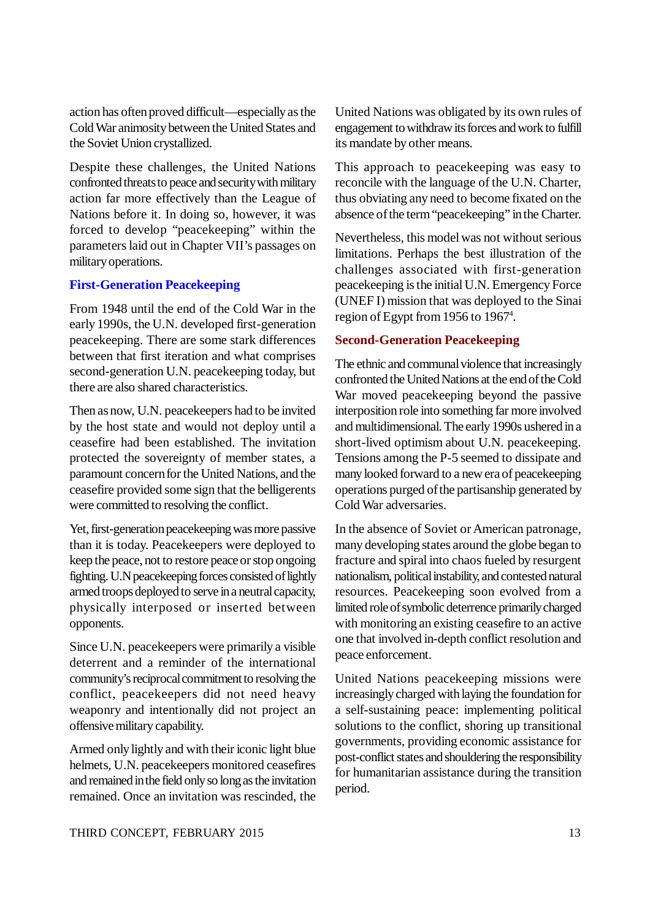action has often proved difficult—especially as the Cold War animosity between the United States and the Soviet Union crystallized.

Despite these challenges, the United Nations confronted threats to peace and security with military action far more effectively than the League of Nations before it. In doing so, however, it was forced to develop "peacekeeping" within the parameters laid out in Chapter VII's passages on military operations.

## First-Generation Peacekeeping

From 1948 until the end of the Cold War in the early 1990s, the U.N. developed first-generation peacekeeping. There are some stark differences between that first iteration and what comprises second-generation U.N. peacekeeping today, but there are also shared characteristics.

Then as now, U.N. peacekeepers had to be invited by the host state and would not deploy until a ceasefire had been established. The invitation protected the sovereignty of member states, a paramount concern for the United Nations, and the ceasefire provided some sign that the belligerents were committed to resolving the conflict.

Yet, first-generation peacekeeping was more passive than it is today. Peacekeepers were deployed to keep the peace, not to restore peace or stop ongoing fighting. U.N peacekeeping forces consisted of lightly armed troops deployed to serve in a neutral capacity, physically interposed or inserted between opponents.

Since U.N. peacekeepers were primarily a visible deterrent and a reminder of the international community's reciprocal commitment to resolving the conflict, peacekeepers did not need heavy weaponry and intentionally did not project an offensive military capability.

Armed only lightly and with their iconic light blue helmets, U.N. peacekeepers monitored ceasefires and remained in the field only so long as the invitation remained. Once an invitation was rescinded, the United Nations was obligated by its own rules of engagement to withdraw its forces and work to fulfill its mandate by other means.

This approach to peacekeeping was easy to reconcile with the language of the U.N. Charter, thus obviating any need to become fixated on the absence of the term "peacekeeping" in the Charter.

Nevertheless, this model was not without serious limitations. Perhaps the best illustration of the challenges associated with first-generation peacekeeping is the initial U.N. Emergency Force (UNEF I) mission that was deployed to the Sinai region of Egypt from 1956 to 1967[4].

## Second-Generation Peacekeeping

The ethnic and communal violence that increasingly confronted the United Nations at the end of the Cold War moved peacekeeping beyond the passive interposition role into something far more involved and multidimensional. The early 1990s ushered in a short-lived optimism about U.N. peacekeeping. Tensions among the P-5 seemed to dissipate and many looked forward to a new era of peacekeeping operations purged of the partisanship generated by Cold War adversaries.

In the absence of Soviet or American patronage, many developing states around the globe began to fracture and spiral into chaos fueled by resurgent nationalism, political instability, and contested natural resources. Peacekeeping soon evolved from a limited role of symbolic deterrence primarily charged with monitoring an existing ceasefire to an active one that involved in-depth conflict resolution and peace enforcement.

United Nations peacekeeping missions were increasingly charged with laying the foundation for a self-sustaining peace: implementing political solutions to the conflict, shoring up transitional governments, providing economic assistance for post-conflict states and shouldering the responsibility for humanitarian assistance during the transition period.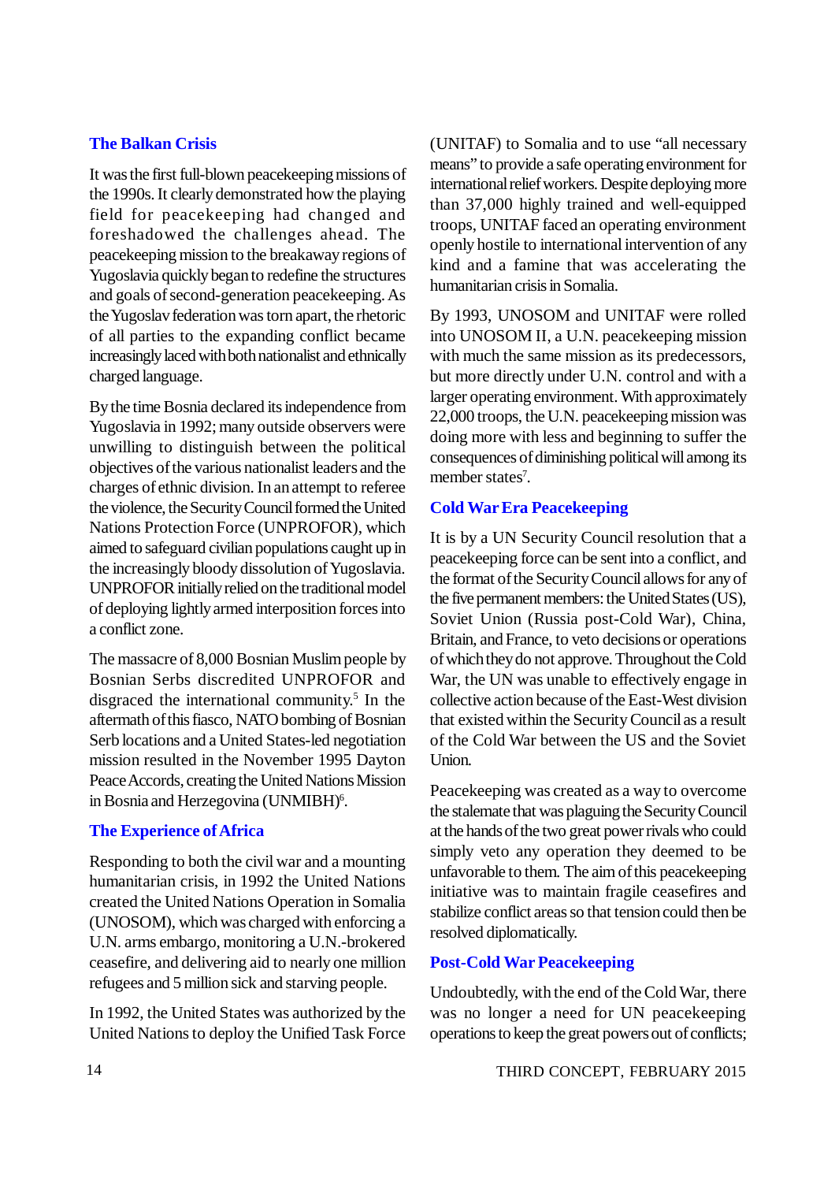## The Balkan Crisis

It was the first full-blown peacekeeping missions of the 1990s. It clearly demonstrated how the playing field for peacekeeping had changed and foreshadowed the challenges ahead. The peacekeeping mission to the breakaway regions of Yugoslavia quickly began to redefine the structures and goals of second-generation peacekeeping. As the Yugoslav federation was torn apart, the rhetoric of all parties to the expanding conflict became increasingly laced with both nationalist and ethnically charged language.

By the time Bosnia declared its independence from Yugoslavia in 1992; many outside observers were unwilling to distinguish between the political objectives of the various nationalist leaders and the charges of ethnic division. In an attempt to referee the violence, the Security Council formed the United Nations Protection Force (UNPROFOR), which aimed to safeguard civilian populations caught up in the increasingly bloody dissolution of Yugoslavia. UNPROFOR initially relied on the traditional model of deploying lightly armed interposition forces into a conflict zone.

The massacre of 8,000 Bosnian Muslim people by Bosnian Serbs discredited UNPROFOR and disgraced the international community.[5] In the aftermath of this fiasco, NATO bombing of Bosnian Serb locations and a United States-led negotiation mission resulted in the November 1995 Dayton Peace Accords, creating the United Nations Mission in Bosnia and Herzegovina (UNMIBH)[6].

## The Experience of Africa

Responding to both the civil war and a mounting humanitarian crisis, in 1992 the United Nations created the United Nations Operation in Somalia (UNOSOM), which was charged with enforcing a U.N. arms embargo, monitoring a U.N.-brokered ceasefire, and delivering aid to nearly one million refugees and 5 million sick and starving people.

In 1992, the United States was authorized by the United Nations to deploy the Unified Task Force (UNITAF) to Somalia and to use "all necessary means" to provide a safe operating environment for international relief workers. Despite deploying more than 37,000 highly trained and well-equipped troops, UNITAF faced an operating environment openly hostile to international intervention of any kind and a famine that was accelerating the humanitarian crisis in Somalia.

By 1993, UNOSOM and UNITAF were rolled into UNOSOM II, a U.N. peacekeeping mission with much the same mission as its predecessors, but more directly under U.N. control and with a larger operating environment. With approximately 22,000 troops, the U.N. peacekeeping mission was doing more with less and beginning to suffer the consequences of diminishing political will among its member states[7].

## Cold War Era Peacekeeping

It is by a UN Security Council resolution that a peacekeeping force can be sent into a conflict, and the format of the Security Council allows for any of the five permanent members: the United States (US), Soviet Union (Russia post-Cold War), China, Britain, and France, to veto decisions or operations of which they do not approve. Throughout the Cold War, the UN was unable to effectively engage in collective action because of the East-West division that existed within the Security Council as a result of the Cold War between the US and the Soviet Union.

Peacekeeping was created as a way to overcome the stalemate that was plaguing the Security Council at the hands of the two great power rivals who could simply veto any operation they deemed to be unfavorable to them. The aim of this peacekeeping initiative was to maintain fragile ceasefires and stabilize conflict areas so that tension could then be resolved diplomatically.

## Post-Cold War Peacekeeping

Undoubtedly, with the end of the Cold War, there was no longer a need for UN peacekeeping operations to keep the great powers out of conflicts;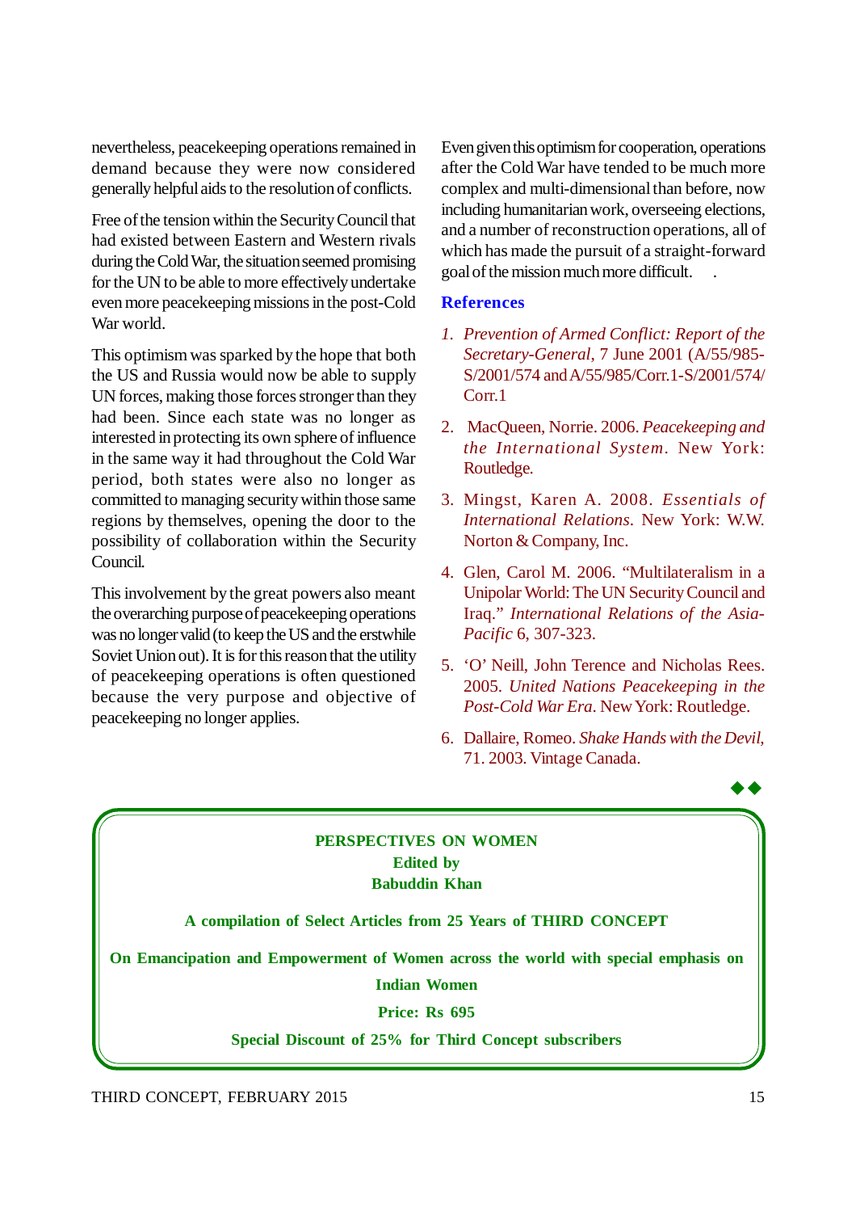nevertheless, peacekeeping operations remained in demand because they were now considered generally helpful aids to the resolution of conflicts.

Free of the tension within the Security Council that had existed between Eastern and Western rivals during the Cold War, the situation seemed promising for the UN to be able to more effectively undertake even more peacekeeping missions in the post-Cold War world.

This optimism was sparked by the hope that both the US and Russia would now be able to supply UN forces, making those forces stronger than they had been. Since each state was no longer as interested in protecting its own sphere of influence in the same way it had throughout the Cold War period, both states were also no longer as committed to managing security within those same regions by themselves, opening the door to the possibility of collaboration within the Security Council.

This involvement by the great powers also meant the overarching purpose of peacekeeping operations was no longer valid (to keep the US and the erstwhile Soviet Union out). It is for this reason that the utility of peacekeeping operations is often questioned because the very purpose and objective of peacekeeping no longer applies.

Even given this optimism for cooperation, operations after the Cold War have tended to be much more complex and multi-dimensional than before, now including humanitarian work, overseeing elections, and a number of reconstruction operations, all of which has made the pursuit of a straight-forward goal of the mission much more difficult.

## References

1. *Prevention of Armed Conflict: Report of the Secretary-General*, 7 June 2001 (A/55/985-S/2001/574 and A/55/985/Corr.1-S/2001/574/Corr.1
2. MacQueen, Norrie. 2006. *Peacekeeping and the International System*. New York: Routledge.
3. Mingst, Karen A. 2008. *Essentials of International Relations*. New York: W.W. Norton & Company, Inc.
4. Glen, Carol M. 2006. "Multilateralism in a Unipolar World: The UN Security Council and Iraq." *International Relations of the Asia-Pacific* 6, 307-323.
5. 'O' Neill, John Terence and Nicholas Rees. 2005. *United Nations Peacekeeping in the Post-Cold War Era*. New York: Routledge.
6. Dallaire, Romeo. *Shake Hands with the Devil*, 71. 2003. Vintage Canada.

◆◆

**PERSPECTIVES ON WOMEN**
**Edited by**
**Babuddin Khan**

**A compilation of Select Articles from 25 Years of THIRD CONCEPT**

**On Emancipation and Empowerment of Women across the world with special emphasis on Indian Women**

**Price: Rs 695**

**Special Discount of 25% for Third Concept subscribers**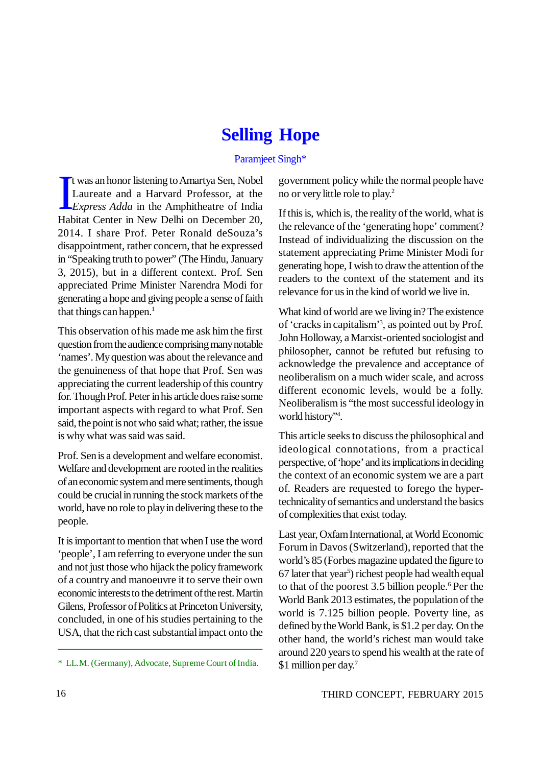# Selling Hope

Paramjeet Singh*

It was an honor listening to Amartya Sen, Nobel Laureate and a Harvard Professor, at the *Express Adda* in the Amphitheatre of India Habitat Center in New Delhi on December 20, 2014. I share Prof. Peter Ronald deSouza's disappointment, rather concern, that he expressed in "Speaking truth to power" (The Hindu, January 3, 2015), but in a different context. Prof. Sen appreciated Prime Minister Narendra Modi for generating a hope and giving people a sense of faith that things can happen.[1]

This observation of his made me ask him the first question from the audience comprising many notable 'names'. My question was about the relevance and the genuineness of that hope that Prof. Sen was appreciating the current leadership of this country for. Though Prof. Peter in his article does raise some important aspects with regard to what Prof. Sen said, the point is not who said what; rather, the issue is why what was said was said.

Prof. Sen is a development and welfare economist. Welfare and development are rooted in the realities of an economic system and mere sentiments, though could be crucial in running the stock markets of the world, have no role to play in delivering these to the people.

It is important to mention that when I use the word 'people', I am referring to everyone under the sun and not just those who hijack the policy framework of a country and manoeuvre it to serve their own economic interests to the detriment of the rest. Martin Gilens, Professor of Politics at Princeton University, concluded, in one of his studies pertaining to the USA, that the rich cast substantial impact onto the government policy while the normal people have no or very little role to play.[2]

If this is, which is, the reality of the world, what is the relevance of the 'generating hope' comment? Instead of individualizing the discussion on the statement appreciating Prime Minister Modi for generating hope, I wish to draw the attention of the readers to the context of the statement and its relevance for us in the kind of world we live in.

What kind of world are we living in? The existence of 'cracks in capitalism'[3], as pointed out by Prof. John Holloway, a Marxist-oriented sociologist and philosopher, cannot be refuted but refusing to acknowledge the prevalence and acceptance of neoliberalism on a much wider scale, and across different economic levels, would be a folly. Neoliberalism is "the most successful ideology in world history"[4].

This article seeks to discuss the philosophical and ideological connotations, from a practical perspective, of 'hope' and its implications in deciding the context of an economic system we are a part of. Readers are requested to forego the hyper-technicality of semantics and understand the basics of complexities that exist today.

Last year, Oxfam International, at World Economic Forum in Davos (Switzerland), reported that the world's 85 (Forbes magazine updated the figure to 67 later that year[5]) richest people had wealth equal to that of the poorest 3.5 billion people.[6] Per the World Bank 2013 estimates, the population of the world is 7.125 billion people. Poverty line, as defined by the World Bank, is $1.2 per day. On the other hand, the world's richest man would take around 220 years to spend his wealth at the rate of $1 million per day.[7]

---

\* LL.M. (Germany), Advocate, Supreme Court of India.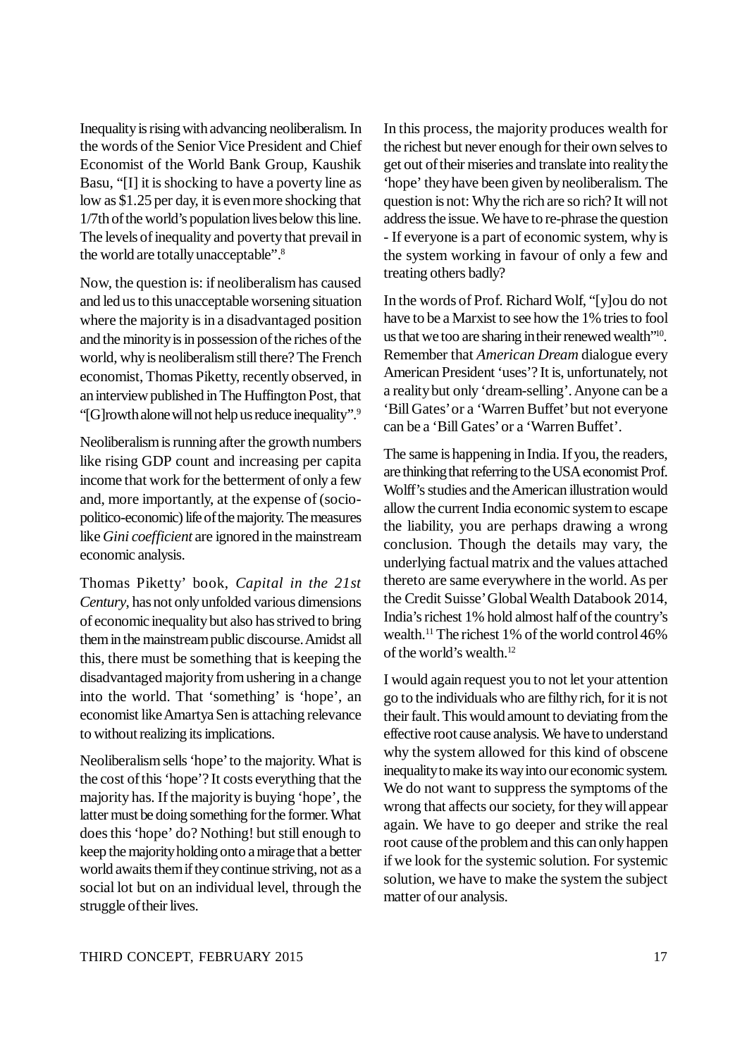Inequality is rising with advancing neoliberalism. In the words of the Senior Vice President and Chief Economist of the World Bank Group, Kaushik Basu, "[I] it is shocking to have a poverty line as low as $1.25 per day, it is even more shocking that 1/7th of the world's population lives below this line. The levels of inequality and poverty that prevail in the world are totally unacceptable".[8]

Now, the question is: if neoliberalism has caused and led us to this unacceptable worsening situation where the majority is in a disadvantaged position and the minority is in possession of the riches of the world, why is neoliberalism still there? The French economist, Thomas Piketty, recently observed, in an interview published in The Huffington Post, that "[G]rowth alone will not help us reduce inequality".[9]

Neoliberalism is running after the growth numbers like rising GDP count and increasing per capita income that work for the betterment of only a few and, more importantly, at the expense of (socio-politico-economic) life of the majority. The measures like *Gini coefficient* are ignored in the mainstream economic analysis.

Thomas Piketty' book, *Capital in the 21st Century*, has not only unfolded various dimensions of economic inequality but also has strived to bring them in the mainstream public discourse. Amidst all this, there must be something that is keeping the disadvantaged majority from ushering in a change into the world. That 'something' is 'hope', an economist like Amartya Sen is attaching relevance to without realizing its implications.

Neoliberalism sells 'hope' to the majority. What is the cost of this 'hope'? It costs everything that the majority has. If the majority is buying 'hope', the latter must be doing something for the former. What does this 'hope' do? Nothing! but still enough to keep the majority holding onto a mirage that a better world awaits them if they continue striving, not as a social lot but on an individual level, through the struggle of their lives.

In this process, the majority produces wealth for the richest but never enough for their own selves to get out of their miseries and translate into reality the 'hope' they have been given by neoliberalism. The question is not: Why the rich are so rich? It will not address the issue. We have to re-phrase the question - If everyone is a part of economic system, why is the system working in favour of only a few and treating others badly?

In the words of Prof. Richard Wolf, "[y]ou do not have to be a Marxist to see how the 1% tries to fool us that we too are sharing in their renewed wealth"[10]. Remember that *American Dream* dialogue every American President 'uses'? It is, unfortunately, not a reality but only 'dream-selling'. Anyone can be a 'Bill Gates' or a 'Warren Buffet' but not everyone can be a 'Bill Gates' or a 'Warren Buffet'.

The same is happening in India. If you, the readers, are thinking that referring to the USA economist Prof. Wolff's studies and the American illustration would allow the current India economic system to escape the liability, you are perhaps drawing a wrong conclusion. Though the details may vary, the underlying factual matrix and the values attached thereto are same everywhere in the world. As per the Credit Suisse' Global Wealth Databook 2014, India's richest 1% hold almost half of the country's wealth.[11] The richest 1% of the world control 46% of the world's wealth.[12]

I would again request you to not let your attention go to the individuals who are filthy rich, for it is not their fault. This would amount to deviating from the effective root cause analysis. We have to understand why the system allowed for this kind of obscene inequality to make its way into our economic system. We do not want to suppress the symptoms of the wrong that affects our society, for they will appear again. We have to go deeper and strike the real root cause of the problem and this can only happen if we look for the systemic solution. For systemic solution, we have to make the system the subject matter of our analysis.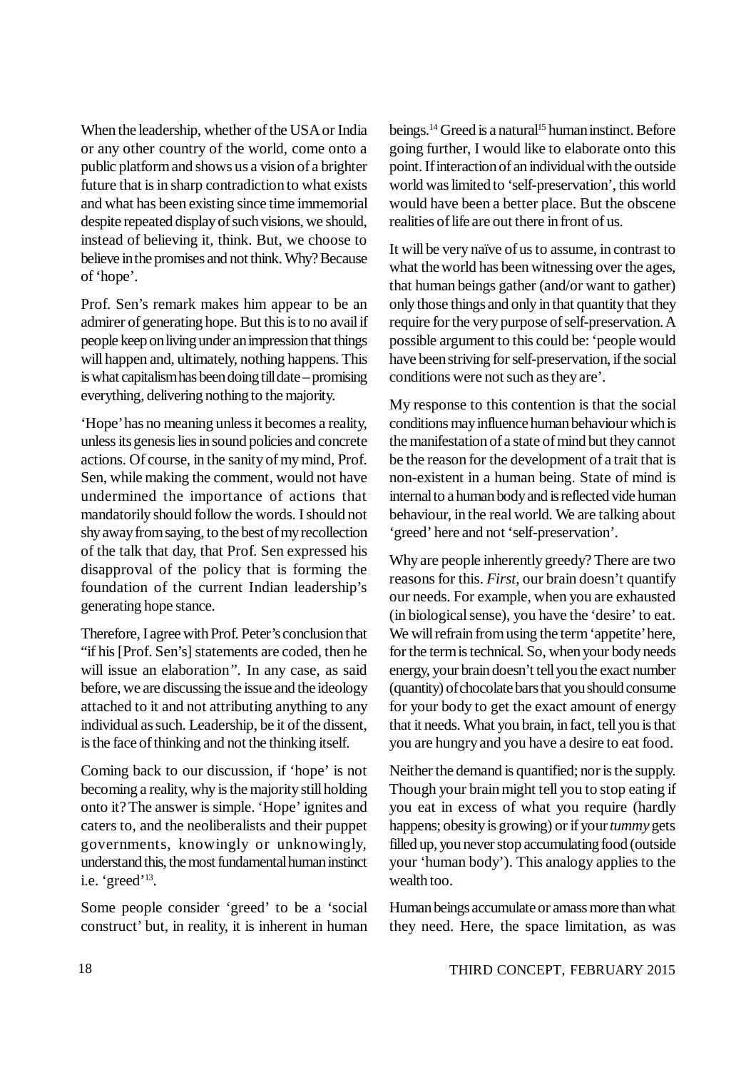When the leadership, whether of the USA or India or any other country of the world, come onto a public platform and shows us a vision of a brighter future that is in sharp contradiction to what exists and what has been existing since time immemorial despite repeated display of such visions, we should, instead of believing it, think. But, we choose to believe in the promises and not think. Why? Because of 'hope'.

Prof. Sen's remark makes him appear to be an admirer of generating hope. But this is to no avail if people keep on living under an impression that things will happen and, ultimately, nothing happens. This is what capitalism has been doing till date – promising everything, delivering nothing to the majority.

'Hope' has no meaning unless it becomes a reality, unless its genesis lies in sound policies and concrete actions. Of course, in the sanity of my mind, Prof. Sen, while making the comment, would not have undermined the importance of actions that mandatorily should follow the words. I should not shy away from saying, to the best of my recollection of the talk that day, that Prof. Sen expressed his disapproval of the policy that is forming the foundation of the current Indian leadership's generating hope stance.

Therefore, I agree with Prof. Peter's conclusion that "if his [Prof. Sen's] statements are coded, then he will issue an elaboration". In any case, as said before, we are discussing the issue and the ideology attached to it and not attributing anything to any individual as such. Leadership, be it of the dissent, is the face of thinking and not the thinking itself.

Coming back to our discussion, if 'hope' is not becoming a reality, why is the majority still holding onto it? The answer is simple. 'Hope' ignites and caters to, and the neoliberalists and their puppet governments, knowingly or unknowingly, understand this, the most fundamental human instinct i.e. 'greed'[13].

Some people consider 'greed' to be a 'social construct' but, in reality, it is inherent in human beings.[14] Greed is a natural[15] human instinct. Before going further, I would like to elaborate onto this point. If interaction of an individual with the outside world was limited to 'self-preservation', this world would have been a better place. But the obscene realities of life are out there in front of us.

It will be very naïve of us to assume, in contrast to what the world has been witnessing over the ages, that human beings gather (and/or want to gather) only those things and only in that quantity that they require for the very purpose of self-preservation. A possible argument to this could be: 'people would have been striving for self-preservation, if the social conditions were not such as they are'.

My response to this contention is that the social conditions may influence human behaviour which is the manifestation of a state of mind but they cannot be the reason for the development of a trait that is non-existent in a human being. State of mind is internal to a human body and is reflected vide human behaviour, in the real world. We are talking about 'greed' here and not 'self-preservation'.

Why are people inherently greedy? There are two reasons for this. *First*, our brain doesn't quantify our needs. For example, when you are exhausted (in biological sense), you have the 'desire' to eat. We will refrain from using the term 'appetite' here, for the term is technical. So, when your body needs energy, your brain doesn't tell you the exact number (quantity) of chocolate bars that you should consume for your body to get the exact amount of energy that it needs. What you brain, in fact, tell you is that you are hungry and you have a desire to eat food.

Neither the demand is quantified; nor is the supply. Though your brain might tell you to stop eating if you eat in excess of what you require (hardly happens; obesity is growing) or if your *tummy* gets filled up, you never stop accumulating food (outside your 'human body'). This analogy applies to the wealth too.

Human beings accumulate or amass more than what they need. Here, the space limitation, as was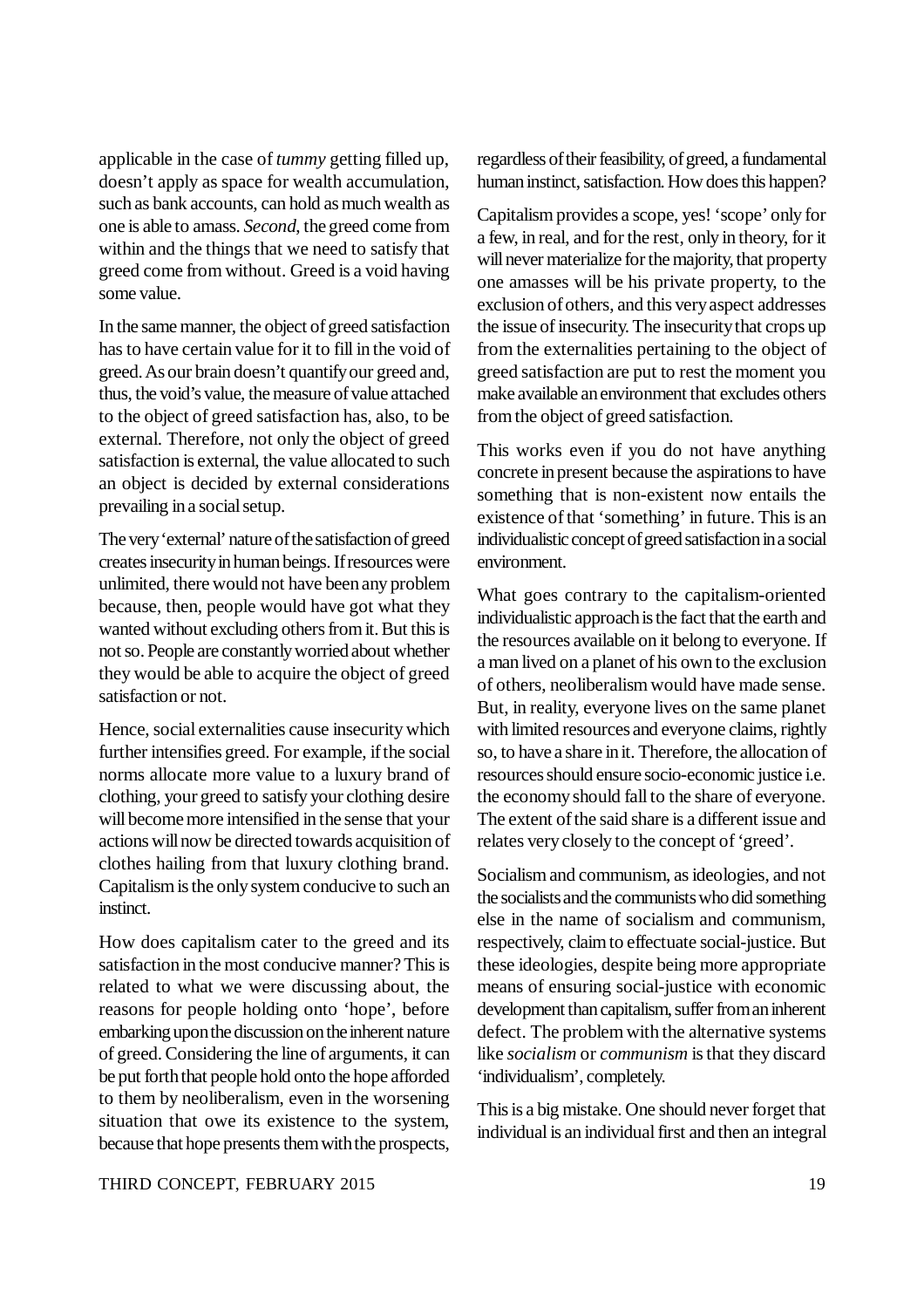applicable in the case of *tummy* getting filled up, doesn't apply as space for wealth accumulation, such as bank accounts, can hold as much wealth as one is able to amass. *Second*, the greed come from within and the things that we need to satisfy that greed come from without. Greed is a void having some value.

In the same manner, the object of greed satisfaction has to have certain value for it to fill in the void of greed. As our brain doesn't quantify our greed and, thus, the void's value, the measure of value attached to the object of greed satisfaction has, also, to be external. Therefore, not only the object of greed satisfaction is external, the value allocated to such an object is decided by external considerations prevailing in a social setup.

The very 'external' nature of the satisfaction of greed creates insecurity in human beings. If resources were unlimited, there would not have been any problem because, then, people would have got what they wanted without excluding others from it. But this is not so. People are constantly worried about whether they would be able to acquire the object of greed satisfaction or not.

Hence, social externalities cause insecurity which further intensifies greed. For example, if the social norms allocate more value to a luxury brand of clothing, your greed to satisfy your clothing desire will become more intensified in the sense that your actions will now be directed towards acquisition of clothes hailing from that luxury clothing brand. Capitalism is the only system conducive to such an instinct.

How does capitalism cater to the greed and its satisfaction in the most conducive manner? This is related to what we were discussing about, the reasons for people holding onto 'hope', before embarking upon the discussion on the inherent nature of greed. Considering the line of arguments, it can be put forth that people hold onto the hope afforded to them by neoliberalism, even in the worsening situation that owe its existence to the system, because that hope presents them with the prospects, regardless of their feasibility, of greed, a fundamental human instinct, satisfaction. How does this happen?

Capitalism provides a scope, yes! 'scope' only for a few, in real, and for the rest, only in theory, for it will never materialize for the majority, that property one amasses will be his private property, to the exclusion of others, and this very aspect addresses the issue of insecurity. The insecurity that crops up from the externalities pertaining to the object of greed satisfaction are put to rest the moment you make available an environment that excludes others from the object of greed satisfaction.

This works even if you do not have anything concrete in present because the aspirations to have something that is non-existent now entails the existence of that 'something' in future. This is an individualistic concept of greed satisfaction in a social environment.

What goes contrary to the capitalism-oriented individualistic approach is the fact that the earth and the resources available on it belong to everyone. If a man lived on a planet of his own to the exclusion of others, neoliberalism would have made sense. But, in reality, everyone lives on the same planet with limited resources and everyone claims, rightly so, to have a share in it. Therefore, the allocation of resources should ensure socio-economic justice i.e. the economy should fall to the share of everyone. The extent of the said share is a different issue and relates very closely to the concept of 'greed'.

Socialism and communism, as ideologies, and not the socialists and the communists who did something else in the name of socialism and communism, respectively, claim to effectuate social-justice. But these ideologies, despite being more appropriate means of ensuring social-justice with economic development than capitalism, suffer from an inherent defect. The problem with the alternative systems like *socialism* or *communism* is that they discard 'individualism', completely.

This is a big mistake. One should never forget that individual is an individual first and then an integral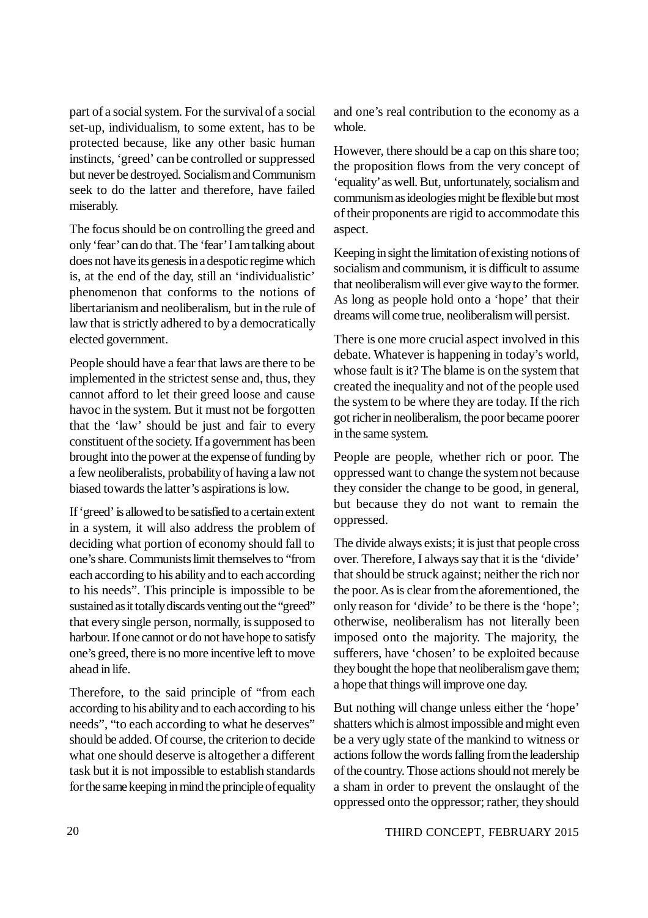part of a social system. For the survival of a social set-up, individualism, to some extent, has to be protected because, like any other basic human instincts, 'greed' can be controlled or suppressed but never be destroyed. Socialism and Communism seek to do the latter and therefore, have failed miserably.

The focus should be on controlling the greed and only 'fear' can do that. The 'fear' I am talking about does not have its genesis in a despotic regime which is, at the end of the day, still an 'individualistic' phenomenon that conforms to the notions of libertarianism and neoliberalism, but in the rule of law that is strictly adhered to by a democratically elected government.

People should have a fear that laws are there to be implemented in the strictest sense and, thus, they cannot afford to let their greed loose and cause havoc in the system. But it must not be forgotten that the 'law' should be just and fair to every constituent of the society. If a government has been brought into the power at the expense of funding by a few neoliberalists, probability of having a law not biased towards the latter's aspirations is low.

If 'greed' is allowed to be satisfied to a certain extent in a system, it will also address the problem of deciding what portion of economy should fall to one's share. Communists limit themselves to "from each according to his ability and to each according to his needs". This principle is impossible to be sustained as it totally discards venting out the "greed" that every single person, normally, is supposed to harbour. If one cannot or do not have hope to satisfy one's greed, there is no more incentive left to move ahead in life.

Therefore, to the said principle of "from each according to his ability and to each according to his needs", "to each according to what he deserves" should be added. Of course, the criterion to decide what one should deserve is altogether a different task but it is not impossible to establish standards for the same keeping in mind the principle of equality and one's real contribution to the economy as a whole.

However, there should be a cap on this share too; the proposition flows from the very concept of 'equality' as well. But, unfortunately, socialism and communism as ideologies might be flexible but most of their proponents are rigid to accommodate this aspect.

Keeping in sight the limitation of existing notions of socialism and communism, it is difficult to assume that neoliberalism will ever give way to the former. As long as people hold onto a 'hope' that their dreams will come true, neoliberalism will persist.

There is one more crucial aspect involved in this debate. Whatever is happening in today's world, whose fault is it? The blame is on the system that created the inequality and not of the people used the system to be where they are today. If the rich got richer in neoliberalism, the poor became poorer in the same system.

People are people, whether rich or poor. The oppressed want to change the system not because they consider the change to be good, in general, but because they do not want to remain the oppressed.

The divide always exists; it is just that people cross over. Therefore, I always say that it is the 'divide' that should be struck against; neither the rich nor the poor. As is clear from the aforementioned, the only reason for 'divide' to be there is the 'hope'; otherwise, neoliberalism has not literally been imposed onto the majority. The majority, the sufferers, have 'chosen' to be exploited because they bought the hope that neoliberalism gave them; a hope that things will improve one day.

But nothing will change unless either the 'hope' shatters which is almost impossible and might even be a very ugly state of the mankind to witness or actions follow the words falling from the leadership of the country. Those actions should not merely be a sham in order to prevent the onslaught of the oppressed onto the oppressor; rather, they should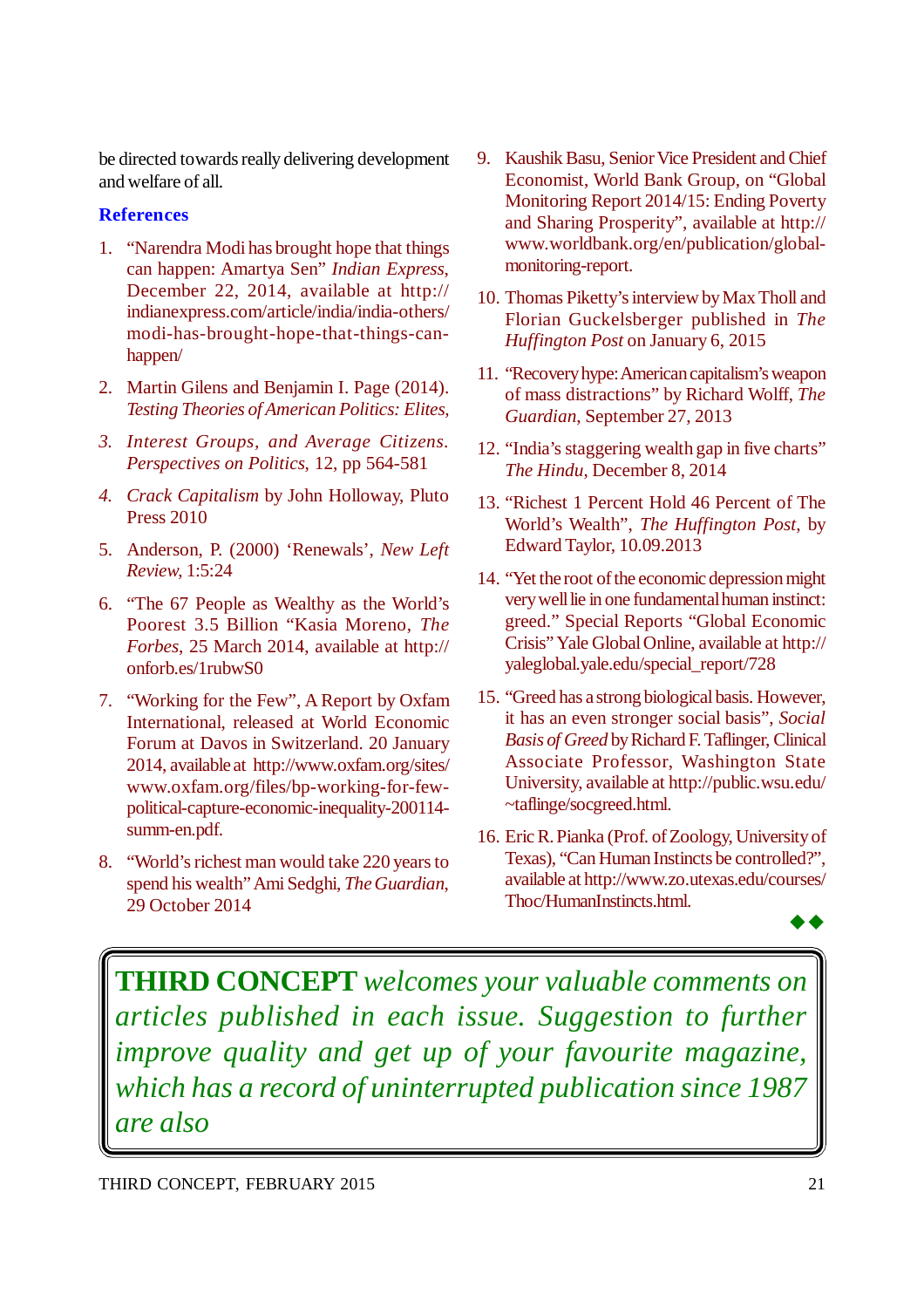be directed towards really delivering development and welfare of all.

### References

1. "Narendra Modi has brought hope that things can happen: Amartya Sen" *Indian Express*, December 22, 2014, available at http://indianexpress.com/article/india/india-others/modi-has-brought-hope-that-things-can-happen/
2. Martin Gilens and Benjamin I. Page (2014). *Testing Theories of American Politics: Elites,*
3. *Interest Groups, and Average Citizens. Perspectives on Politics*, 12, pp 564-581
4. *Crack Capitalism* by John Holloway, Pluto Press 2010
5. Anderson, P. (2000) 'Renewals', *New Left Review*, 1:5:24
6. "The 67 People as Wealthy as the World's Poorest 3.5 Billion "Kasia Moreno, *The Forbes*, 25 March 2014, available at http://onforb.es/1rubwS0
7. "Working for the Few", A Report by Oxfam International, released at World Economic Forum at Davos in Switzerland. 20 January 2014, available at http://www.oxfam.org/sites/www.oxfam.org/files/bp-working-for-few-political-capture-economic-inequality-200114-summ-en.pdf.
8. "World's richest man would take 220 years to spend his wealth" Ami Sedghi, *The Guardian*, 29 October 2014
9. Kaushik Basu, Senior Vice President and Chief Economist, World Bank Group, on "Global Monitoring Report 2014/15: Ending Poverty and Sharing Prosperity", available at http://www.worldbank.org/en/publication/global-monitoring-report.
10. Thomas Piketty's interview by Max Tholl and Florian Guckelsberger published in *The Huffington Post* on January 6, 2015
11. "Recovery hype: American capitalism's weapon of mass distractions" by Richard Wolff, *The Guardian*, September 27, 2013
12. "India's staggering wealth gap in five charts" *The Hindu*, December 8, 2014
13. "Richest 1 Percent Hold 46 Percent of The World's Wealth", *The Huffington Post*, by Edward Taylor, 10.09.2013
14. "Yet the root of the economic depression might very well lie in one fundamental human instinct: greed." Special Reports "Global Economic Crisis" Yale Global Online, available at http://yaleglobal.yale.edu/special_report/728
15. "Greed has a strong biological basis. However, it has an even stronger social basis", *Social Basis of Greed* by Richard F. Taflinger, Clinical Associate Professor, Washington State University, available at http://public.wsu.edu/~taflinge/socgreed.html.
16. Eric R. Pianka (Prof. of Zoology, University of Texas), "Can Human Instincts be controlled?", available at http://www.zo.utexas.edu/courses/Thoc/HumanInstincts.html.

◆◆

**THIRD CONCEPT** *welcomes your valuable comments on articles published in each issue. Suggestion to further improve quality and get up of your favourite magazine, which has a record of uninterrupted publication since 1987 are also*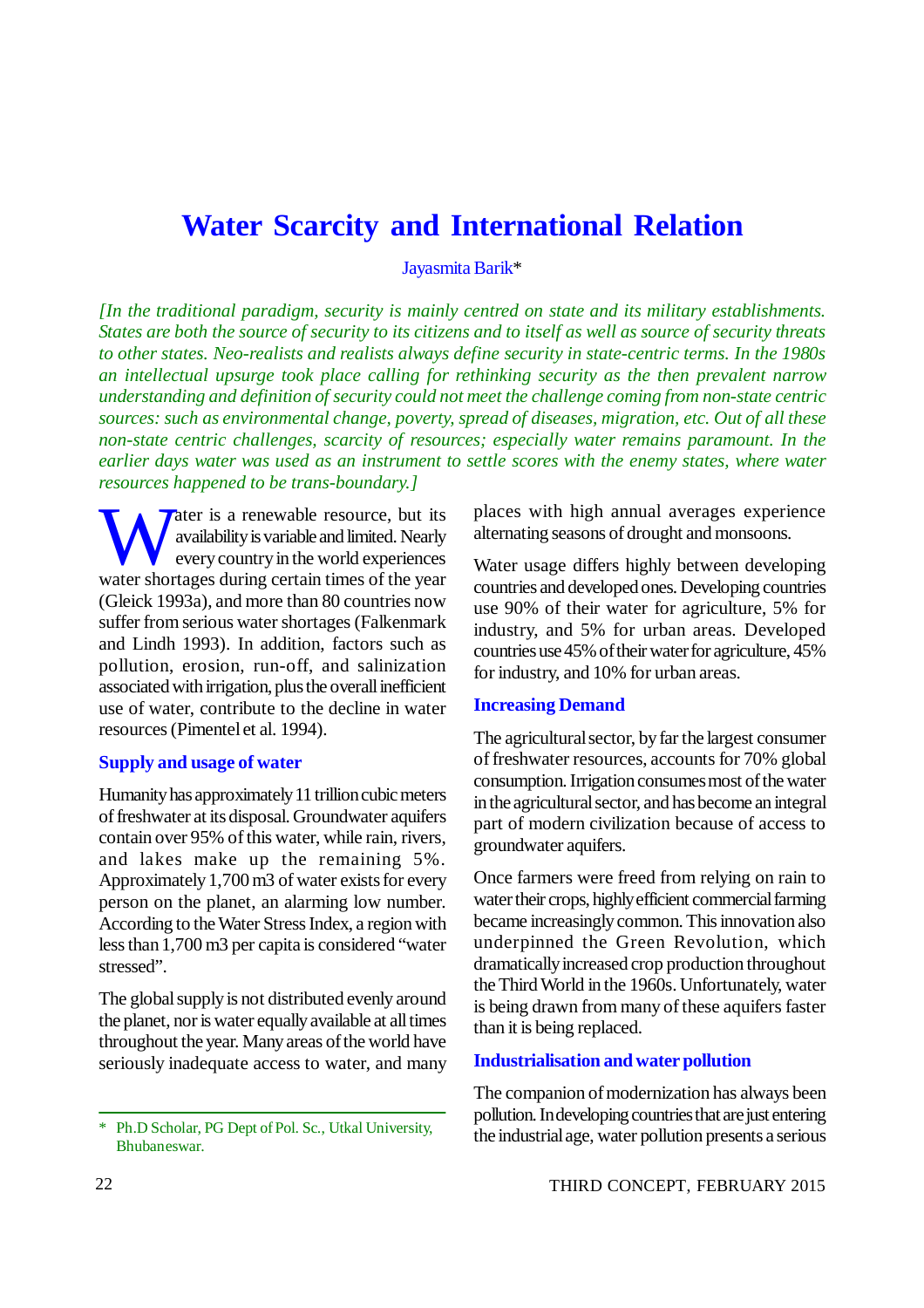# Water Scarcity and International Relation

Jayasmita Barik*

*[In the traditional paradigm, security is mainly centred on state and its military establishments. States are both the source of security to its citizens and to itself as well as source of security threats to other states. Neo-realists and realists always define security in state-centric terms. In the 1980s an intellectual upsurge took place calling for rethinking security as the then prevalent narrow understanding and definition of security could not meet the challenge coming from non-state centric sources: such as environmental change, poverty, spread of diseases, migration, etc. Out of all these non-state centric challenges, scarcity of resources; especially water remains paramount. In the earlier days water was used as an instrument to settle scores with the enemy states, where water resources happened to be trans-boundary.]*

Water is a renewable resource, but its availability is variable and limited. Nearly every country in the world experiences water shortages during certain times of the year (Gleick 1993a), and more than 80 countries now suffer from serious water shortages (Falkenmark and Lindh 1993). In addition, factors such as pollution, erosion, run-off, and salinization associated with irrigation, plus the overall inefficient use of water, contribute to the decline in water resources (Pimentel et al. 1994).

### Supply and usage of water

Humanity has approximately 11 trillion cubic meters of freshwater at its disposal. Groundwater aquifers contain over 95% of this water, while rain, rivers, and lakes make up the remaining 5%. Approximately 1,700 m3 of water exists for every person on the planet, an alarming low number. According to the Water Stress Index, a region with less than 1,700 m3 per capita is considered "water stressed".

The global supply is not distributed evenly around the planet, nor is water equally available at all times throughout the year. Many areas of the world have seriously inadequate access to water, and many places with high annual averages experience alternating seasons of drought and monsoons.

Water usage differs highly between developing countries and developed ones. Developing countries use 90% of their water for agriculture, 5% for industry, and 5% for urban areas. Developed countries use 45% of their water for agriculture, 45% for industry, and 10% for urban areas.

### Increasing Demand

The agricultural sector, by far the largest consumer of freshwater resources, accounts for 70% global consumption. Irrigation consumes most of the water in the agricultural sector, and has become an integral part of modern civilization because of access to groundwater aquifers.

Once farmers were freed from relying on rain to water their crops, highly efficient commercial farming became increasingly common. This innovation also underpinned the Green Revolution, which dramatically increased crop production throughout the Third World in the 1960s. Unfortunately, water is being drawn from many of these aquifers faster than it is being replaced.

### Industrialisation and water pollution

The companion of modernization has always been pollution. In developing countries that are just entering the industrial age, water pollution presents a serious

---

\* Ph.D Scholar, PG Dept of Pol. Sc., Utkal University, Bhubaneswar.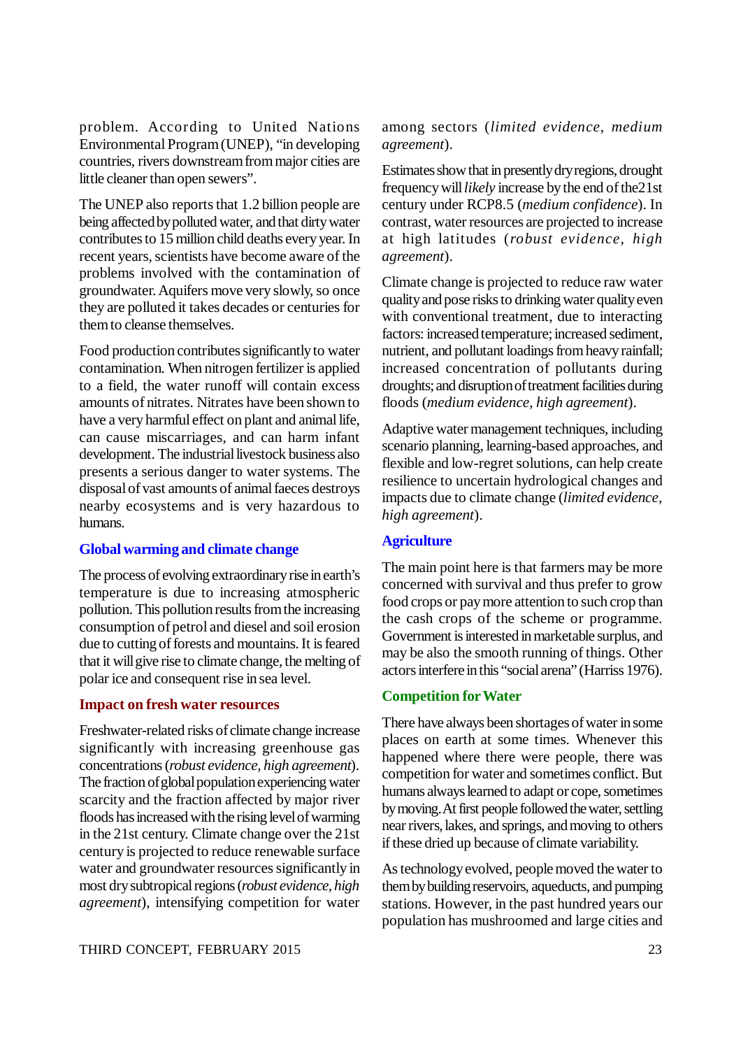problem. According to United Nations Environmental Program (UNEP), "in developing countries, rivers downstream from major cities are little cleaner than open sewers".

The UNEP also reports that 1.2 billion people are being affected by polluted water, and that dirty water contributes to 15 million child deaths every year. In recent years, scientists have become aware of the problems involved with the contamination of groundwater. Aquifers move very slowly, so once they are polluted it takes decades or centuries for them to cleanse themselves.

Food production contributes significantly to water contamination. When nitrogen fertilizer is applied to a field, the water runoff will contain excess amounts of nitrates. Nitrates have been shown to have a very harmful effect on plant and animal life, can cause miscarriages, and can harm infant development. The industrial livestock business also presents a serious danger to water systems. The disposal of vast amounts of animal faeces destroys nearby ecosystems and is very hazardous to humans.

### Global warming and climate change

The process of evolving extraordinary rise in earth's temperature is due to increasing atmospheric pollution. This pollution results from the increasing consumption of petrol and diesel and soil erosion due to cutting of forests and mountains. It is feared that it will give rise to climate change, the melting of polar ice and consequent rise in sea level.

### Impact on fresh water resources

Freshwater-related risks of climate change increase significantly with increasing greenhouse gas concentrations (*robust evidence, high agreement*). The fraction of global population experiencing water scarcity and the fraction affected by major river floods has increased with the rising level of warming in the 21st century. Climate change over the 21st century is projected to reduce renewable surface water and groundwater resources significantly in most dry subtropical regions (*robust evidence, high agreement*), intensifying competition for water among sectors (*limited evidence, medium agreement*).

Estimates show that in presently dry regions, drought frequency will *likely* increase by the end of the21st century under RCP8.5 (*medium confidence*). In contrast, water resources are projected to increase at high latitudes (*robust evidence, high agreement*).

Climate change is projected to reduce raw water quality and pose risks to drinking water quality even with conventional treatment, due to interacting factors: increased temperature; increased sediment, nutrient, and pollutant loadings from heavy rainfall; increased concentration of pollutants during droughts; and disruption of treatment facilities during floods (*medium evidence, high agreement*).

Adaptive water management techniques, including scenario planning, learning-based approaches, and flexible and low-regret solutions, can help create resilience to uncertain hydrological changes and impacts due to climate change (*limited evidence, high agreement*).

### Agriculture

The main point here is that farmers may be more concerned with survival and thus prefer to grow food crops or pay more attention to such crop than the cash crops of the scheme or programme. Government is interested in marketable surplus, and may be also the smooth running of things. Other actors interfere in this "social arena" (Harriss 1976).

### Competition for Water

There have always been shortages of water in some places on earth at some times. Whenever this happened where there were people, there was competition for water and sometimes conflict. But humans always learned to adapt or cope, sometimes by moving. At first people followed the water, settling near rivers, lakes, and springs, and moving to others if these dried up because of climate variability.

As technology evolved, people moved the water to them by building reservoirs, aqueducts, and pumping stations. However, in the past hundred years our population has mushroomed and large cities and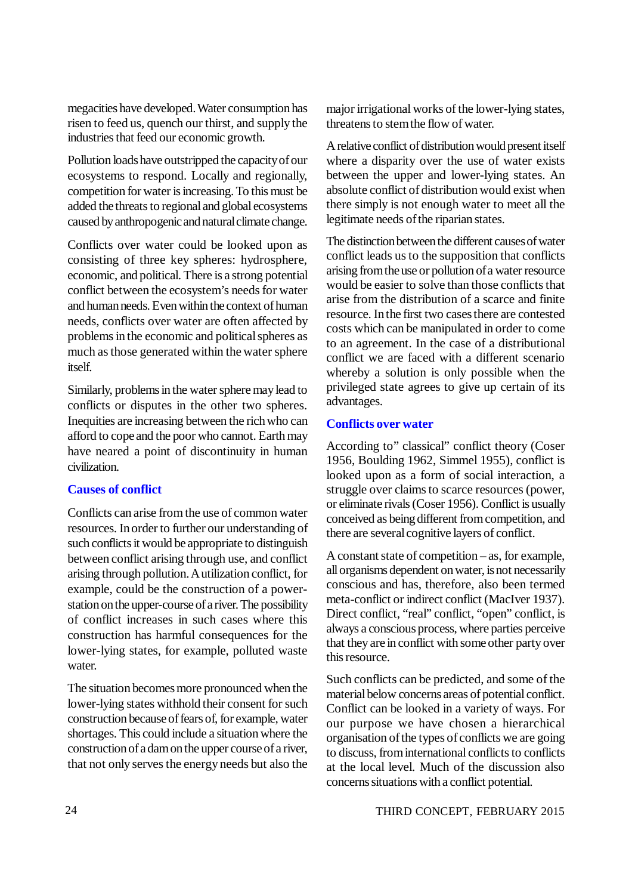megacities have developed. Water consumption has risen to feed us, quench our thirst, and supply the industries that feed our economic growth.

Pollution loads have outstripped the capacity of our ecosystems to respond. Locally and regionally, competition for water is increasing. To this must be added the threats to regional and global ecosystems caused by anthropogenic and natural climate change.

Conflicts over water could be looked upon as consisting of three key spheres: hydrosphere, economic, and political. There is a strong potential conflict between the ecosystem's needs for water and human needs. Even within the context of human needs, conflicts over water are often affected by problems in the economic and political spheres as much as those generated within the water sphere itself.

Similarly, problems in the water sphere may lead to conflicts or disputes in the other two spheres. Inequities are increasing between the rich who can afford to cope and the poor who cannot. Earth may have neared a point of discontinuity in human civilization.

## Causes of conflict

Conflicts can arise from the use of common water resources. In order to further our understanding of such conflicts it would be appropriate to distinguish between conflict arising through use, and conflict arising through pollution. A utilization conflict, for example, could be the construction of a power-station on the upper-course of a river. The possibility of conflict increases in such cases where this construction has harmful consequences for the lower-lying states, for example, polluted waste water.

The situation becomes more pronounced when the lower-lying states withhold their consent for such construction because of fears of, for example, water shortages. This could include a situation where the construction of a dam on the upper course of a river, that not only serves the energy needs but also the major irrigational works of the lower-lying states, threatens to stem the flow of water.

A relative conflict of distribution would present itself where a disparity over the use of water exists between the upper and lower-lying states. An absolute conflict of distribution would exist when there simply is not enough water to meet all the legitimate needs of the riparian states.

The distinction between the different causes of water conflict leads us to the supposition that conflicts arising from the use or pollution of a water resource would be easier to solve than those conflicts that arise from the distribution of a scarce and finite resource. In the first two cases there are contested costs which can be manipulated in order to come to an agreement. In the case of a distributional conflict we are faced with a different scenario whereby a solution is only possible when the privileged state agrees to give up certain of its advantages.

## Conflicts over water

According to" classical" conflict theory (Coser 1956, Boulding 1962, Simmel 1955), conflict is looked upon as a form of social interaction, a struggle over claims to scarce resources (power, or eliminate rivals (Coser 1956). Conflict is usually conceived as being different from competition, and there are several cognitive layers of conflict.

A constant state of competition – as, for example, all organisms dependent on water, is not necessarily conscious and has, therefore, also been termed meta-conflict or indirect conflict (MacIver 1937). Direct conflict, "real" conflict, "open" conflict, is always a conscious process, where parties perceive that they are in conflict with some other party over this resource.

Such conflicts can be predicted, and some of the material below concerns areas of potential conflict. Conflict can be looked in a variety of ways. For our purpose we have chosen a hierarchical organisation of the types of conflicts we are going to discuss, from international conflicts to conflicts at the local level. Much of the discussion also concerns situations with a conflict potential.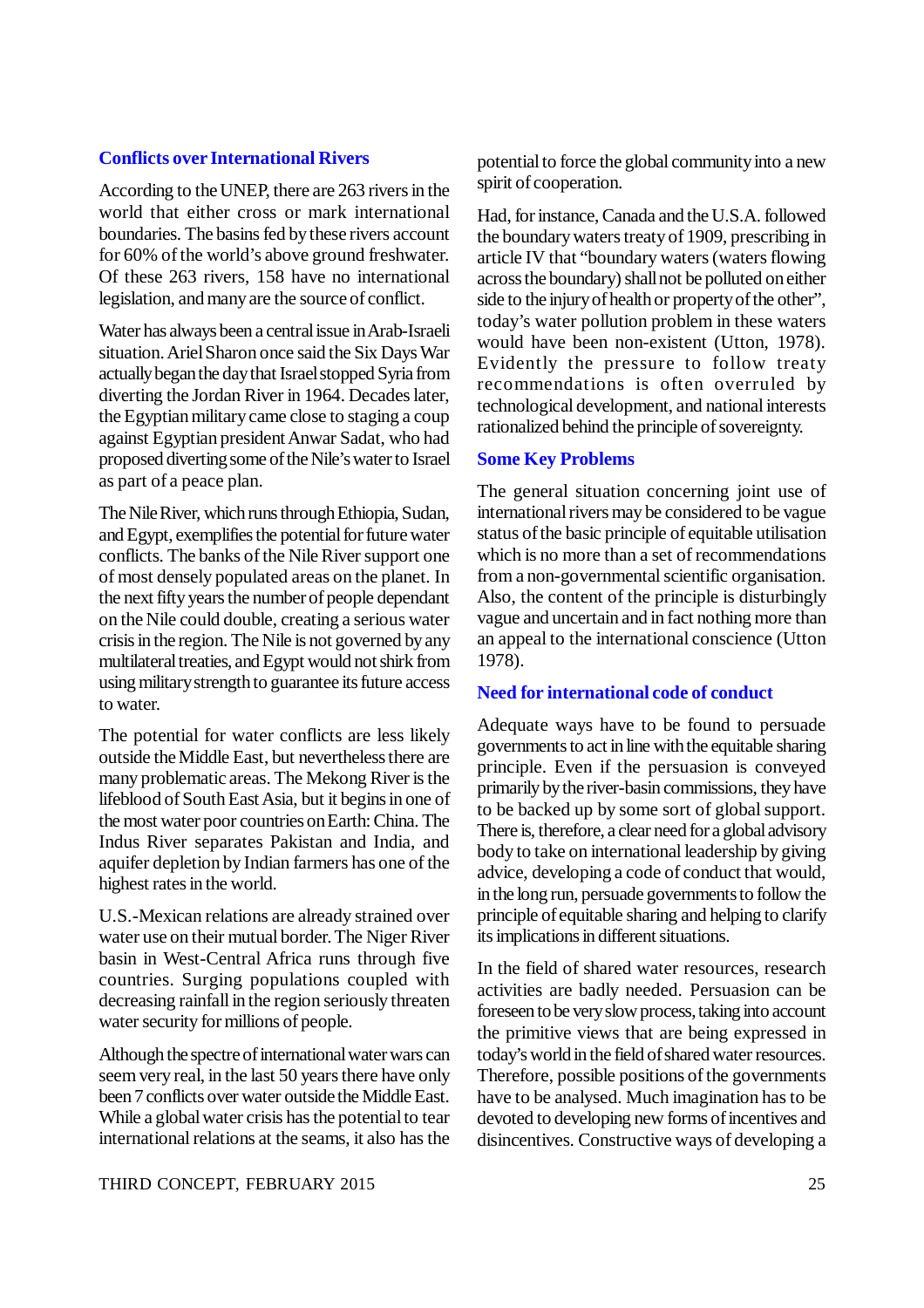### Conflicts over International Rivers

According to the UNEP, there are 263 rivers in the world that either cross or mark international boundaries. The basins fed by these rivers account for 60% of the world's above ground freshwater. Of these 263 rivers, 158 have no international legislation, and many are the source of conflict.

Water has always been a central issue in Arab-Israeli situation. Ariel Sharon once said the Six Days War actually began the day that Israel stopped Syria from diverting the Jordan River in 1964. Decades later, the Egyptian military came close to staging a coup against Egyptian president Anwar Sadat, who had proposed diverting some of the Nile's water to Israel as part of a peace plan.

The Nile River, which runs through Ethiopia, Sudan, and Egypt, exemplifies the potential for future water conflicts. The banks of the Nile River support one of most densely populated areas on the planet. In the next fifty years the number of people dependant on the Nile could double, creating a serious water crisis in the region. The Nile is not governed by any multilateral treaties, and Egypt would not shirk from using military strength to guarantee its future access to water.

The potential for water conflicts are less likely outside the Middle East, but nevertheless there are many problematic areas. The Mekong River is the lifeblood of South East Asia, but it begins in one of the most water poor countries on Earth: China. The Indus River separates Pakistan and India, and aquifer depletion by Indian farmers has one of the highest rates in the world.

U.S.-Mexican relations are already strained over water use on their mutual border. The Niger River basin in West-Central Africa runs through five countries. Surging populations coupled with decreasing rainfall in the region seriously threaten water security for millions of people.

Although the spectre of international water wars can seem very real, in the last 50 years there have only been 7 conflicts over water outside the Middle East. While a global water crisis has the potential to tear international relations at the seams, it also has the potential to force the global community into a new spirit of cooperation.

Had, for instance, Canada and the U.S.A. followed the boundary waters treaty of 1909, prescribing in article IV that "boundary waters (waters flowing across the boundary) shall not be polluted on either side to the injury of health or property of the other", today's water pollution problem in these waters would have been non-existent (Utton, 1978). Evidently the pressure to follow treaty recommendations is often overruled by technological development, and national interests rationalized behind the principle of sovereignty.

### Some Key Problems

The general situation concerning joint use of international rivers may be considered to be vague status of the basic principle of equitable utilisation which is no more than a set of recommendations from a non-governmental scientific organisation. Also, the content of the principle is disturbingly vague and uncertain and in fact nothing more than an appeal to the international conscience (Utton 1978).

### Need for international code of conduct

Adequate ways have to be found to persuade governments to act in line with the equitable sharing principle. Even if the persuasion is conveyed primarily by the river-basin commissions, they have to be backed up by some sort of global support. There is, therefore, a clear need for a global advisory body to take on international leadership by giving advice, developing a code of conduct that would, in the long run, persuade governments to follow the principle of equitable sharing and helping to clarify its implications in different situations.

In the field of shared water resources, research activities are badly needed. Persuasion can be foreseen to be very slow process, taking into account the primitive views that are being expressed in today's world in the field of shared water resources. Therefore, possible positions of the governments have to be analysed. Much imagination has to be devoted to developing new forms of incentives and disincentives. Constructive ways of developing a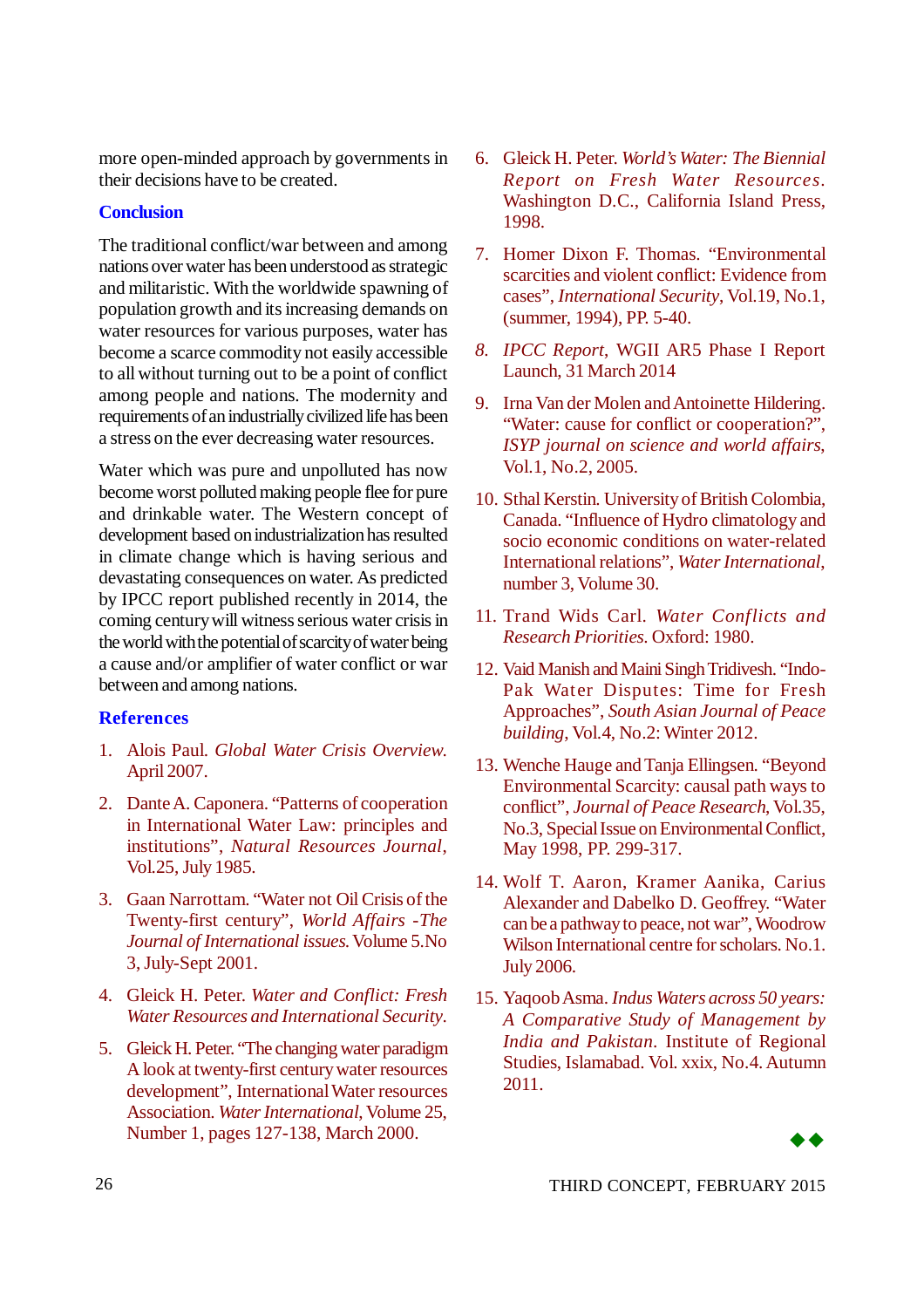more open-minded approach by governments in their decisions have to be created.

## Conclusion

The traditional conflict/war between and among nations over water has been understood as strategic and militaristic. With the worldwide spawning of population growth and its increasing demands on water resources for various purposes, water has become a scarce commodity not easily accessible to all without turning out to be a point of conflict among people and nations. The modernity and requirements of an industrially civilized life has been a stress on the ever decreasing water resources.

Water which was pure and unpolluted has now become worst polluted making people flee for pure and drinkable water. The Western concept of development based on industrialization has resulted in climate change which is having serious and devastating consequences on water. As predicted by IPCC report published recently in 2014, the coming century will witness serious water crisis in the world with the potential of scarcity of water being a cause and/or amplifier of water conflict or war between and among nations.

## References

1. Alois Paul. *Global Water Crisis Overview.* April 2007.
2. Dante A. Caponera. "Patterns of cooperation in International Water Law: principles and institutions", *Natural Resources Journal*, Vol.25, July 1985.
3. Gaan Narrottam. "Water not Oil Crisis of the Twenty-first century", *World Affairs -The Journal of International issues.* Volume 5.No 3, July-Sept 2001.
4. Gleick H. Peter. *Water and Conflict: Fresh Water Resources and International Security.*
5. Gleick H. Peter. "The changing water paradigm A look at twenty-first century water resources development", International Water resources Association. *Water International*, Volume 25, Number 1, pages 127-138, March 2000.
6. Gleick H. Peter. *World's Water: The Biennial Report on Fresh Water Resources.* Washington D.C., California Island Press, 1998.
7. Homer Dixon F. Thomas. "Environmental scarcities and violent conflict: Evidence from cases", *International Security*, Vol.19, No.1, (summer, 1994), PP. 5-40.
8. *IPCC Report*, WGII AR5 Phase I Report Launch, 31 March 2014
9. Irna Van der Molen and Antoinette Hildering. "Water: cause for conflict or cooperation?", *ISYP journal on science and world affairs*, Vol.1, No.2, 2005.
10. Sthal Kerstin. University of British Colombia, Canada. "Influence of Hydro climatology and socio economic conditions on water-related International relations", *Water International*, number 3, Volume 30.
11. Trand Wids Carl. *Water Conflicts and Research Priorities.* Oxford: 1980.
12. Vaid Manish and Maini Singh Tridivesh. "Indo-Pak Water Disputes: Time for Fresh Approaches", *South Asian Journal of Peace building*, Vol.4, No.2: Winter 2012.
13. Wenche Hauge and Tanja Ellingsen. "Beyond Environmental Scarcity: causal path ways to conflict", *Journal of Peace Research*, Vol.35, No.3, Special Issue on Environmental Conflict, May 1998, PP. 299-317.
14. Wolf T. Aaron, Kramer Aanika, Carius Alexander and Dabelko D. Geoffrey. "Water can be a pathway to peace, not war", Woodrow Wilson International centre for scholars. No.1. July 2006.
15. Yaqoob Asma. *Indus Waters across 50 years: A Comparative Study of Management by India and Pakistan.* Institute of Regional Studies, Islamabad. Vol. xxix, No.4. Autumn 2011.

◆◆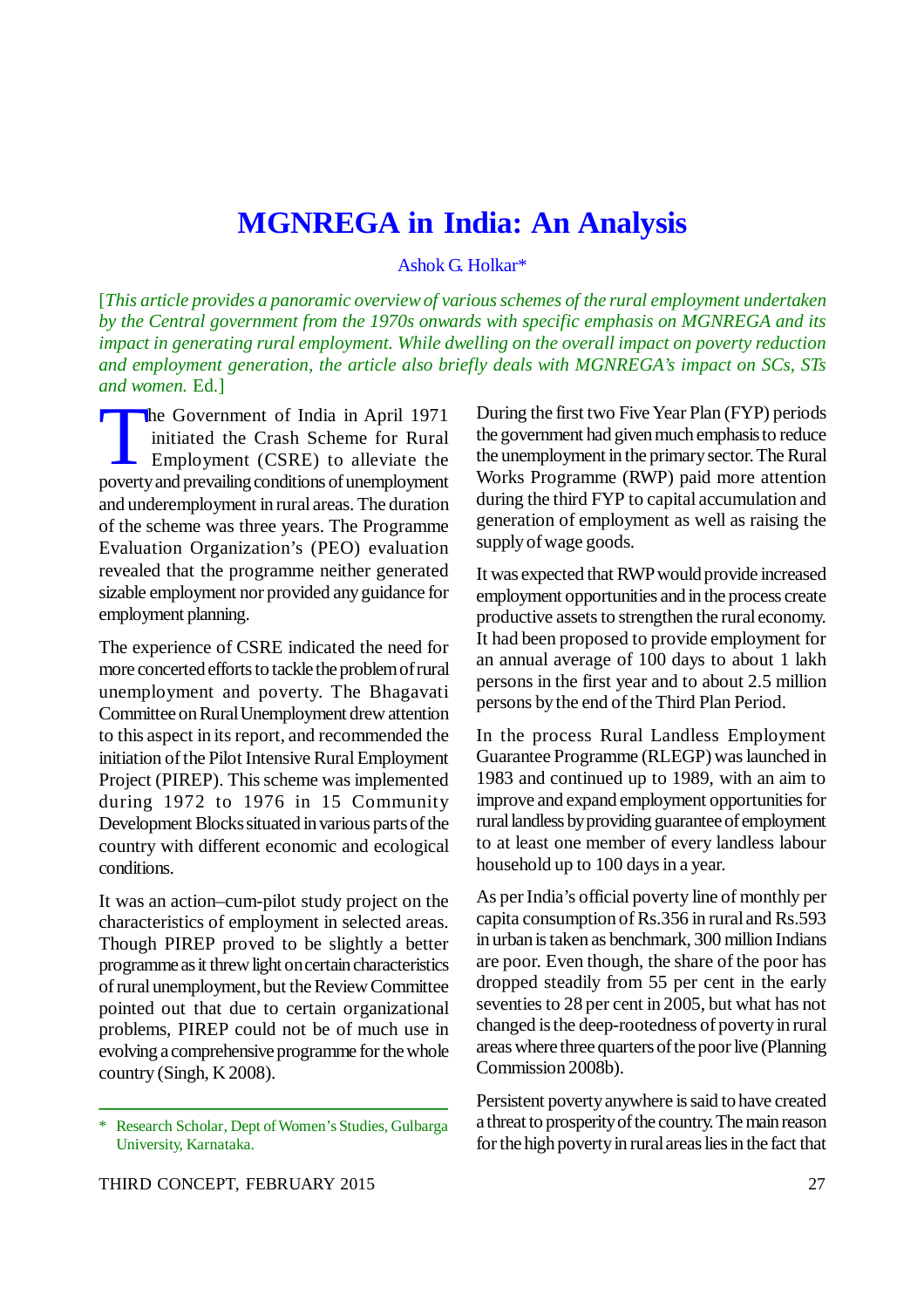# MGNREGA in India: An Analysis

Ashok G. Holkar*

[*This article provides a panoramic overview of various schemes of the rural employment undertaken by the Central government from the 1970s onwards with specific emphasis on MGNREGA and its impact in generating rural employment. While dwelling on the overall impact on poverty reduction and employment generation, the article also briefly deals with MGNREGA's impact on SCs, STs and women.* Ed.]

The Government of India in April 1971 initiated the Crash Scheme for Rural Employment (CSRE) to alleviate the poverty and prevailing conditions of unemployment and underemployment in rural areas. The duration of the scheme was three years. The Programme Evaluation Organization's (PEO) evaluation revealed that the programme neither generated sizable employment nor provided any guidance for employment planning.

The experience of CSRE indicated the need for more concerted efforts to tackle the problem of rural unemployment and poverty. The Bhagavati Committee on Rural Unemployment drew attention to this aspect in its report, and recommended the initiation of the Pilot Intensive Rural Employment Project (PIREP). This scheme was implemented during 1972 to 1976 in 15 Community Development Blocks situated in various parts of the country with different economic and ecological conditions.

It was an action–cum-pilot study project on the characteristics of employment in selected areas. Though PIREP proved to be slightly a better programme as it threw light on certain characteristics of rural unemployment, but the Review Committee pointed out that due to certain organizational problems, PIREP could not be of much use in evolving a comprehensive programme for the whole country (Singh, K 2008).

During the first two Five Year Plan (FYP) periods the government had given much emphasis to reduce the unemployment in the primary sector. The Rural Works Programme (RWP) paid more attention during the third FYP to capital accumulation and generation of employment as well as raising the supply of wage goods.

It was expected that RWP would provide increased employment opportunities and in the process create productive assets to strengthen the rural economy. It had been proposed to provide employment for an annual average of 100 days to about 1 lakh persons in the first year and to about 2.5 million persons by the end of the Third Plan Period.

In the process Rural Landless Employment Guarantee Programme (RLEGP) was launched in 1983 and continued up to 1989, with an aim to improve and expand employment opportunities for rural landless by providing guarantee of employment to at least one member of every landless labour household up to 100 days in a year.

As per India's official poverty line of monthly per capita consumption of Rs.356 in rural and Rs.593 in urban is taken as benchmark, 300 million Indians are poor. Even though, the share of the poor has dropped steadily from 55 per cent in the early seventies to 28 per cent in 2005, but what has not changed is the deep-rootedness of poverty in rural areas where three quarters of the poor live (Planning Commission 2008b).

Persistent poverty anywhere is said to have created a threat to prosperity of the country. The main reason for the high poverty in rural areas lies in the fact that

---

\* Research Scholar, Dept of Women's Studies, Gulbarga University, Karnataka.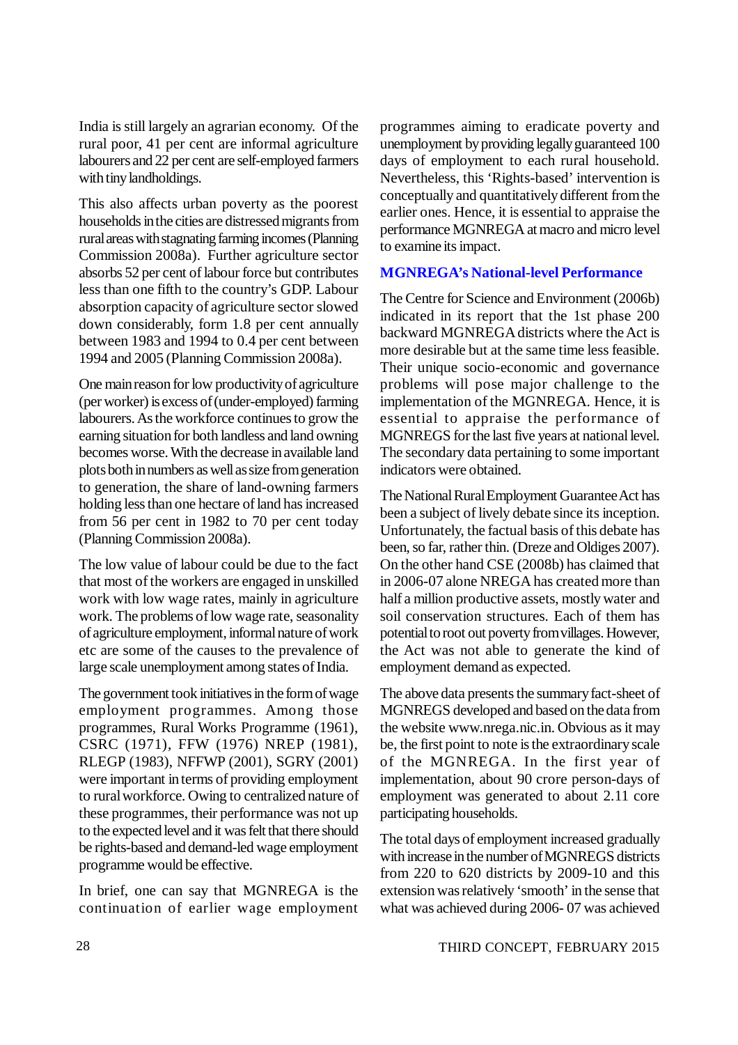India is still largely an agrarian economy. Of the rural poor, 41 per cent are informal agriculture labourers and 22 per cent are self-employed farmers with tiny landholdings.

This also affects urban poverty as the poorest households in the cities are distressed migrants from rural areas with stagnating farming incomes (Planning Commission 2008a). Further agriculture sector absorbs 52 per cent of labour force but contributes less than one fifth to the country's GDP. Labour absorption capacity of agriculture sector slowed down considerably, form 1.8 per cent annually between 1983 and 1994 to 0.4 per cent between 1994 and 2005 (Planning Commission 2008a).

One main reason for low productivity of agriculture (per worker) is excess of (under-employed) farming labourers. As the workforce continues to grow the earning situation for both landless and land owning becomes worse. With the decrease in available land plots both in numbers as well as size from generation to generation, the share of land-owning farmers holding less than one hectare of land has increased from 56 per cent in 1982 to 70 per cent today (Planning Commission 2008a).

The low value of labour could be due to the fact that most of the workers are engaged in unskilled work with low wage rates, mainly in agriculture work. The problems of low wage rate, seasonality of agriculture employment, informal nature of work etc are some of the causes to the prevalence of large scale unemployment among states of India.

The government took initiatives in the form of wage employment programmes. Among those programmes, Rural Works Programme (1961), CSRC (1971), FFW (1976) NREP (1981), RLEGP (1983), NFFWP (2001), SGRY (2001) were important in terms of providing employment to rural workforce. Owing to centralized nature of these programmes, their performance was not up to the expected level and it was felt that there should be rights-based and demand-led wage employment programme would be effective.

In brief, one can say that MGNREGA is the continuation of earlier wage employment programmes aiming to eradicate poverty and unemployment by providing legally guaranteed 100 days of employment to each rural household. Nevertheless, this 'Rights-based' intervention is conceptually and quantitatively different from the earlier ones. Hence, it is essential to appraise the performance MGNREGA at macro and micro level to examine its impact.

## MGNREGA's National-level Performance

The Centre for Science and Environment (2006b) indicated in its report that the 1st phase 200 backward MGNREGA districts where the Act is more desirable but at the same time less feasible. Their unique socio-economic and governance problems will pose major challenge to the implementation of the MGNREGA. Hence, it is essential to appraise the performance of MGNREGS for the last five years at national level. The secondary data pertaining to some important indicators were obtained.

The National Rural Employment Guarantee Act has been a subject of lively debate since its inception. Unfortunately, the factual basis of this debate has been, so far, rather thin. (Dreze and Oldiges 2007). On the other hand CSE (2008b) has claimed that in 2006-07 alone NREGA has created more than half a million productive assets, mostly water and soil conservation structures. Each of them has potential to root out poverty from villages. However, the Act was not able to generate the kind of employment demand as expected.

The above data presents the summary fact-sheet of MGNREGS developed and based on the data from the website www.nrega.nic.in. Obvious as it may be, the first point to note is the extraordinary scale of the MGNREGA. In the first year of implementation, about 90 crore person-days of employment was generated to about 2.11 core participating households.

The total days of employment increased gradually with increase in the number of MGNREGS districts from 220 to 620 districts by 2009-10 and this extension was relatively 'smooth' in the sense that what was achieved during 2006- 07 was achieved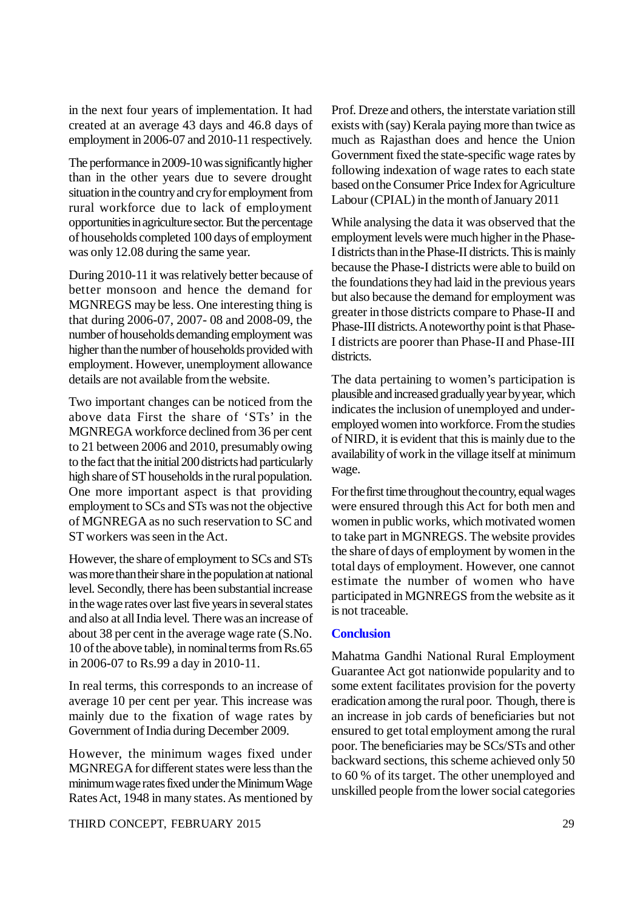in the next four years of implementation. It had created at an average 43 days and 46.8 days of employment in 2006-07 and 2010-11 respectively.

The performance in 2009-10 was significantly higher than in the other years due to severe drought situation in the country and cry for employment from rural workforce due to lack of employment opportunities in agriculture sector. But the percentage of households completed 100 days of employment was only 12.08 during the same year.

During 2010-11 it was relatively better because of better monsoon and hence the demand for MGNREGS may be less. One interesting thing is that during 2006-07, 2007- 08 and 2008-09, the number of households demanding employment was higher than the number of households provided with employment. However, unemployment allowance details are not available from the website.

Two important changes can be noticed from the above data First the share of 'STs' in the MGNREGA workforce declined from 36 per cent to 21 between 2006 and 2010, presumably owing to the fact that the initial 200 districts had particularly high share of ST households in the rural population. One more important aspect is that providing employment to SCs and STs was not the objective of MGNREGA as no such reservation to SC and ST workers was seen in the Act.

However, the share of employment to SCs and STs was more than their share in the population at national level. Secondly, there has been substantial increase in the wage rates over last five years in several states and also at all India level. There was an increase of about 38 per cent in the average wage rate (S.No. 10 of the above table), in nominal terms from Rs.65 in 2006-07 to Rs.99 a day in 2010-11.

In real terms, this corresponds to an increase of average 10 per cent per year. This increase was mainly due to the fixation of wage rates by Government of India during December 2009.

However, the minimum wages fixed under MGNREGA for different states were less than the minimum wage rates fixed under the Minimum Wage Rates Act, 1948 in many states. As mentioned by Prof. Dreze and others, the interstate variation still exists with (say) Kerala paying more than twice as much as Rajasthan does and hence the Union Government fixed the state-specific wage rates by following indexation of wage rates to each state based on the Consumer Price Index for Agriculture Labour (CPIAL) in the month of January 2011

While analysing the data it was observed that the employment levels were much higher in the Phase-I districts than in the Phase-II districts. This is mainly because the Phase-I districts were able to build on the foundations they had laid in the previous years but also because the demand for employment was greater in those districts compare to Phase-II and Phase-III districts. A noteworthy point is that Phase-I districts are poorer than Phase-II and Phase-III districts.

The data pertaining to women's participation is plausible and increased gradually year by year, which indicates the inclusion of unemployed and under-employed women into workforce. From the studies of NIRD, it is evident that this is mainly due to the availability of work in the village itself at minimum wage.

For the first time throughout the country, equal wages were ensured through this Act for both men and women in public works, which motivated women to take part in MGNREGS. The website provides the share of days of employment by women in the total days of employment. However, one cannot estimate the number of women who have participated in MGNREGS from the website as it is not traceable.

## Conclusion

Mahatma Gandhi National Rural Employment Guarantee Act got nationwide popularity and to some extent facilitates provision for the poverty eradication among the rural poor. Though, there is an increase in job cards of beneficiaries but not ensured to get total employment among the rural poor. The beneficiaries may be SCs/STs and other backward sections, this scheme achieved only 50 to 60 % of its target. The other unemployed and unskilled people from the lower social categories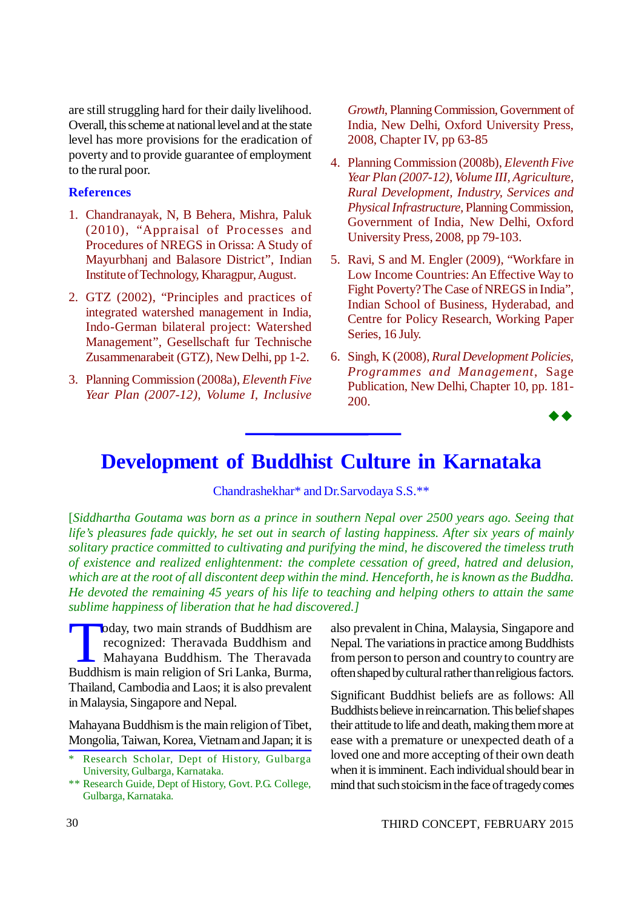are still struggling hard for their daily livelihood. Overall, this scheme at national level and at the state level has more provisions for the eradication of poverty and to provide guarantee of employment to the rural poor.

**References**

1. Chandranayak, N, B Behera, Mishra, Paluk (2010), "Appraisal of Processes and Procedures of NREGS in Orissa: A Study of Mayurbhanj and Balasore District", Indian Institute of Technology, Kharagpur, August.
2. GTZ (2002), "Principles and practices of integrated watershed management in India, Indo-German bilateral project: Watershed Management", Gesellschaft fur Technische Zusammenarabeit (GTZ), New Delhi, pp 1-2.
3. Planning Commission (2008a), *Eleventh Five Year Plan (2007-12), Volume I, Inclusive Growth*, Planning Commission, Government of India, New Delhi, Oxford University Press, 2008, Chapter IV, pp 63-85
4. Planning Commission (2008b), *Eleventh Five Year Plan (2007-12), Volume III, Agriculture, Rural Development, Industry, Services and Physical Infrastructure*, Planning Commission, Government of India, New Delhi, Oxford University Press, 2008, pp 79-103.
5. Ravi, S and M. Engler (2009), "Workfare in Low Income Countries: An Effective Way to Fight Poverty? The Case of NREGS in India", Indian School of Business, Hyderabad, and Centre for Policy Research, Working Paper Series, 16 July.
6. Singh, K (2008), *Rural Development Policies, Programmes and Management*, Sage Publication, New Delhi, Chapter 10, pp. 181-200.

◆◆

# Development of Buddhist Culture in Karnataka

Chandrashekhar* and Dr.Sarvodaya S.S.**

*[Siddhartha Goutama was born as a prince in southern Nepal over 2500 years ago. Seeing that life's pleasures fade quickly, he set out in search of lasting happiness. After six years of mainly solitary practice committed to cultivating and purifying the mind, he discovered the timeless truth of existence and realized enlightenment: the complete cessation of greed, hatred and delusion, which are at the root of all discontent deep within the mind. Henceforth, he is known as the Buddha. He devoted the remaining 45 years of his life to teaching and helping others to attain the same sublime happiness of liberation that he had discovered.]*

Today, two main strands of Buddhism are recognized: Theravada Buddhism and Mahayana Buddhism. The Theravada Buddhism is main religion of Sri Lanka, Burma, Thailand, Cambodia and Laos; it is also prevalent in Malaysia, Singapore and Nepal.

Mahayana Buddhism is the main religion of Tibet, Mongolia, Taiwan, Korea, Vietnam and Japan; it is also prevalent in China, Malaysia, Singapore and Nepal. The variations in practice among Buddhists from person to person and country to country are often shaped by cultural rather than religious factors.

Significant Buddhist beliefs are as follows: All Buddhists believe in reincarnation. This belief shapes their attitude to life and death, making them more at ease with a premature or unexpected death of a loved one and more accepting of their own death when it is imminent. Each individual should bear in mind that such stoicism in the face of tragedy comes

\* Research Scholar, Dept of History, Gulbarga University, Gulbarga, Karnataka.

\*\* Research Guide, Dept of History, Govt. P.G. College, Gulbarga, Karnataka.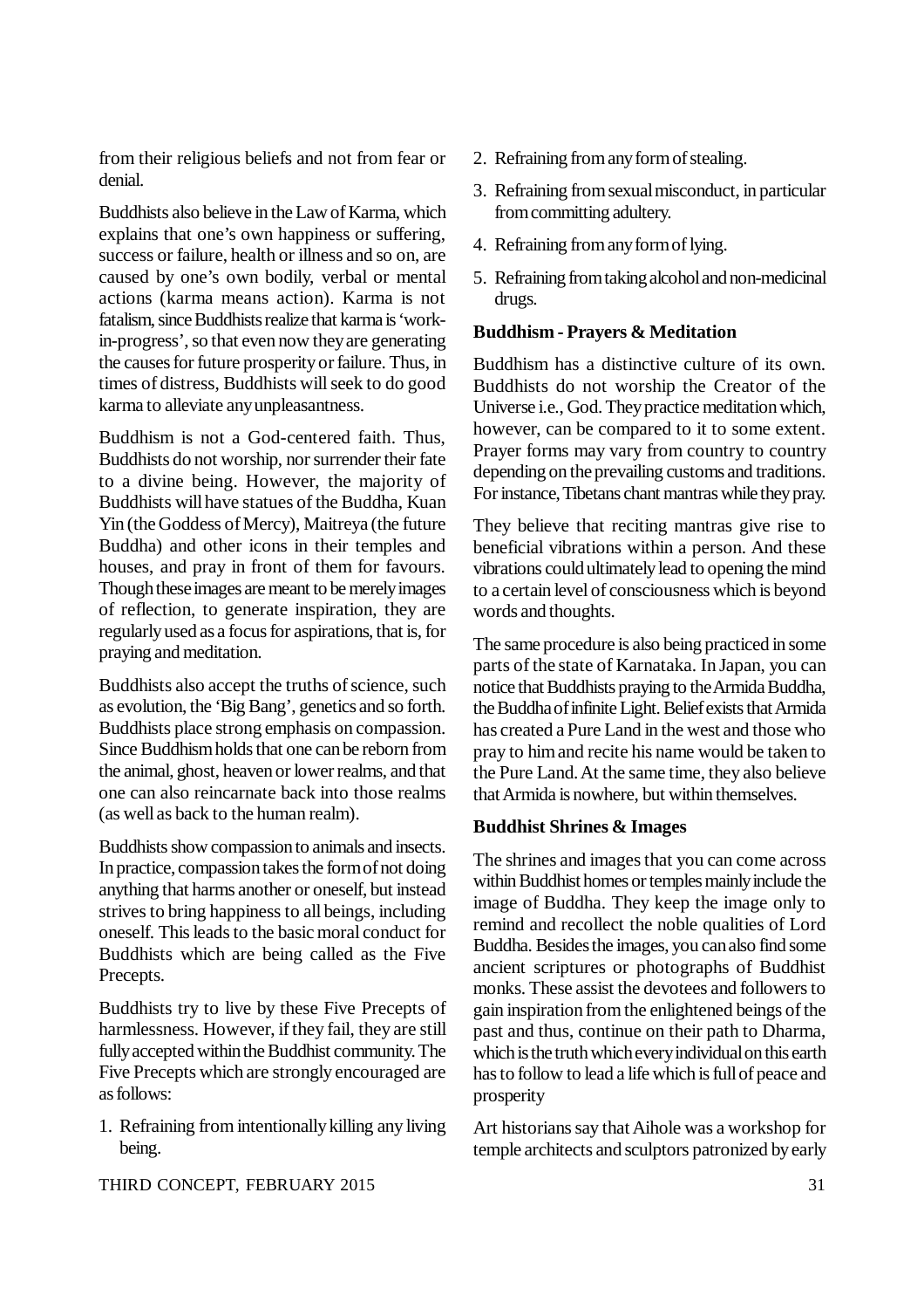from their religious beliefs and not from fear or denial.

Buddhists also believe in the Law of Karma, which explains that one's own happiness or suffering, success or failure, health or illness and so on, are caused by one's own bodily, verbal or mental actions (karma means action). Karma is not fatalism, since Buddhists realize that karma is 'work-in-progress', so that even now they are generating the causes for future prosperity or failure. Thus, in times of distress, Buddhists will seek to do good karma to alleviate any unpleasantness.

Buddhism is not a God-centered faith. Thus, Buddhists do not worship, nor surrender their fate to a divine being. However, the majority of Buddhists will have statues of the Buddha, Kuan Yin (the Goddess of Mercy), Maitreya (the future Buddha) and other icons in their temples and houses, and pray in front of them for favours. Though these images are meant to be merely images of reflection, to generate inspiration, they are regularly used as a focus for aspirations, that is, for praying and meditation.

Buddhists also accept the truths of science, such as evolution, the 'Big Bang', genetics and so forth. Buddhists place strong emphasis on compassion. Since Buddhism holds that one can be reborn from the animal, ghost, heaven or lower realms, and that one can also reincarnate back into those realms (as well as back to the human realm).

Buddhists show compassion to animals and insects. In practice, compassion takes the form of not doing anything that harms another or oneself, but instead strives to bring happiness to all beings, including oneself. This leads to the basic moral conduct for Buddhists which are being called as the Five Precepts.

Buddhists try to live by these Five Precepts of harmlessness. However, if they fail, they are still fully accepted within the Buddhist community. The Five Precepts which are strongly encouraged are as follows:

1. Refraining from intentionally killing any living being.
2. Refraining from any form of stealing.
3. Refraining from sexual misconduct, in particular from committing adultery.
4. Refraining from any form of lying.
5. Refraining from taking alcohol and non-medicinal drugs.

**Buddhism - Prayers & Meditation**

Buddhism has a distinctive culture of its own. Buddhists do not worship the Creator of the Universe i.e., God. They practice meditation which, however, can be compared to it to some extent. Prayer forms may vary from country to country depending on the prevailing customs and traditions. For instance, Tibetans chant mantras while they pray.

They believe that reciting mantras give rise to beneficial vibrations within a person. And these vibrations could ultimately lead to opening the mind to a certain level of consciousness which is beyond words and thoughts.

The same procedure is also being practiced in some parts of the state of Karnataka. In Japan, you can notice that Buddhists praying to the Armida Buddha, the Buddha of infinite Light. Belief exists that Armida has created a Pure Land in the west and those who pray to him and recite his name would be taken to the Pure Land. At the same time, they also believe that Armida is nowhere, but within themselves.

**Buddhist Shrines & Images**

The shrines and images that you can come across within Buddhist homes or temples mainly include the image of Buddha. They keep the image only to remind and recollect the noble qualities of Lord Buddha. Besides the images, you can also find some ancient scriptures or photographs of Buddhist monks. These assist the devotees and followers to gain inspiration from the enlightened beings of the past and thus, continue on their path to Dharma, which is the truth which every individual on this earth has to follow to lead a life which is full of peace and prosperity

Art historians say that Aihole was a workshop for temple architects and sculptors patronized by early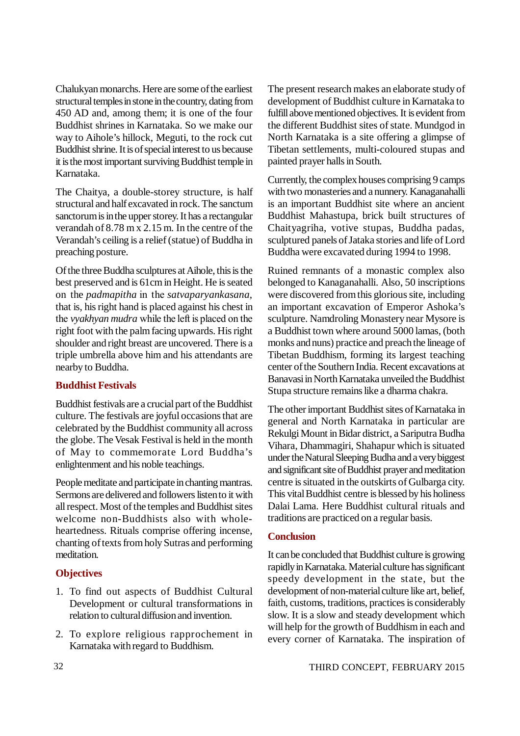Chalukyan monarchs. Here are some of the earliest structural temples in stone in the country, dating from 450 AD and, among them; it is one of the four Buddhist shrines in Karnataka. So we make our way to Aihole's hillock, Meguti, to the rock cut Buddhist shrine. It is of special interest to us because it is the most important surviving Buddhist temple in Karnataka.

The Chaitya, a double-storey structure, is half structural and half excavated in rock. The sanctum sanctorum is in the upper storey. It has a rectangular verandah of 8.78 m x 2.15 m. In the centre of the Verandah's ceiling is a relief (statue) of Buddha in preaching posture.

Of the three Buddha sculptures at Aihole, this is the best preserved and is 61cm in Height. He is seated on the *padmapitha* in the *satvaparyankasana*, that is, his right hand is placed against his chest in the *vyakhyan mudra* while the left is placed on the right foot with the palm facing upwards. His right shoulder and right breast are uncovered. There is a triple umbrella above him and his attendants are nearby to Buddha.

## Buddhist Festivals

Buddhist festivals are a crucial part of the Buddhist culture. The festivals are joyful occasions that are celebrated by the Buddhist community all across the globe. The Vesak Festival is held in the month of May to commemorate Lord Buddha's enlightenment and his noble teachings.

People meditate and participate in chanting mantras. Sermons are delivered and followers listen to it with all respect. Most of the temples and Buddhist sites welcome non-Buddhists also with whole-heartedness. Rituals comprise offering incense, chanting of texts from holy Sutras and performing meditation.

## Objectives

1. To find out aspects of Buddhist Cultural Development or cultural transformations in relation to cultural diffusion and invention.
2. To explore religious rapprochement in Karnataka with regard to Buddhism.

The present research makes an elaborate study of development of Buddhist culture in Karnataka to fulfill above mentioned objectives. It is evident from the different Buddhist sites of state. Mundgod in North Karnataka is a site offering a glimpse of Tibetan settlements, multi-coloured stupas and painted prayer halls in South.

Currently, the complex houses comprising 9 camps with two monasteries and a nunnery. Kanaganahalli is an important Buddhist site where an ancient Buddhist Mahastupa, brick built structures of Chaityagriha, votive stupas, Buddha padas, sculptured panels of Jataka stories and life of Lord Buddha were excavated during 1994 to 1998.

Ruined remnants of a monastic complex also belonged to Kanaganahalli. Also, 50 inscriptions were discovered from this glorious site, including an important excavation of Emperor Ashoka's sculpture. Namdroling Monastery near Mysore is a Buddhist town where around 5000 lamas, (both monks and nuns) practice and preach the lineage of Tibetan Buddhism, forming its largest teaching center of the Southern India. Recent excavations at Banavasi in North Karnataka unveiled the Buddhist Stupa structure remains like a dharma chakra.

The other important Buddhist sites of Karnataka in general and North Karnataka in particular are Rekulgi Mount in Bidar district, a Sariputra Budha Vihara, Dhammagiri, Shahapur which is situated under the Natural Sleeping Budha and a very biggest and significant site of Buddhist prayer and meditation centre is situated in the outskirts of Gulbarga city. This vital Buddhist centre is blessed by his holiness Dalai Lama. Here Buddhist cultural rituals and traditions are practiced on a regular basis.

## Conclusion

It can be concluded that Buddhist culture is growing rapidly in Karnataka. Material culture has significant speedy development in the state, but the development of non-material culture like art, belief, faith, customs, traditions, practices is considerably slow. It is a slow and steady development which will help for the growth of Buddhism in each and every corner of Karnataka. The inspiration of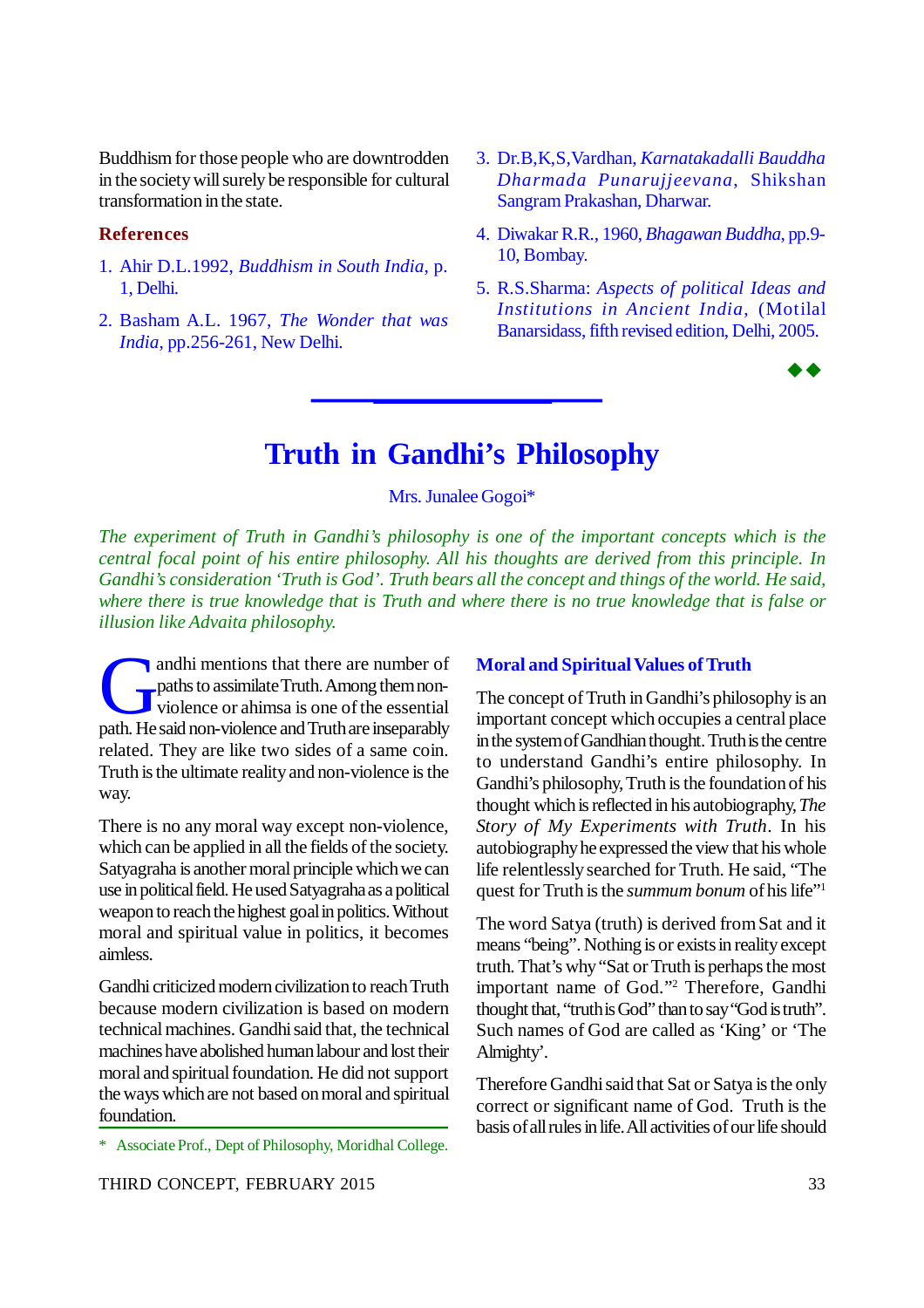Buddhism for those people who are downtrodden in the society will surely be responsible for cultural transformation in the state.

**References**

1. Ahir D.L.1992, *Buddhism in South India*, p. 1, Delhi.
2. Basham A.L. 1967, *The Wonder that was India*, pp.256-261, New Delhi.
3. Dr.B,K,S,Vardhan, *Karnatakadalli Bauddha Dharmada Punarujjeevana*, Shikshan Sangram Prakashan, Dharwar.
4. Diwakar R.R., 1960, *Bhagawan Buddha*, pp.9-10, Bombay.
5. R.S.Sharma: *Aspects of political Ideas and Institutions in Ancient India*, (Motilal Banarsidass, fifth revised edition, Delhi, 2005.

◆◆

# Truth in Gandhi's Philosophy

Mrs. Junalee Gogoi*

*The experiment of Truth in Gandhi's philosophy is one of the important concepts which is the central focal point of his entire philosophy. All his thoughts are derived from this principle. In Gandhi's consideration 'Truth is God'. Truth bears all the concept and things of the world. He said, where there is true knowledge that is Truth and where there is no true knowledge that is false or illusion like Advaita philosophy.*

Gandhi mentions that there are number of paths to assimilate Truth. Among them non-violence or ahimsa is one of the essential path. He said non-violence and Truth are inseparably related. They are like two sides of a same coin. Truth is the ultimate reality and non-violence is the way.

There is no any moral way except non-violence, which can be applied in all the fields of the society. Satyagraha is another moral principle which we can use in political field. He used Satyagraha as a political weapon to reach the highest goal in politics. Without moral and spiritual value in politics, it becomes aimless.

Gandhi criticized modern civilization to reach Truth because modern civilization is based on modern technical machines. Gandhi said that, the technical machines have abolished human labour and lost their moral and spiritual foundation. He did not support the ways which are not based on moral and spiritual foundation.

## Moral and Spiritual Values of Truth

The concept of Truth in Gandhi's philosophy is an important concept which occupies a central place in the system of Gandhian thought. Truth is the centre to understand Gandhi's entire philosophy. In Gandhi's philosophy, Truth is the foundation of his thought which is reflected in his autobiography, *The Story of My Experiments with Truth*. In his autobiography he expressed the view that his whole life relentlessly searched for Truth. He said, "The quest for Truth is the *summum bonum* of his life"[1]

The word Satya (truth) is derived from Sat and it means "being". Nothing is or exists in reality except truth. That's why "Sat or Truth is perhaps the most important name of God."[2] Therefore, Gandhi thought that, "truth is God" than to say "God is truth". Such names of God are called as 'King' or 'The Almighty'.

Therefore Gandhi said that Sat or Satya is the only correct or significant name of God. Truth is the basis of all rules in life. All activities of our life should

\* Associate Prof., Dept of Philosophy, Moridhal College.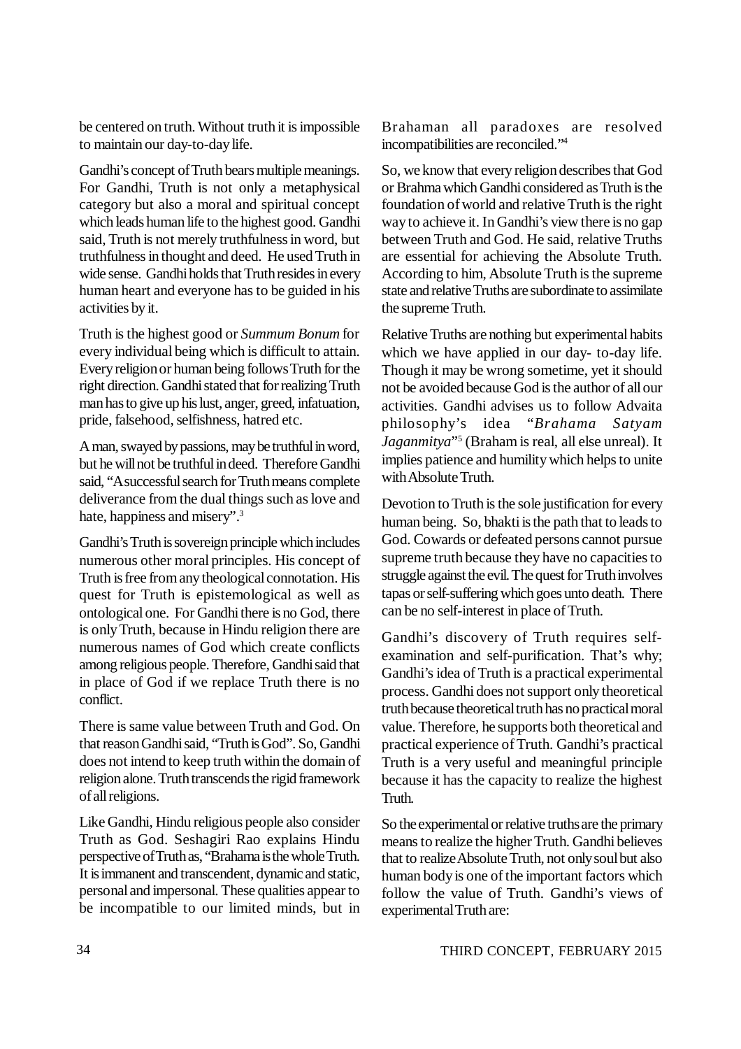be centered on truth. Without truth it is impossible to maintain our day-to-day life.

Gandhi's concept of Truth bears multiple meanings. For Gandhi, Truth is not only a metaphysical category but also a moral and spiritual concept which leads human life to the highest good. Gandhi said, Truth is not merely truthfulness in word, but truthfulness in thought and deed. He used Truth in wide sense. Gandhi holds that Truth resides in every human heart and everyone has to be guided in his activities by it.

Truth is the highest good or *Summum Bonum* for every individual being which is difficult to attain. Every religion or human being follows Truth for the right direction. Gandhi stated that for realizing Truth man has to give up his lust, anger, greed, infatuation, pride, falsehood, selfishness, hatred etc.

A man, swayed by passions, may be truthful in word, but he will not be truthful in deed. Therefore Gandhi said, "A successful search for Truth means complete deliverance from the dual things such as love and hate, happiness and misery".[3]

Gandhi's Truth is sovereign principle which includes numerous other moral principles. His concept of Truth is free from any theological connotation. His quest for Truth is epistemological as well as ontological one. For Gandhi there is no God, there is only Truth, because in Hindu religion there are numerous names of God which create conflicts among religious people. Therefore, Gandhi said that in place of God if we replace Truth there is no conflict.

There is same value between Truth and God. On that reason Gandhi said, "Truth is God". So, Gandhi does not intend to keep truth within the domain of religion alone. Truth transcends the rigid framework of all religions.

Like Gandhi, Hindu religious people also consider Truth as God. Seshagiri Rao explains Hindu perspective of Truth as, "Brahama is the whole Truth. It is immanent and transcendent, dynamic and static, personal and impersonal. These qualities appear to be incompatible to our limited minds, but in Brahaman all paradoxes are resolved incompatibilities are reconciled."[4]

So, we know that every religion describes that God or Brahma which Gandhi considered as Truth is the foundation of world and relative Truth is the right way to achieve it. In Gandhi's view there is no gap between Truth and God. He said, relative Truths are essential for achieving the Absolute Truth. According to him, Absolute Truth is the supreme state and relative Truths are subordinate to assimilate the supreme Truth.

Relative Truths are nothing but experimental habits which we have applied in our day- to-day life. Though it may be wrong sometime, yet it should not be avoided because God is the author of all our activities. Gandhi advises us to follow Advaita philosophy's idea "*Brahama Satyam Jaganmitya*"[5] (Braham is real, all else unreal). It implies patience and humility which helps to unite with Absolute Truth.

Devotion to Truth is the sole justification for every human being. So, bhakti is the path that to leads to God. Cowards or defeated persons cannot pursue supreme truth because they have no capacities to struggle against the evil. The quest for Truth involves tapas or self-suffering which goes unto death. There can be no self-interest in place of Truth.

Gandhi's discovery of Truth requires self-examination and self-purification. That's why; Gandhi's idea of Truth is a practical experimental process. Gandhi does not support only theoretical truth because theoretical truth has no practical moral value. Therefore, he supports both theoretical and practical experience of Truth. Gandhi's practical Truth is a very useful and meaningful principle because it has the capacity to realize the highest Truth.

So the experimental or relative truths are the primary means to realize the higher Truth. Gandhi believes that to realize Absolute Truth, not only soul but also human body is one of the important factors which follow the value of Truth. Gandhi's views of experimental Truth are: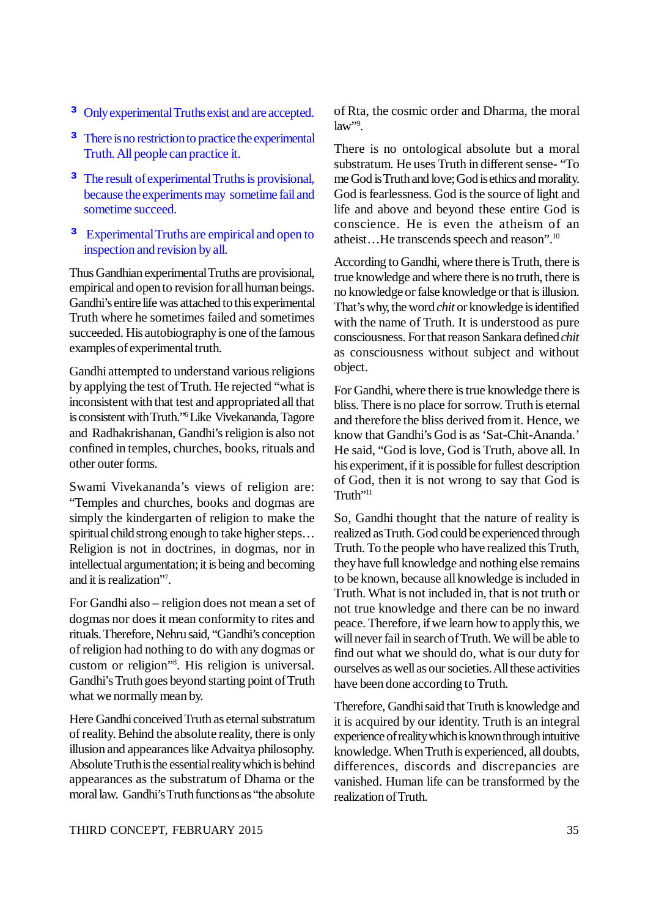- Only experimental Truths exist and are accepted.
- There is no restriction to practice the experimental Truth. All people can practice it.
- The result of experimental Truths is provisional, because the experiments may sometime fail and sometime succeed.
- Experimental Truths are empirical and open to inspection and revision by all.

Thus Gandhian experimental Truths are provisional, empirical and open to revision for all human beings. Gandhi's entire life was attached to this experimental Truth where he sometimes failed and sometimes succeeded. His autobiography is one of the famous examples of experimental truth.

Gandhi attempted to understand various religions by applying the test of Truth. He rejected "what is inconsistent with that test and appropriated all that is consistent with Truth."[6] Like Vivekananda, Tagore and Radhakrishanan, Gandhi's religion is also not confined in temples, churches, books, rituals and other outer forms.

Swami Vivekananda's views of religion are: "Temples and churches, books and dogmas are simply the kindergarten of religion to make the spiritual child strong enough to take higher steps… Religion is not in doctrines, in dogmas, nor in intellectual argumentation; it is being and becoming and it is realization"[7].

For Gandhi also – religion does not mean a set of dogmas nor does it mean conformity to rites and rituals. Therefore, Nehru said, "Gandhi's conception of religion had nothing to do with any dogmas or custom or religion"[8]. His religion is universal. Gandhi's Truth goes beyond starting point of Truth what we normally mean by.

Here Gandhi conceived Truth as eternal substratum of reality. Behind the absolute reality, there is only illusion and appearances like Advaitya philosophy. Absolute Truth is the essential reality which is behind appearances as the substratum of Dhama or the moral law. Gandhi's Truth functions as "the absolute of Rta, the cosmic order and Dharma, the moral law"[9].

There is no ontological absolute but a moral substratum. He uses Truth in different sense- "To me God is Truth and love; God is ethics and morality. God is fearlessness. God is the source of light and life and above and beyond these entire God is conscience. He is even the atheism of an atheist…He transcends speech and reason".[10]

According to Gandhi, where there is Truth, there is true knowledge and where there is no truth, there is no knowledge or false knowledge or that is illusion. That's why, the word *chit* or knowledge is identified with the name of Truth. It is understood as pure consciousness. For that reason Sankara defined *chit* as consciousness without subject and without object.

For Gandhi, where there is true knowledge there is bliss. There is no place for sorrow. Truth is eternal and therefore the bliss derived from it. Hence, we know that Gandhi's God is as 'Sat-Chit-Ananda.' He said, "God is love, God is Truth, above all. In his experiment, if it is possible for fullest description of God, then it is not wrong to say that God is Truth"[11]

So, Gandhi thought that the nature of reality is realized as Truth. God could be experienced through Truth. To the people who have realized this Truth, they have full knowledge and nothing else remains to be known, because all knowledge is included in Truth. What is not included in, that is not truth or not true knowledge and there can be no inward peace. Therefore, if we learn how to apply this, we will never fail in search of Truth. We will be able to find out what we should do, what is our duty for ourselves as well as our societies. All these activities have been done according to Truth.

Therefore, Gandhi said that Truth is knowledge and it is acquired by our identity. Truth is an integral experience of reality which is known through intuitive knowledge. When Truth is experienced, all doubts, differences, discords and discrepancies are vanished. Human life can be transformed by the realization of Truth.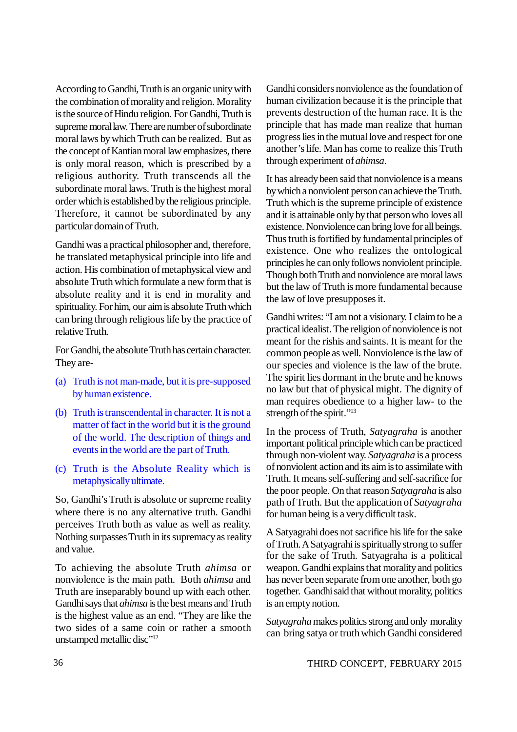According to Gandhi, Truth is an organic unity with the combination of morality and religion. Morality is the source of Hindu religion. For Gandhi, Truth is supreme moral law. There are number of subordinate moral laws by which Truth can be realized. But as the concept of Kantian moral law emphasizes, there is only moral reason, which is prescribed by a religious authority. Truth transcends all the subordinate moral laws. Truth is the highest moral order which is established by the religious principle. Therefore, it cannot be subordinated by any particular domain of Truth.

Gandhi was a practical philosopher and, therefore, he translated metaphysical principle into life and action. His combination of metaphysical view and absolute Truth which formulate a new form that is absolute reality and it is end in morality and spirituality. For him, our aim is absolute Truth which can bring through religious life by the practice of relative Truth.

For Gandhi, the absolute Truth has certain character. They are-

(a) Truth is not man-made, but it is pre-supposed by human existence.

(b) Truth is transcendental in character. It is not a matter of fact in the world but it is the ground of the world. The description of things and events in the world are the part of Truth.

(c) Truth is the Absolute Reality which is metaphysically ultimate.

So, Gandhi's Truth is absolute or supreme reality where there is no any alternative truth. Gandhi perceives Truth both as value as well as reality. Nothing surpasses Truth in its supremacy as reality and value.

To achieving the absolute Truth *ahimsa* or nonviolence is the main path. Both *ahimsa* and Truth are inseparably bound up with each other. Gandhi says that *ahimsa* is the best means and Truth is the highest value as an end. "They are like the two sides of a same coin or rather a smooth unstamped metallic disc"[12]

Gandhi considers nonviolence as the foundation of human civilization because it is the principle that prevents destruction of the human race. It is the principle that has made man realize that human progress lies in the mutual love and respect for one another's life. Man has come to realize this Truth through experiment of *ahimsa*.

It has already been said that nonviolence is a means by which a nonviolent person can achieve the Truth. Truth which is the supreme principle of existence and it is attainable only by that person who loves all existence. Nonviolence can bring love for all beings. Thus truth is fortified by fundamental principles of existence. One who realizes the ontological principles he can only follows nonviolent principle. Though both Truth and nonviolence are moral laws but the law of Truth is more fundamental because the law of love presupposes it.

Gandhi writes: "I am not a visionary. I claim to be a practical idealist. The religion of nonviolence is not meant for the rishis and saints. It is meant for the common people as well. Nonviolence is the law of our species and violence is the law of the brute. The spirit lies dormant in the brute and he knows no law but that of physical might. The dignity of man requires obedience to a higher law- to the strength of the spirit."[13]

In the process of Truth, *Satyagraha* is another important political principle which can be practiced through non-violent way. *Satyagraha* is a process of nonviolent action and its aim is to assimilate with Truth. It means self-suffering and self-sacrifice for the poor people. On that reason *Satyagraha* is also path of Truth. But the application of *Satyagraha* for human being is a very difficult task.

A Satyagrahi does not sacrifice his life for the sake of Truth. A Satyagrahi is spiritually strong to suffer for the sake of Truth. Satyagraha is a political weapon. Gandhi explains that morality and politics has never been separate from one another, both go together. Gandhi said that without morality, politics is an empty notion.

*Satyagraha* makes politics strong and only morality can bring satya or truth which Gandhi considered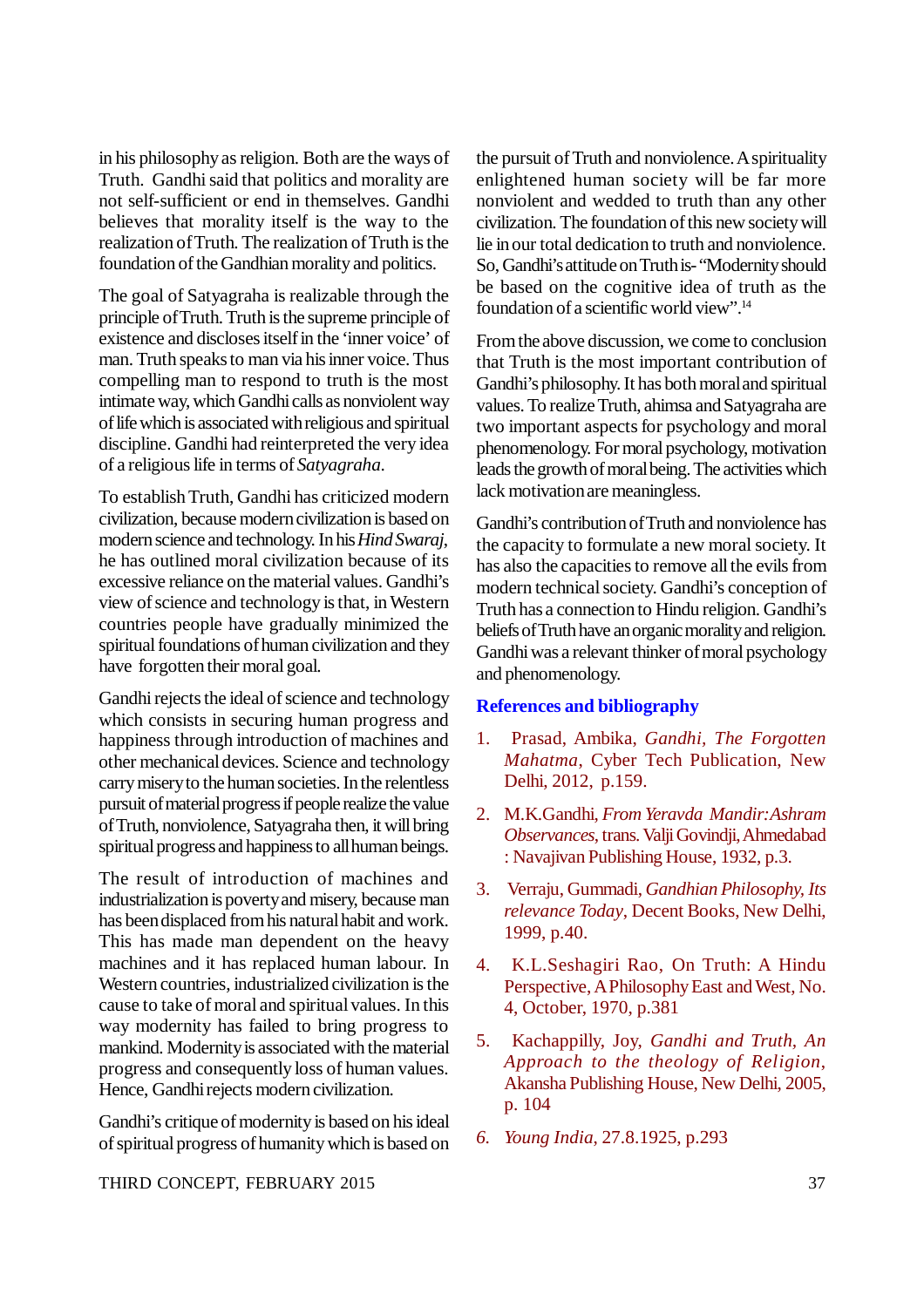in his philosophy as religion. Both are the ways of Truth. Gandhi said that politics and morality are not self-sufficient or end in themselves. Gandhi believes that morality itself is the way to the realization of Truth. The realization of Truth is the foundation of the Gandhian morality and politics.

The goal of Satyagraha is realizable through the principle of Truth. Truth is the supreme principle of existence and discloses itself in the 'inner voice' of man. Truth speaks to man via his inner voice. Thus compelling man to respond to truth is the most intimate way, which Gandhi calls as nonviolent way of life which is associated with religious and spiritual discipline. Gandhi had reinterpreted the very idea of a religious life in terms of *Satyagraha*.

To establish Truth, Gandhi has criticized modern civilization, because modern civilization is based on modern science and technology. In his *Hind Swaraj*, he has outlined moral civilization because of its excessive reliance on the material values. Gandhi's view of science and technology is that, in Western countries people have gradually minimized the spiritual foundations of human civilization and they have forgotten their moral goal.

Gandhi rejects the ideal of science and technology which consists in securing human progress and happiness through introduction of machines and other mechanical devices. Science and technology carry misery to the human societies. In the relentless pursuit of material progress if people realize the value of Truth, nonviolence, Satyagraha then, it will bring spiritual progress and happiness to all human beings.

The result of introduction of machines and industrialization is poverty and misery, because man has been displaced from his natural habit and work. This has made man dependent on the heavy machines and it has replaced human labour. In Western countries, industrialized civilization is the cause to take of moral and spiritual values. In this way modernity has failed to bring progress to mankind. Modernity is associated with the material progress and consequently loss of human values. Hence, Gandhi rejects modern civilization.

Gandhi's critique of modernity is based on his ideal of spiritual progress of humanity which is based on the pursuit of Truth and nonviolence. A spirituality enlightened human society will be far more nonviolent and wedded to truth than any other civilization. The foundation of this new society will lie in our total dedication to truth and nonviolence. So, Gandhi's attitude on Truth is- "Modernity should be based on the cognitive idea of truth as the foundation of a scientific world view".[14]

From the above discussion, we come to conclusion that Truth is the most important contribution of Gandhi's philosophy. It has both moral and spiritual values. To realize Truth, ahimsa and Satyagraha are two important aspects for psychology and moral phenomenology. For moral psychology, motivation leads the growth of moral being. The activities which lack motivation are meaningless.

Gandhi's contribution of Truth and nonviolence has the capacity to formulate a new moral society. It has also the capacities to remove all the evils from modern technical society. Gandhi's conception of Truth has a connection to Hindu religion. Gandhi's beliefs of Truth have an organic morality and religion. Gandhi was a relevant thinker of moral psychology and phenomenology.

## References and bibliography

1. Prasad, Ambika, *Gandhi, The Forgotten Mahatma*, Cyber Tech Publication, New Delhi, 2012, p.159.
2. M.K.Gandhi, *From Yeravda Mandir: Ashram Observances*, trans. Valji Govindji, Ahmedabad : Navajivan Publishing House, 1932, p.3.
3. Verraju, Gummadi, *Gandhian Philosophy, Its relevance Today*, Decent Books, New Delhi, 1999, p.40.
4. K.L.Seshagiri Rao, On Truth: A Hindu Perspective, A Philosophy East and West, No. 4, October, 1970, p.381
5. Kachappilly, Joy, *Gandhi and Truth, An Approach to the theology of Religion*, Akansha Publishing House, New Delhi, 2005, p. 104
6. *Young India*, 27.8.1925, p.293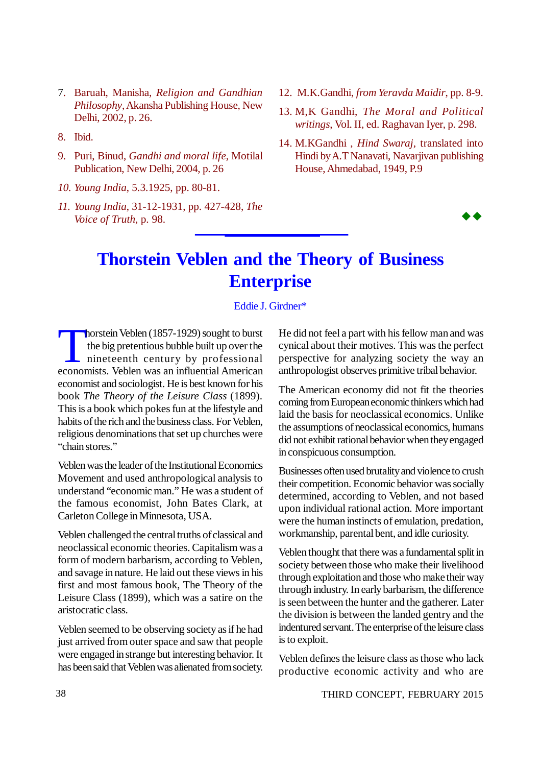7. Baruah, Manisha, *Religion and Gandhian Philosophy*, Akansha Publishing House, New Delhi, 2002, p. 26.
8. Ibid.
9. Puri, Binud, *Gandhi and moral life*, Motilal Publication, New Delhi, 2004, p. 26
10. *Young India*, 5.3.1925, pp. 80-81.
11. *Young India*, 31-12-1931, pp. 427-428, *The Voice of Truth*, p. 98.
12. M.K.Gandhi, *from Yeravda Maidir*, pp. 8-9.
13. M,K Gandhi, *The Moral and Political writings*, Vol. II, ed. Raghavan Iyer, p. 298.
14. M.KGandhi , *Hind Swaraj*, translated into Hindi by A.T Nanavati, Navarjivan publishing House, Ahmedabad, 1949, P.9

◆◆

# Thorstein Veblen and the Theory of Business Enterprise

Eddie J. Girdner*

Thorstein Veblen (1857-1929) sought to burst the big pretentious bubble built up over the nineteenth century by professional economists. Veblen was an influential American economist and sociologist. He is best known for his book *The Theory of the Leisure Class* (1899). This is a book which pokes fun at the lifestyle and habits of the rich and the business class. For Veblen, religious denominations that set up churches were "chain stores."

Veblen was the leader of the Institutional Economics Movement and used anthropological analysis to understand "economic man." He was a student of the famous economist, John Bates Clark, at Carleton College in Minnesota, USA.

Veblen challenged the central truths of classical and neoclassical economic theories. Capitalism was a form of modern barbarism, according to Veblen, and savage in nature. He laid out these views in his first and most famous book, The Theory of the Leisure Class (1899), which was a satire on the aristocratic class.

Veblen seemed to be observing society as if he had just arrived from outer space and saw that people were engaged in strange but interesting behavior. It has been said that Veblen was alienated from society. He did not feel a part with his fellow man and was cynical about their motives. This was the perfect perspective for analyzing society the way an anthropologist observes primitive tribal behavior.

The American economy did not fit the theories coming from European economic thinkers which had laid the basis for neoclassical economics. Unlike the assumptions of neoclassical economics, humans did not exhibit rational behavior when they engaged in conspicuous consumption.

Businesses often used brutality and violence to crush their competition. Economic behavior was socially determined, according to Veblen, and not based upon individual rational action. More important were the human instincts of emulation, predation, workmanship, parental bent, and idle curiosity.

Veblen thought that there was a fundamental split in society between those who make their livelihood through exploitation and those who make their way through industry. In early barbarism, the difference is seen between the hunter and the gatherer. Later the division is between the landed gentry and the indentured servant. The enterprise of the leisure class is to exploit.

Veblen defines the leisure class as those who lack productive economic activity and who are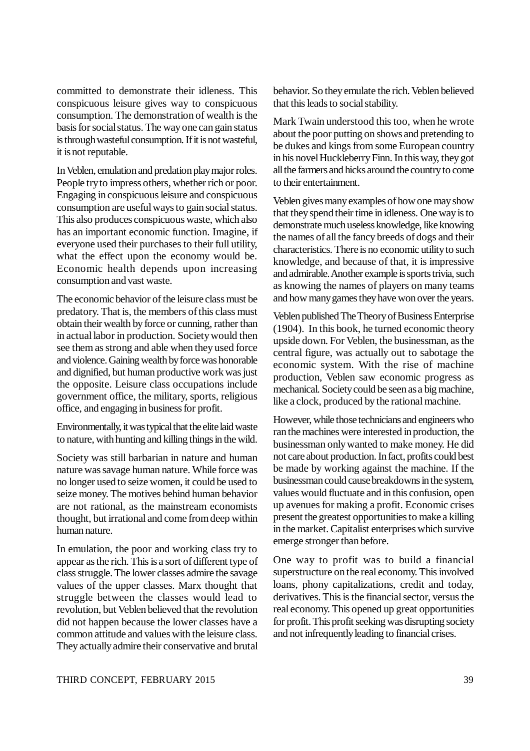committed to demonstrate their idleness. This conspicuous leisure gives way to conspicuous consumption. The demonstration of wealth is the basis for social status. The way one can gain status is through wasteful consumption. If it is not wasteful, it is not reputable.

In Veblen, emulation and predation play major roles. People try to impress others, whether rich or poor. Engaging in conspicuous leisure and conspicuous consumption are useful ways to gain social status. This also produces conspicuous waste, which also has an important economic function. Imagine, if everyone used their purchases to their full utility, what the effect upon the economy would be. Economic health depends upon increasing consumption and vast waste.

The economic behavior of the leisure class must be predatory. That is, the members of this class must obtain their wealth by force or cunning, rather than in actual labor in production. Society would then see them as strong and able when they used force and violence. Gaining wealth by force was honorable and dignified, but human productive work was just the opposite. Leisure class occupations include government office, the military, sports, religious office, and engaging in business for profit.

Environmentally, it was typical that the elite laid waste to nature, with hunting and killing things in the wild.

Society was still barbarian in nature and human nature was savage human nature. While force was no longer used to seize women, it could be used to seize money. The motives behind human behavior are not rational, as the mainstream economists thought, but irrational and come from deep within human nature.

In emulation, the poor and working class try to appear as the rich. This is a sort of different type of class struggle. The lower classes admire the savage values of the upper classes. Marx thought that struggle between the classes would lead to revolution, but Veblen believed that the revolution did not happen because the lower classes have a common attitude and values with the leisure class. They actually admire their conservative and brutal behavior. So they emulate the rich. Veblen believed that this leads to social stability.

Mark Twain understood this too, when he wrote about the poor putting on shows and pretending to be dukes and kings from some European country in his novel Huckleberry Finn. In this way, they got all the farmers and hicks around the country to come to their entertainment.

Veblen gives many examples of how one may show that they spend their time in idleness. One way is to demonstrate much useless knowledge, like knowing the names of all the fancy breeds of dogs and their characteristics. There is no economic utility to such knowledge, and because of that, it is impressive and admirable. Another example is sports trivia, such as knowing the names of players on many teams and how many games they have won over the years.

Veblen published The Theory of Business Enterprise (1904). In this book, he turned economic theory upside down. For Veblen, the businessman, as the central figure, was actually out to sabotage the economic system. With the rise of machine production, Veblen saw economic progress as mechanical. Society could be seen as a big machine, like a clock, produced by the rational machine.

However, while those technicians and engineers who ran the machines were interested in production, the businessman only wanted to make money. He did not care about production. In fact, profits could best be made by working against the machine. If the businessman could cause breakdowns in the system, values would fluctuate and in this confusion, open up avenues for making a profit. Economic crises present the greatest opportunities to make a killing in the market. Capitalist enterprises which survive emerge stronger than before.

One way to profit was to build a financial superstructure on the real economy. This involved loans, phony capitalizations, credit and today, derivatives. This is the financial sector, versus the real economy. This opened up great opportunities for profit. This profit seeking was disrupting society and not infrequently leading to financial crises.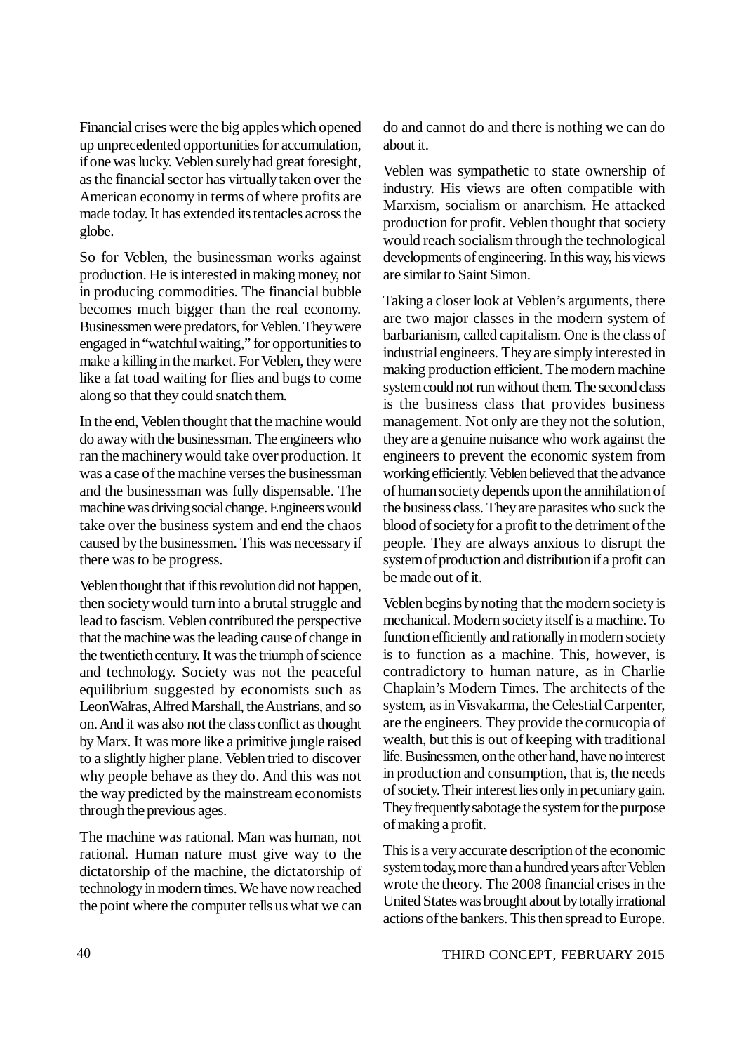Financial crises were the big apples which opened up unprecedented opportunities for accumulation, if one was lucky. Veblen surely had great foresight, as the financial sector has virtually taken over the American economy in terms of where profits are made today. It has extended its tentacles across the globe.

So for Veblen, the businessman works against production. He is interested in making money, not in producing commodities. The financial bubble becomes much bigger than the real economy. Businessmen were predators, for Veblen. They were engaged in "watchful waiting," for opportunities to make a killing in the market. For Veblen, they were like a fat toad waiting for flies and bugs to come along so that they could snatch them.

In the end, Veblen thought that the machine would do away with the businessman. The engineers who ran the machinery would take over production. It was a case of the machine verses the businessman and the businessman was fully dispensable. The machine was driving social change. Engineers would take over the business system and end the chaos caused by the businessmen. This was necessary if there was to be progress.

Veblen thought that if this revolution did not happen, then society would turn into a brutal struggle and lead to fascism. Veblen contributed the perspective that the machine was the leading cause of change in the twentieth century. It was the triumph of science and technology. Society was not the peaceful equilibrium suggested by economists such as LeonWalras, Alfred Marshall, the Austrians, and so on. And it was also not the class conflict as thought by Marx. It was more like a primitive jungle raised to a slightly higher plane. Veblen tried to discover why people behave as they do. And this was not the way predicted by the mainstream economists through the previous ages.

The machine was rational. Man was human, not rational. Human nature must give way to the dictatorship of the machine, the dictatorship of technology in modern times. We have now reached the point where the computer tells us what we can do and cannot do and there is nothing we can do about it.

Veblen was sympathetic to state ownership of industry. His views are often compatible with Marxism, socialism or anarchism. He attacked production for profit. Veblen thought that society would reach socialism through the technological developments of engineering. In this way, his views are similar to Saint Simon.

Taking a closer look at Veblen's arguments, there are two major classes in the modern system of barbarianism, called capitalism. One is the class of industrial engineers. They are simply interested in making production efficient. The modern machine system could not run without them. The second class is the business class that provides business management. Not only are they not the solution, they are a genuine nuisance who work against the engineers to prevent the economic system from working efficiently. Veblen believed that the advance of human society depends upon the annihilation of the business class. They are parasites who suck the blood of society for a profit to the detriment of the people. They are always anxious to disrupt the system of production and distribution if a profit can be made out of it.

Veblen begins by noting that the modern society is mechanical. Modern society itself is a machine. To function efficiently and rationally in modern society is to function as a machine. This, however, is contradictory to human nature, as in Charlie Chaplain's Modern Times. The architects of the system, as in Visvakarma, the Celestial Carpenter, are the engineers. They provide the cornucopia of wealth, but this is out of keeping with traditional life. Businessmen, on the other hand, have no interest in production and consumption, that is, the needs of society. Their interest lies only in pecuniary gain. They frequently sabotage the system for the purpose of making a profit.

This is a very accurate description of the economic system today, more than a hundred years after Veblen wrote the theory. The 2008 financial crises in the United States was brought about by totally irrational actions of the bankers. This then spread to Europe.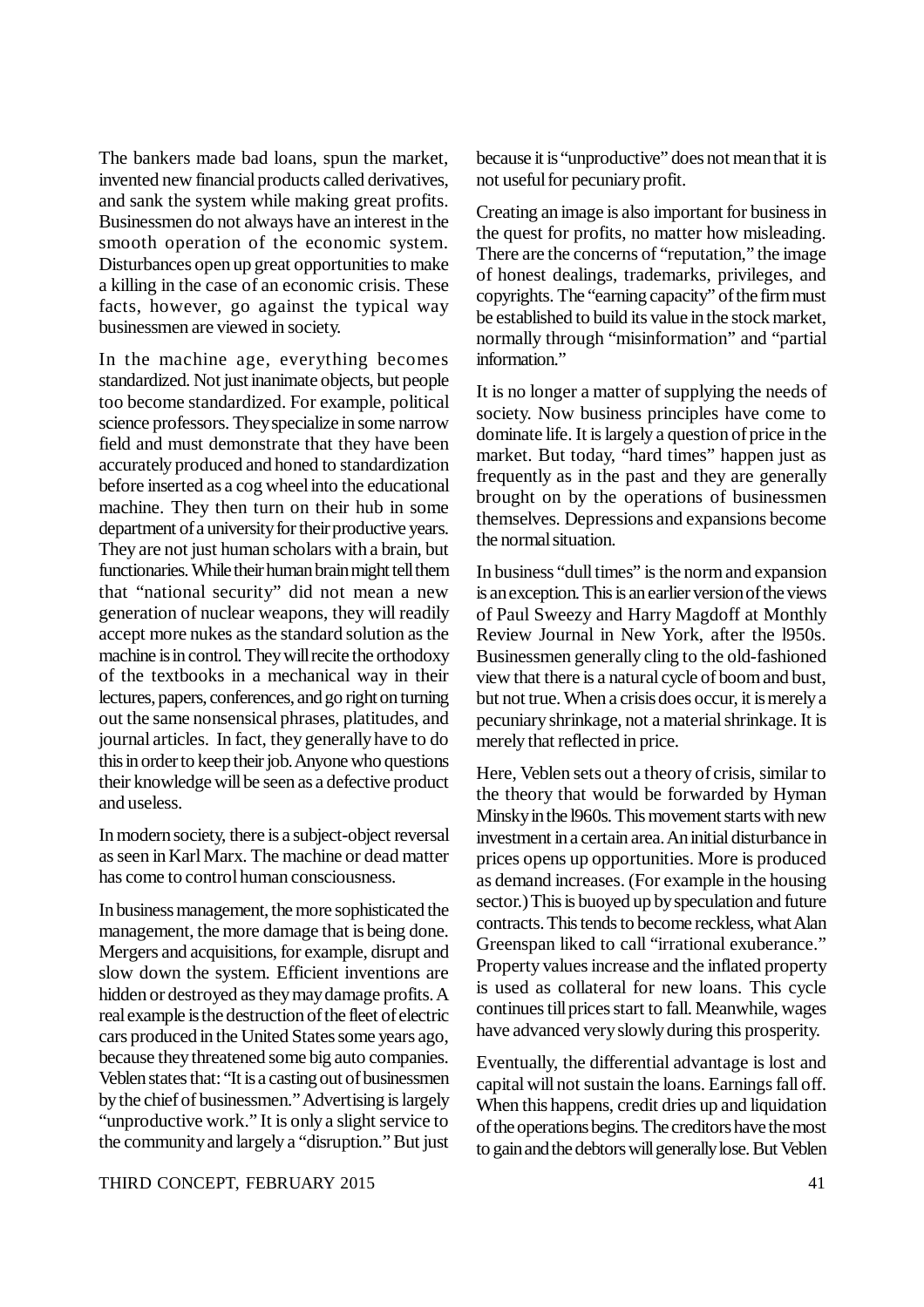The bankers made bad loans, spun the market, invented new financial products called derivatives, and sank the system while making great profits. Businessmen do not always have an interest in the smooth operation of the economic system. Disturbances open up great opportunities to make a killing in the case of an economic crisis. These facts, however, go against the typical way businessmen are viewed in society.

In the machine age, everything becomes standardized. Not just inanimate objects, but people too become standardized. For example, political science professors. They specialize in some narrow field and must demonstrate that they have been accurately produced and honed to standardization before inserted as a cog wheel into the educational machine. They then turn on their hub in some department of a university for their productive years. They are not just human scholars with a brain, but functionaries. While their human brain might tell them that "national security" did not mean a new generation of nuclear weapons, they will readily accept more nukes as the standard solution as the machine is in control. They will recite the orthodoxy of the textbooks in a mechanical way in their lectures, papers, conferences, and go right on turning out the same nonsensical phrases, platitudes, and journal articles. In fact, they generally have to do this in order to keep their job. Anyone who questions their knowledge will be seen as a defective product and useless.

In modern society, there is a subject-object reversal as seen in Karl Marx. The machine or dead matter has come to control human consciousness.

In business management, the more sophisticated the management, the more damage that is being done. Mergers and acquisitions, for example, disrupt and slow down the system. Efficient inventions are hidden or destroyed as they may damage profits. A real example is the destruction of the fleet of electric cars produced in the United States some years ago, because they threatened some big auto companies. Veblen states that: "It is a casting out of businessmen by the chief of businessmen." Advertising is largely "unproductive work." It is only a slight service to the community and largely a "disruption." But just because it is "unproductive" does not mean that it is not useful for pecuniary profit.

Creating an image is also important for business in the quest for profits, no matter how misleading. There are the concerns of "reputation," the image of honest dealings, trademarks, privileges, and copyrights. The "earning capacity" of the firm must be established to build its value in the stock market, normally through "misinformation" and "partial information."

It is no longer a matter of supplying the needs of society. Now business principles have come to dominate life. It is largely a question of price in the market. But today, "hard times" happen just as frequently as in the past and they are generally brought on by the operations of businessmen themselves. Depressions and expansions become the normal situation.

In business "dull times" is the norm and expansion is an exception. This is an earlier version of the views of Paul Sweezy and Harry Magdoff at Monthly Review Journal in New York, after the l950s. Businessmen generally cling to the old-fashioned view that there is a natural cycle of boom and bust, but not true. When a crisis does occur, it is merely a pecuniary shrinkage, not a material shrinkage. It is merely that reflected in price.

Here, Veblen sets out a theory of crisis, similar to the theory that would be forwarded by Hyman Minsky in the l960s. This movement starts with new investment in a certain area. An initial disturbance in prices opens up opportunities. More is produced as demand increases. (For example in the housing sector.) This is buoyed up by speculation and future contracts. This tends to become reckless, what Alan Greenspan liked to call "irrational exuberance." Property values increase and the inflated property is used as collateral for new loans. This cycle continues till prices start to fall. Meanwhile, wages have advanced very slowly during this prosperity.

Eventually, the differential advantage is lost and capital will not sustain the loans. Earnings fall off. When this happens, credit dries up and liquidation of the operations begins. The creditors have the most to gain and the debtors will generally lose. But Veblen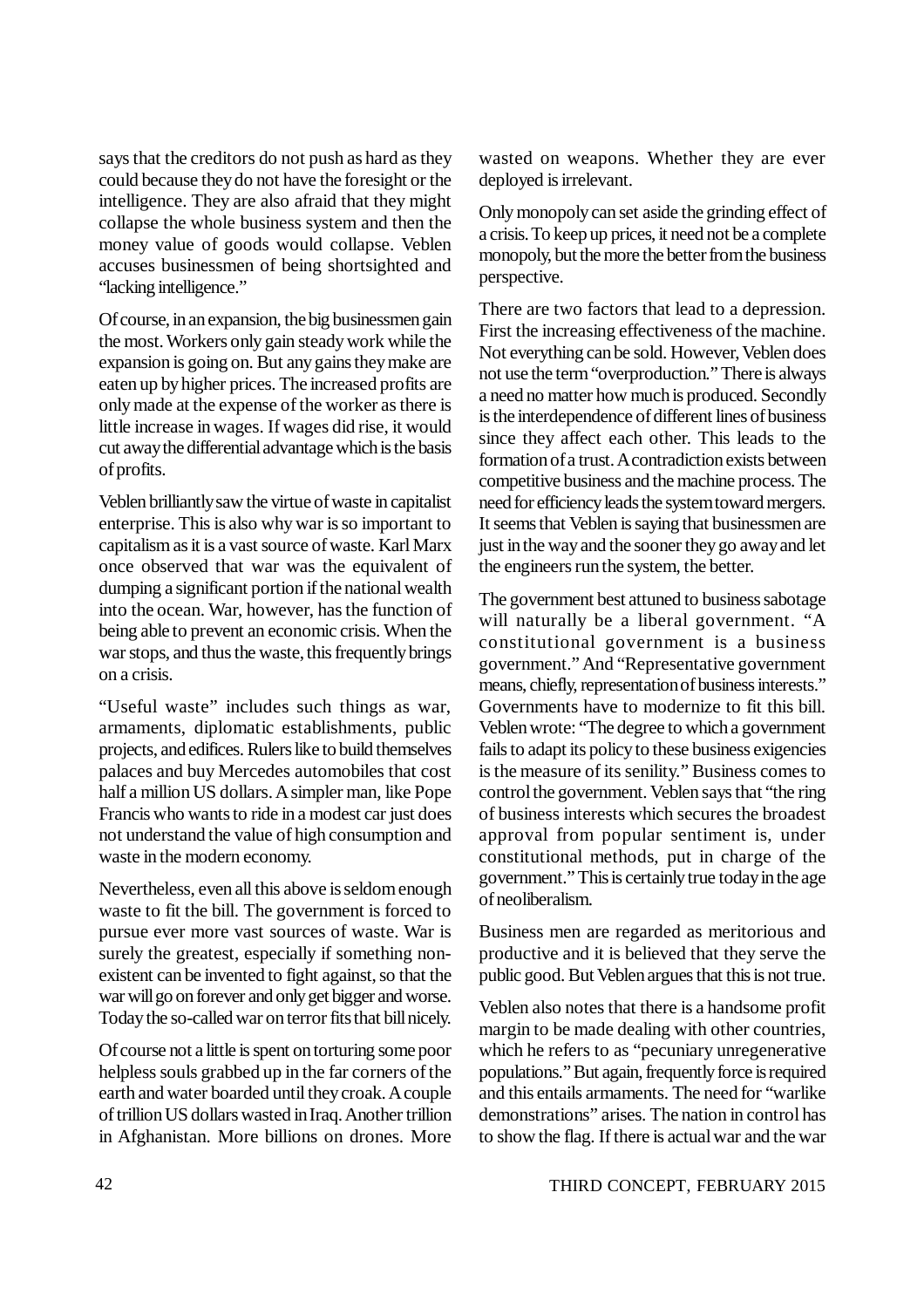says that the creditors do not push as hard as they could because they do not have the foresight or the intelligence. They are also afraid that they might collapse the whole business system and then the money value of goods would collapse. Veblen accuses businessmen of being shortsighted and "lacking intelligence."

Of course, in an expansion, the big businessmen gain the most. Workers only gain steady work while the expansion is going on. But any gains they make are eaten up by higher prices. The increased profits are only made at the expense of the worker as there is little increase in wages. If wages did rise, it would cut away the differential advantage which is the basis of profits.

Veblen brilliantly saw the virtue of waste in capitalist enterprise. This is also why war is so important to capitalism as it is a vast source of waste. Karl Marx once observed that war was the equivalent of dumping a significant portion if the national wealth into the ocean. War, however, has the function of being able to prevent an economic crisis. When the war stops, and thus the waste, this frequently brings on a crisis.

"Useful waste" includes such things as war, armaments, diplomatic establishments, public projects, and edifices. Rulers like to build themselves palaces and buy Mercedes automobiles that cost half a million US dollars. A simpler man, like Pope Francis who wants to ride in a modest car just does not understand the value of high consumption and waste in the modern economy.

Nevertheless, even all this above is seldom enough waste to fit the bill. The government is forced to pursue ever more vast sources of waste. War is surely the greatest, especially if something non-existent can be invented to fight against, so that the war will go on forever and only get bigger and worse. Today the so-called war on terror fits that bill nicely.

Of course not a little is spent on torturing some poor helpless souls grabbed up in the far corners of the earth and water boarded until they croak. A couple of trillion US dollars wasted in Iraq. Another trillion in Afghanistan. More billions on drones. More wasted on weapons. Whether they are ever deployed is irrelevant.

Only monopoly can set aside the grinding effect of a crisis. To keep up prices, it need not be a complete monopoly, but the more the better from the business perspective.

There are two factors that lead to a depression. First the increasing effectiveness of the machine. Not everything can be sold. However, Veblen does not use the term "overproduction." There is always a need no matter how much is produced. Secondly is the interdependence of different lines of business since they affect each other. This leads to the formation of a trust. A contradiction exists between competitive business and the machine process. The need for efficiency leads the system toward mergers. It seems that Veblen is saying that businessmen are just in the way and the sooner they go away and let the engineers run the system, the better.

The government best attuned to business sabotage will naturally be a liberal government. "A constitutional government is a business government." And "Representative government means, chiefly, representation of business interests." Governments have to modernize to fit this bill. Veblen wrote: "The degree to which a government fails to adapt its policy to these business exigencies is the measure of its senility." Business comes to control the government. Veblen says that "the ring of business interests which secures the broadest approval from popular sentiment is, under constitutional methods, put in charge of the government." This is certainly true today in the age of neoliberalism.

Business men are regarded as meritorious and productive and it is believed that they serve the public good. But Veblen argues that this is not true.

Veblen also notes that there is a handsome profit margin to be made dealing with other countries, which he refers to as "pecuniary unregenerative populations." But again, frequently force is required and this entails armaments. The need for "warlike demonstrations" arises. The nation in control has to show the flag. If there is actual war and the war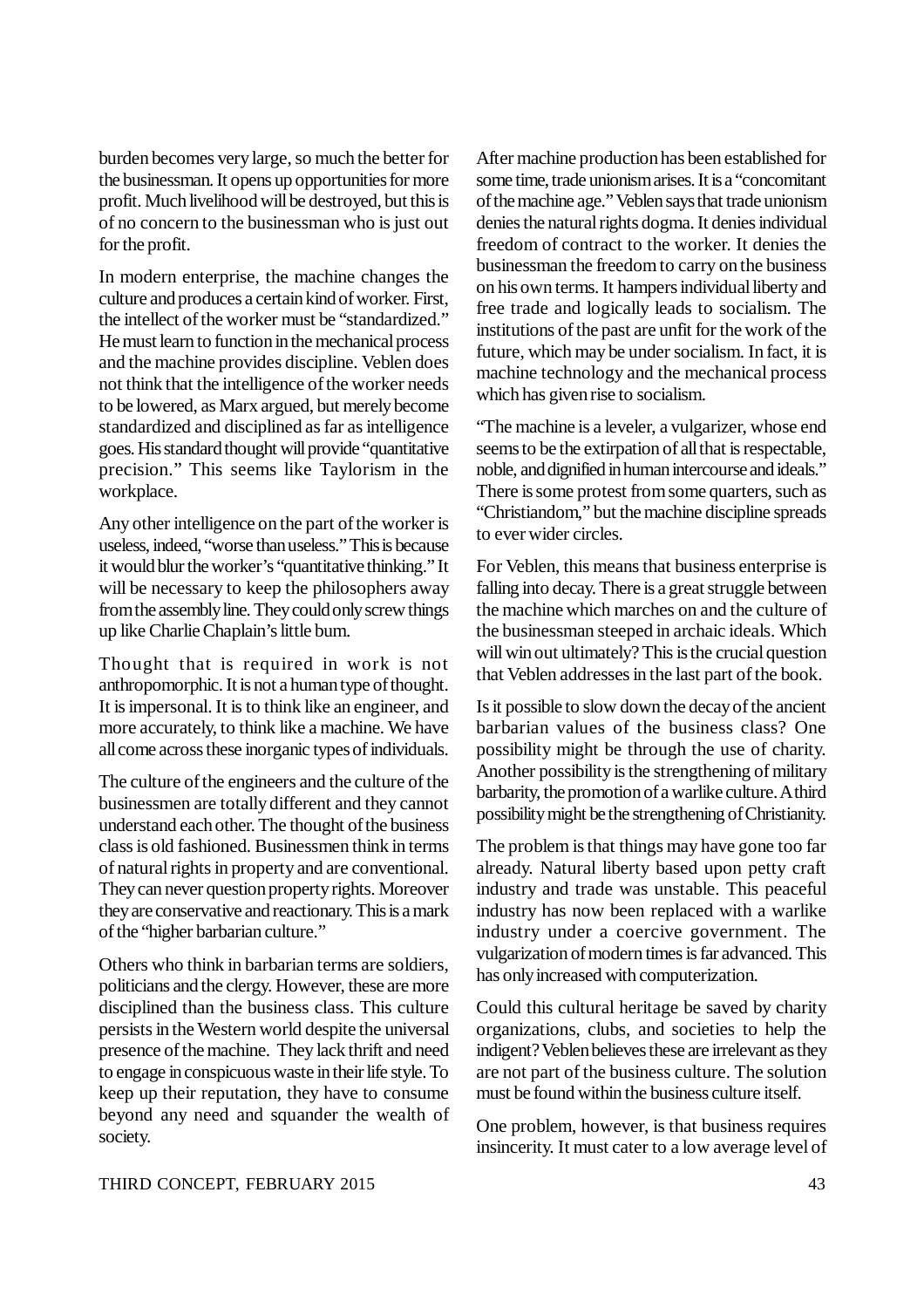burden becomes very large, so much the better for the businessman. It opens up opportunities for more profit. Much livelihood will be destroyed, but this is of no concern to the businessman who is just out for the profit.

In modern enterprise, the machine changes the culture and produces a certain kind of worker. First, the intellect of the worker must be "standardized." He must learn to function in the mechanical process and the machine provides discipline. Veblen does not think that the intelligence of the worker needs to be lowered, as Marx argued, but merely become standardized and disciplined as far as intelligence goes. His standard thought will provide "quantitative precision." This seems like Taylorism in the workplace.

Any other intelligence on the part of the worker is useless, indeed, "worse than useless." This is because it would blur the worker's "quantitative thinking." It will be necessary to keep the philosophers away from the assembly line. They could only screw things up like Charlie Chaplain's little bum.

Thought that is required in work is not anthropomorphic. It is not a human type of thought. It is impersonal. It is to think like an engineer, and more accurately, to think like a machine. We have all come across these inorganic types of individuals.

The culture of the engineers and the culture of the businessmen are totally different and they cannot understand each other. The thought of the business class is old fashioned. Businessmen think in terms of natural rights in property and are conventional. They can never question property rights. Moreover they are conservative and reactionary. This is a mark of the "higher barbarian culture."

Others who think in barbarian terms are soldiers, politicians and the clergy. However, these are more disciplined than the business class. This culture persists in the Western world despite the universal presence of the machine. They lack thrift and need to engage in conspicuous waste in their life style. To keep up their reputation, they have to consume beyond any need and squander the wealth of society.

After machine production has been established for some time, trade unionism arises. It is a "concomitant of the machine age." Veblen says that trade unionism denies the natural rights dogma. It denies individual freedom of contract to the worker. It denies the businessman the freedom to carry on the business on his own terms. It hampers individual liberty and free trade and logically leads to socialism. The institutions of the past are unfit for the work of the future, which may be under socialism. In fact, it is machine technology and the mechanical process which has given rise to socialism.

"The machine is a leveler, a vulgarizer, whose end seems to be the extirpation of all that is respectable, noble, and dignified in human intercourse and ideals." There is some protest from some quarters, such as "Christiandom," but the machine discipline spreads to ever wider circles.

For Veblen, this means that business enterprise is falling into decay. There is a great struggle between the machine which marches on and the culture of the businessman steeped in archaic ideals. Which will win out ultimately? This is the crucial question that Veblen addresses in the last part of the book.

Is it possible to slow down the decay of the ancient barbarian values of the business class? One possibility might be through the use of charity. Another possibility is the strengthening of military barbarity, the promotion of a warlike culture. A third possibility might be the strengthening of Christianity.

The problem is that things may have gone too far already. Natural liberty based upon petty craft industry and trade was unstable. This peaceful industry has now been replaced with a warlike industry under a coercive government. The vulgarization of modern times is far advanced. This has only increased with computerization.

Could this cultural heritage be saved by charity organizations, clubs, and societies to help the indigent? Veblen believes these are irrelevant as they are not part of the business culture. The solution must be found within the business culture itself.

One problem, however, is that business requires insincerity. It must cater to a low average level of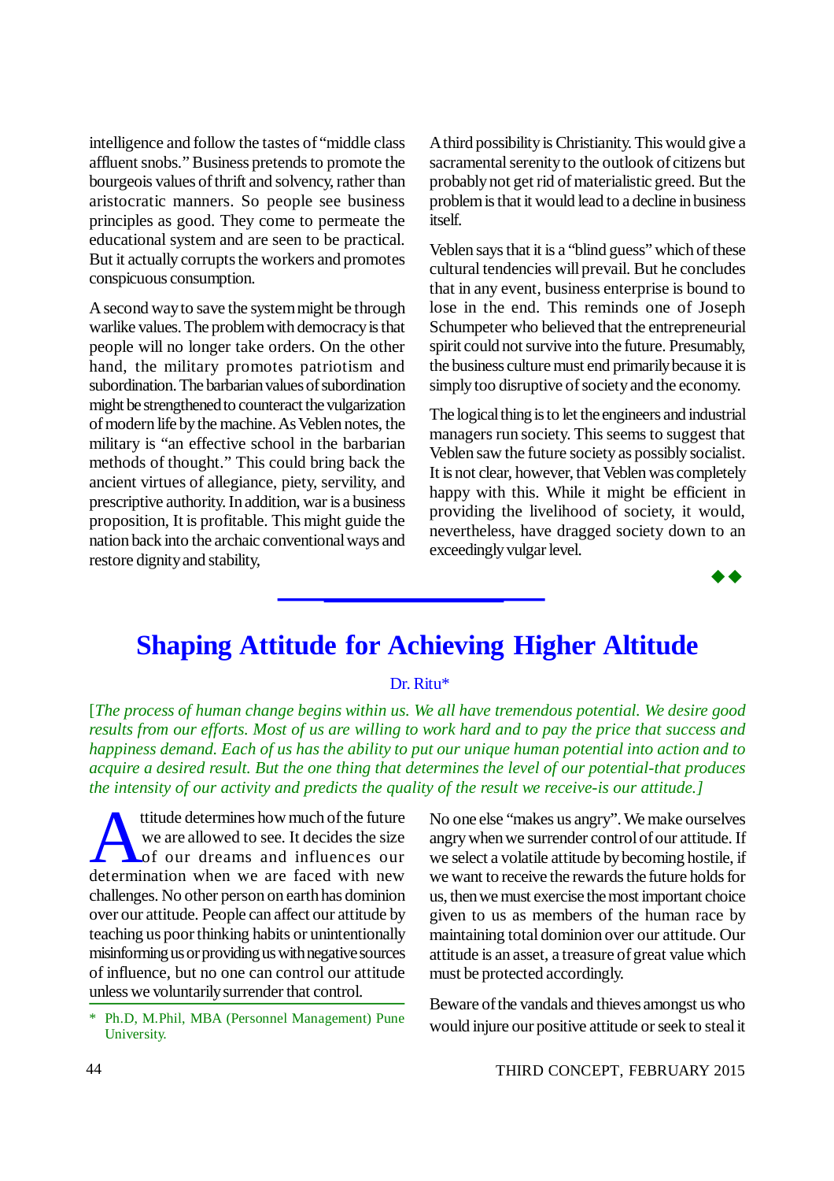intelligence and follow the tastes of "middle class affluent snobs." Business pretends to promote the bourgeois values of thrift and solvency, rather than aristocratic manners. So people see business principles as good. They come to permeate the educational system and are seen to be practical. But it actually corrupts the workers and promotes conspicuous consumption.

A second way to save the system might be through warlike values. The problem with democracy is that people will no longer take orders. On the other hand, the military promotes patriotism and subordination. The barbarian values of subordination might be strengthened to counteract the vulgarization of modern life by the machine. As Veblen notes, the military is "an effective school in the barbarian methods of thought." This could bring back the ancient virtues of allegiance, piety, servility, and prescriptive authority. In addition, war is a business proposition, It is profitable. This might guide the nation back into the archaic conventional ways and restore dignity and stability,

A third possibility is Christianity. This would give a sacramental serenity to the outlook of citizens but probably not get rid of materialistic greed. But the problem is that it would lead to a decline in business itself.

Veblen says that it is a "blind guess" which of these cultural tendencies will prevail. But he concludes that in any event, business enterprise is bound to lose in the end. This reminds one of Joseph Schumpeter who believed that the entrepreneurial spirit could not survive into the future. Presumably, the business culture must end primarily because it is simply too disruptive of society and the economy.

The logical thing is to let the engineers and industrial managers run society. This seems to suggest that Veblen saw the future society as possibly socialist. It is not clear, however, that Veblen was completely happy with this. While it might be efficient in providing the livelihood of society, it would, nevertheless, have dragged society down to an exceedingly vulgar level.

◆◆

# Shaping Attitude for Achieving Higher Altitude

Dr. Ritu*

*[The process of human change begins within us. We all have tremendous potential. We desire good results from our efforts. Most of us are willing to work hard and to pay the price that success and happiness demand. Each of us has the ability to put our unique human potential into action and to acquire a desired result. But the one thing that determines the level of our potential-that produces the intensity of our activity and predicts the quality of the result we receive-is our attitude.]*

Attitude determines how much of the future we are allowed to see. It decides the size of our dreams and influences our determination when we are faced with new challenges. No other person on earth has dominion over our attitude. People can affect our attitude by teaching us poor thinking habits or unintentionally misinforming us or providing us with negative sources of influence, but no one can control our attitude unless we voluntarily surrender that control.

No one else "makes us angry". We make ourselves angry when we surrender control of our attitude. If we select a volatile attitude by becoming hostile, if we want to receive the rewards the future holds for us, then we must exercise the most important choice given to us as members of the human race by maintaining total dominion over our attitude. Our attitude is an asset, a treasure of great value which must be protected accordingly.

Beware of the vandals and thieves amongst us who would injure our positive attitude or seek to steal it

---

\* Ph.D, M.Phil, MBA (Personnel Management) Pune University.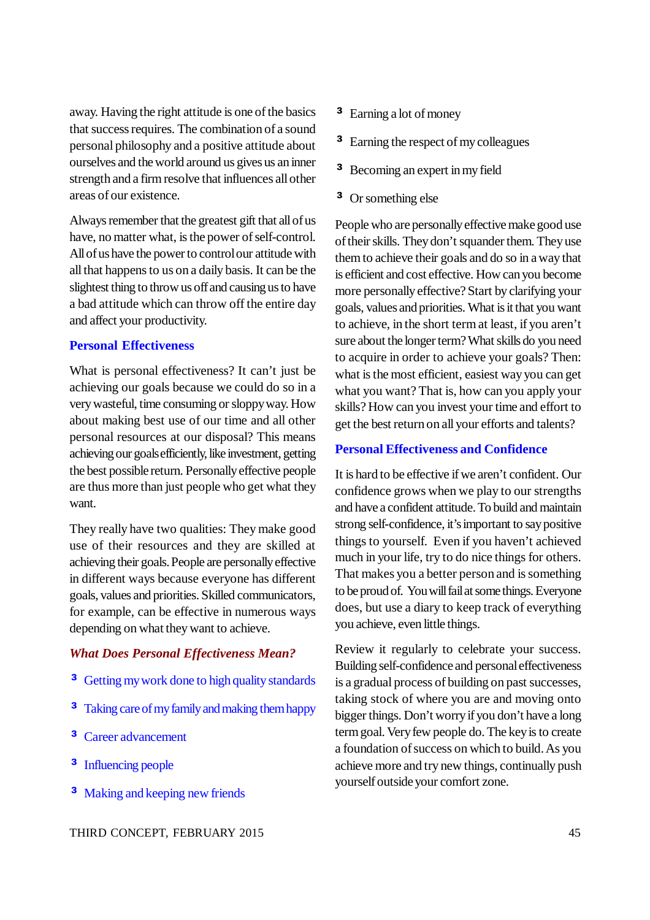away. Having the right attitude is one of the basics that success requires. The combination of a sound personal philosophy and a positive attitude about ourselves and the world around us gives us an inner strength and a firm resolve that influences all other areas of our existence.

Always remember that the greatest gift that all of us have, no matter what, is the power of self-control. All of us have the power to control our attitude with all that happens to us on a daily basis. It can be the slightest thing to throw us off and causing us to have a bad attitude which can throw off the entire day and affect your productivity.

## Personal Effectiveness

What is personal effectiveness? It can't just be achieving our goals because we could do so in a very wasteful, time consuming or sloppy way. How about making best use of our time and all other personal resources at our disposal? This means achieving our goals efficiently, like investment, getting the best possible return. Personally effective people are thus more than just people who get what they want.

They really have two qualities: They make good use of their resources and they are skilled at achieving their goals. People are personally effective in different ways because everyone has different goals, values and priorities. Skilled communicators, for example, can be effective in numerous ways depending on what they want to achieve.

### *What Does Personal Effectiveness Mean?*

- Getting my work done to high quality standards
- Taking care of my family and making them happy
- Career advancement
- Influencing people
- Making and keeping new friends
- Earning a lot of money
- Earning the respect of my colleagues
- Becoming an expert in my field
- Or something else

People who are personally effective make good use of their skills. They don't squander them. They use them to achieve their goals and do so in a way that is efficient and cost effective. How can you become more personally effective? Start by clarifying your goals, values and priorities. What is it that you want to achieve, in the short term at least, if you aren't sure about the longer term? What skills do you need to acquire in order to achieve your goals? Then: what is the most efficient, easiest way you can get what you want? That is, how can you apply your skills? How can you invest your time and effort to get the best return on all your efforts and talents?

## Personal Effectiveness and Confidence

It is hard to be effective if we aren't confident. Our confidence grows when we play to our strengths and have a confident attitude. To build and maintain strong self-confidence, it's important to say positive things to yourself. Even if you haven't achieved much in your life, try to do nice things for others. That makes you a better person and is something to be proud of. You will fail at some things. Everyone does, but use a diary to keep track of everything you achieve, even little things.

Review it regularly to celebrate your success. Building self-confidence and personal effectiveness is a gradual process of building on past successes, taking stock of where you are and moving onto bigger things. Don't worry if you don't have a long term goal. Very few people do. The key is to create a foundation of success on which to build. As you achieve more and try new things, continually push yourself outside your comfort zone.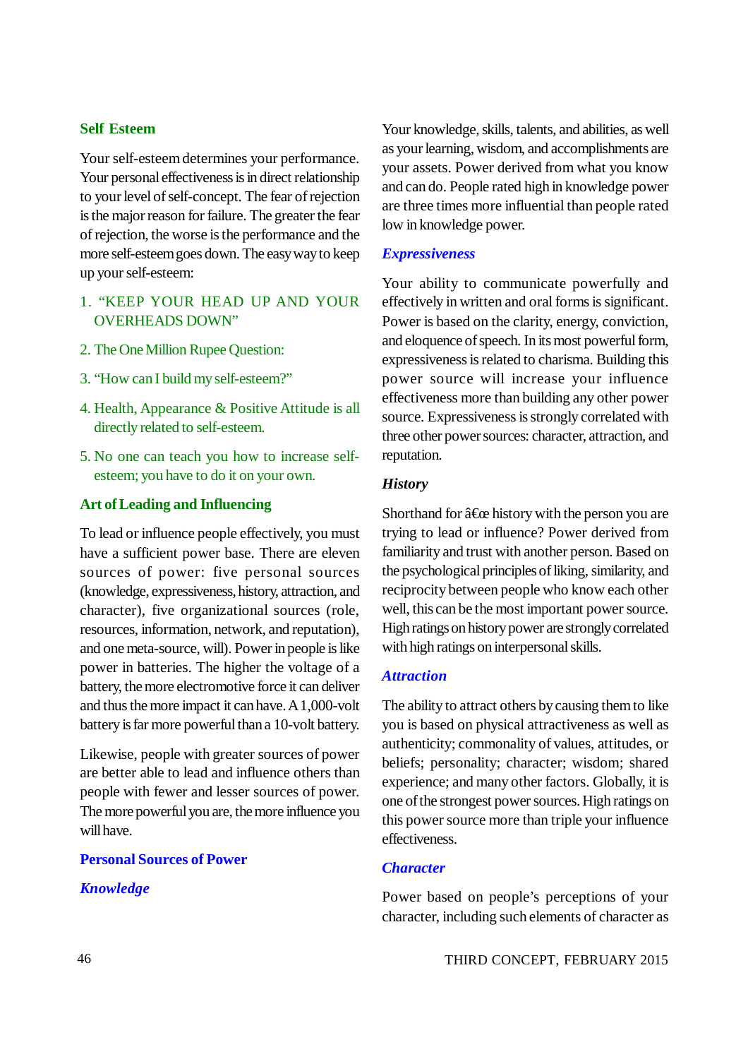## Self Esteem

Your self-esteem determines your performance. Your personal effectiveness is in direct relationship to your level of self-concept. The fear of rejection is the major reason for failure. The greater the fear of rejection, the worse is the performance and the more self-esteem goes down. The easy way to keep up your self-esteem:

1. "KEEP YOUR HEAD UP AND YOUR OVERHEADS DOWN"
2. The One Million Rupee Question:
3. "How can I build my self-esteem?"
4. Health, Appearance & Positive Attitude is all directly related to self-esteem.
5. No one can teach you how to increase self-esteem; you have to do it on your own.

## Art of Leading and Influencing

To lead or influence people effectively, you must have a sufficient power base. There are eleven sources of power: five personal sources (knowledge, expressiveness, history, attraction, and character), five organizational sources (role, resources, information, network, and reputation), and one meta-source, will). Power in people is like power in batteries. The higher the voltage of a battery, the more electromotive force it can deliver and thus the more impact it can have. A 1,000-volt battery is far more powerful than a 10-volt battery.

Likewise, people with greater sources of power are better able to lead and influence others than people with fewer and lesser sources of power. The more powerful you are, the more influence you will have.

## Personal Sources of Power

### *Knowledge*

Your knowledge, skills, talents, and abilities, as well as your learning, wisdom, and accomplishments are your assets. Power derived from what you know and can do. People rated high in knowledge power are three times more influential than people rated low in knowledge power.

### *Expressiveness*

Your ability to communicate powerfully and effectively in written and oral forms is significant. Power is based on the clarity, energy, conviction, and eloquence of speech. In its most powerful form, expressiveness is related to charisma. Building this power source will increase your influence effectiveness more than building any other power source. Expressiveness is strongly correlated with three other power sources: character, attraction, and reputation.

### *History*

Shorthand for â€œ history with the person you are trying to lead or influence? Power derived from familiarity and trust with another person. Based on the psychological principles of liking, similarity, and reciprocity between people who know each other well, this can be the most important power source. High ratings on history power are strongly correlated with high ratings on interpersonal skills.

### *Attraction*

The ability to attract others by causing them to like you is based on physical attractiveness as well as authenticity; commonality of values, attitudes, or beliefs; personality; character; wisdom; shared experience; and many other factors. Globally, it is one of the strongest power sources. High ratings on this power source more than triple your influence effectiveness.

### *Character*

Power based on people's perceptions of your character, including such elements of character as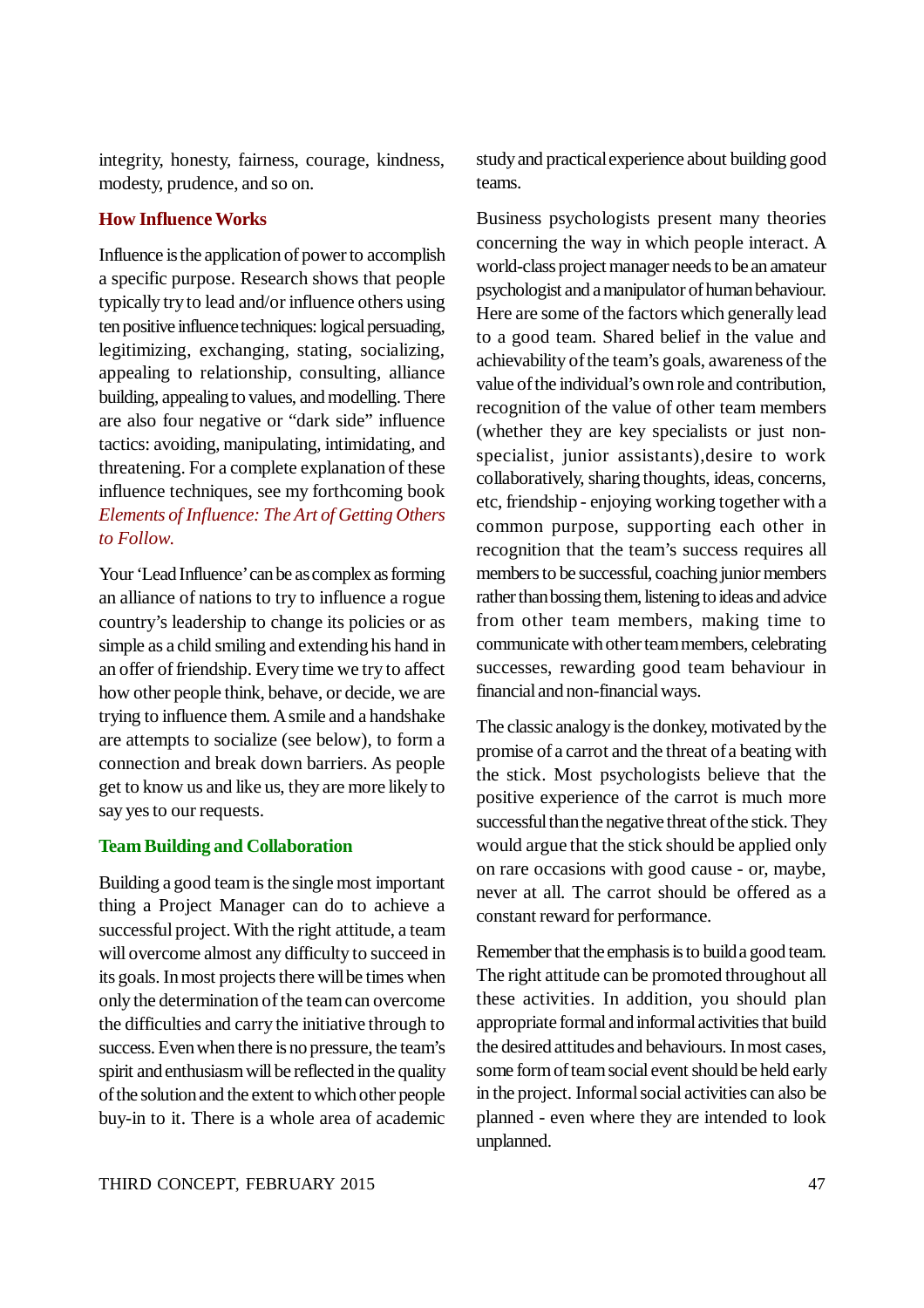integrity, honesty, fairness, courage, kindness, modesty, prudence, and so on.

### How Influence Works

Influence is the application of power to accomplish a specific purpose. Research shows that people typically try to lead and/or influence others using ten positive influence techniques: logical persuading, legitimizing, exchanging, stating, socializing, appealing to relationship, consulting, alliance building, appealing to values, and modelling. There are also four negative or "dark side" influence tactics: avoiding, manipulating, intimidating, and threatening. For a complete explanation of these influence techniques, see my forthcoming book *Elements of Influence: The Art of Getting Others to Follow.*

Your 'Lead Influence' can be as complex as forming an alliance of nations to try to influence a rogue country's leadership to change its policies or as simple as a child smiling and extending his hand in an offer of friendship. Every time we try to affect how other people think, behave, or decide, we are trying to influence them. A smile and a handshake are attempts to socialize (see below), to form a connection and break down barriers. As people get to know us and like us, they are more likely to say yes to our requests.

### Team Building and Collaboration

Building a good team is the single most important thing a Project Manager can do to achieve a successful project. With the right attitude, a team will overcome almost any difficulty to succeed in its goals. In most projects there will be times when only the determination of the team can overcome the difficulties and carry the initiative through to success. Even when there is no pressure, the team's spirit and enthusiasm will be reflected in the quality of the solution and the extent to which other people buy-in to it. There is a whole area of academic study and practical experience about building good teams.

Business psychologists present many theories concerning the way in which people interact. A world-class project manager needs to be an amateur psychologist and a manipulator of human behaviour. Here are some of the factors which generally lead to a good team. Shared belief in the value and achievability of the team's goals, awareness of the value of the individual's own role and contribution, recognition of the value of other team members (whether they are key specialists or just non-specialist, junior assistants),desire to work collaboratively, sharing thoughts, ideas, concerns, etc, friendship - enjoying working together with a common purpose, supporting each other in recognition that the team's success requires all members to be successful, coaching junior members rather than bossing them, listening to ideas and advice from other team members, making time to communicate with other team members, celebrating successes, rewarding good team behaviour in financial and non-financial ways.

The classic analogy is the donkey, motivated by the promise of a carrot and the threat of a beating with the stick. Most psychologists believe that the positive experience of the carrot is much more successful than the negative threat of the stick. They would argue that the stick should be applied only on rare occasions with good cause - or, maybe, never at all. The carrot should be offered as a constant reward for performance.

Remember that the emphasis is to build a good team. The right attitude can be promoted throughout all these activities. In addition, you should plan appropriate formal and informal activities that build the desired attitudes and behaviours. In most cases, some form of team social event should be held early in the project. Informal social activities can also be planned - even where they are intended to look unplanned.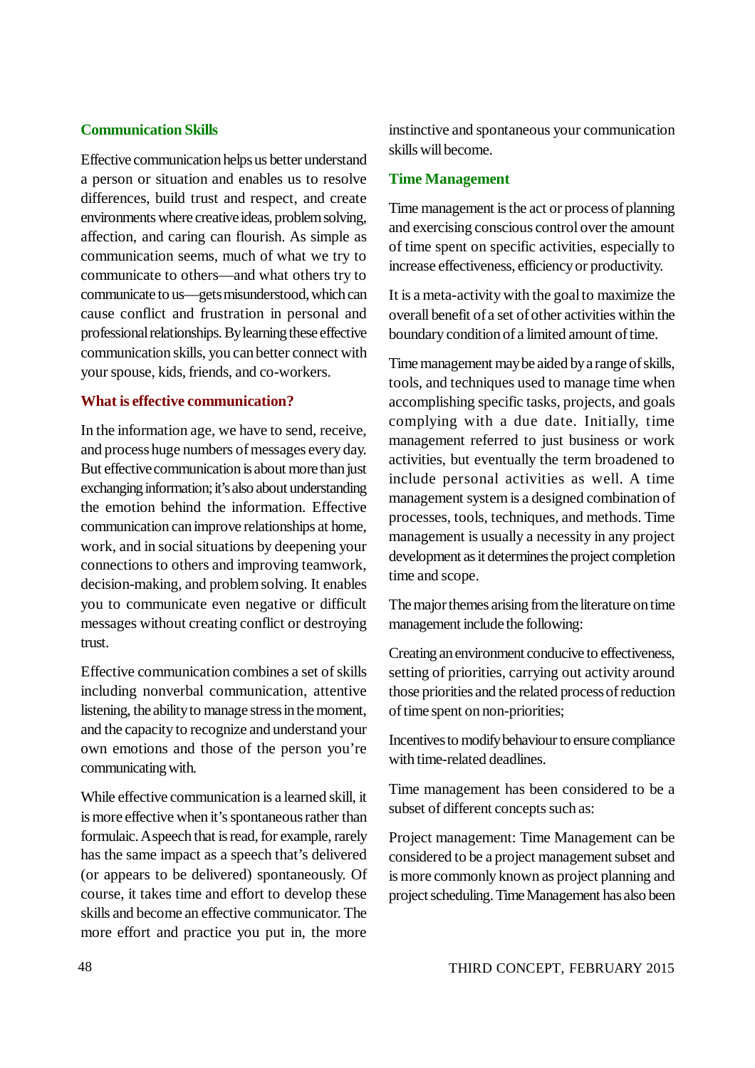## Communication Skills

Effective communication helps us better understand a person or situation and enables us to resolve differences, build trust and respect, and create environments where creative ideas, problem solving, affection, and caring can flourish. As simple as communication seems, much of what we try to communicate to others—and what others try to communicate to us—gets misunderstood, which can cause conflict and frustration in personal and professional relationships. By learning these effective communication skills, you can better connect with your spouse, kids, friends, and co-workers.

### What is effective communication?

In the information age, we have to send, receive, and process huge numbers of messages every day. But effective communication is about more than just exchanging information; it's also about understanding the emotion behind the information. Effective communication can improve relationships at home, work, and in social situations by deepening your connections to others and improving teamwork, decision-making, and problem solving. It enables you to communicate even negative or difficult messages without creating conflict or destroying trust.

Effective communication combines a set of skills including nonverbal communication, attentive listening, the ability to manage stress in the moment, and the capacity to recognize and understand your own emotions and those of the person you're communicating with.

While effective communication is a learned skill, it is more effective when it's spontaneous rather than formulaic. A speech that is read, for example, rarely has the same impact as a speech that's delivered (or appears to be delivered) spontaneously. Of course, it takes time and effort to develop these skills and become an effective communicator. The more effort and practice you put in, the more instinctive and spontaneous your communication skills will become.

## Time Management

Time management is the act or process of planning and exercising conscious control over the amount of time spent on specific activities, especially to increase effectiveness, efficiency or productivity.

It is a meta-activity with the goal to maximize the overall benefit of a set of other activities within the boundary condition of a limited amount of time.

Time management may be aided by a range of skills, tools, and techniques used to manage time when accomplishing specific tasks, projects, and goals complying with a due date. Initially, time management referred to just business or work activities, but eventually the term broadened to include personal activities as well. A time management system is a designed combination of processes, tools, techniques, and methods. Time management is usually a necessity in any project development as it determines the project completion time and scope.

The major themes arising from the literature on time management include the following:

Creating an environment conducive to effectiveness, setting of priorities, carrying out activity around those priorities and the related process of reduction of time spent on non-priorities;

Incentives to modify behaviour to ensure compliance with time-related deadlines.

Time management has been considered to be a subset of different concepts such as:

Project management: Time Management can be considered to be a project management subset and is more commonly known as project planning and project scheduling. Time Management has also been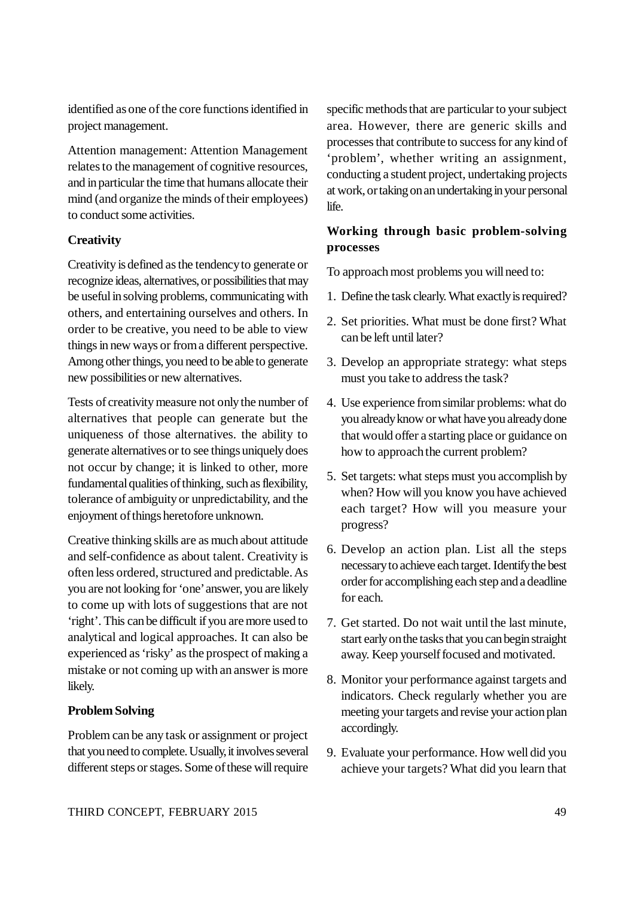identified as one of the core functions identified in project management.

Attention management: Attention Management relates to the management of cognitive resources, and in particular the time that humans allocate their mind (and organize the minds of their employees) to conduct some activities.

**Creativity**

Creativity is defined as the tendency to generate or recognize ideas, alternatives, or possibilities that may be useful in solving problems, communicating with others, and entertaining ourselves and others. In order to be creative, you need to be able to view things in new ways or from a different perspective. Among other things, you need to be able to generate new possibilities or new alternatives.

Tests of creativity measure not only the number of alternatives that people can generate but the uniqueness of those alternatives. the ability to generate alternatives or to see things uniquely does not occur by change; it is linked to other, more fundamental qualities of thinking, such as flexibility, tolerance of ambiguity or unpredictability, and the enjoyment of things heretofore unknown.

Creative thinking skills are as much about attitude and self-confidence as about talent. Creativity is often less ordered, structured and predictable. As you are not looking for 'one' answer, you are likely to come up with lots of suggestions that are not 'right'. This can be difficult if you are more used to analytical and logical approaches. It can also be experienced as 'risky' as the prospect of making a mistake or not coming up with an answer is more likely.

**Problem Solving**

Problem can be any task or assignment or project that you need to complete. Usually, it involves several different steps or stages. Some of these will require specific methods that are particular to your subject area. However, there are generic skills and processes that contribute to success for any kind of 'problem', whether writing an assignment, conducting a student project, undertaking projects at work, or taking on an undertaking in your personal life.

**Working through basic problem-solving processes**

To approach most problems you will need to:

1. Define the task clearly. What exactly is required?
2. Set priorities. What must be done first? What can be left until later?
3. Develop an appropriate strategy: what steps must you take to address the task?
4. Use experience from similar problems: what do you already know or what have you already done that would offer a starting place or guidance on how to approach the current problem?
5. Set targets: what steps must you accomplish by when? How will you know you have achieved each target? How will you measure your progress?
6. Develop an action plan. List all the steps necessary to achieve each target. Identify the best order for accomplishing each step and a deadline for each.
7. Get started. Do not wait until the last minute, start early on the tasks that you can begin straight away. Keep yourself focused and motivated.
8. Monitor your performance against targets and indicators. Check regularly whether you are meeting your targets and revise your action plan accordingly.
9. Evaluate your performance. How well did you achieve your targets? What did you learn that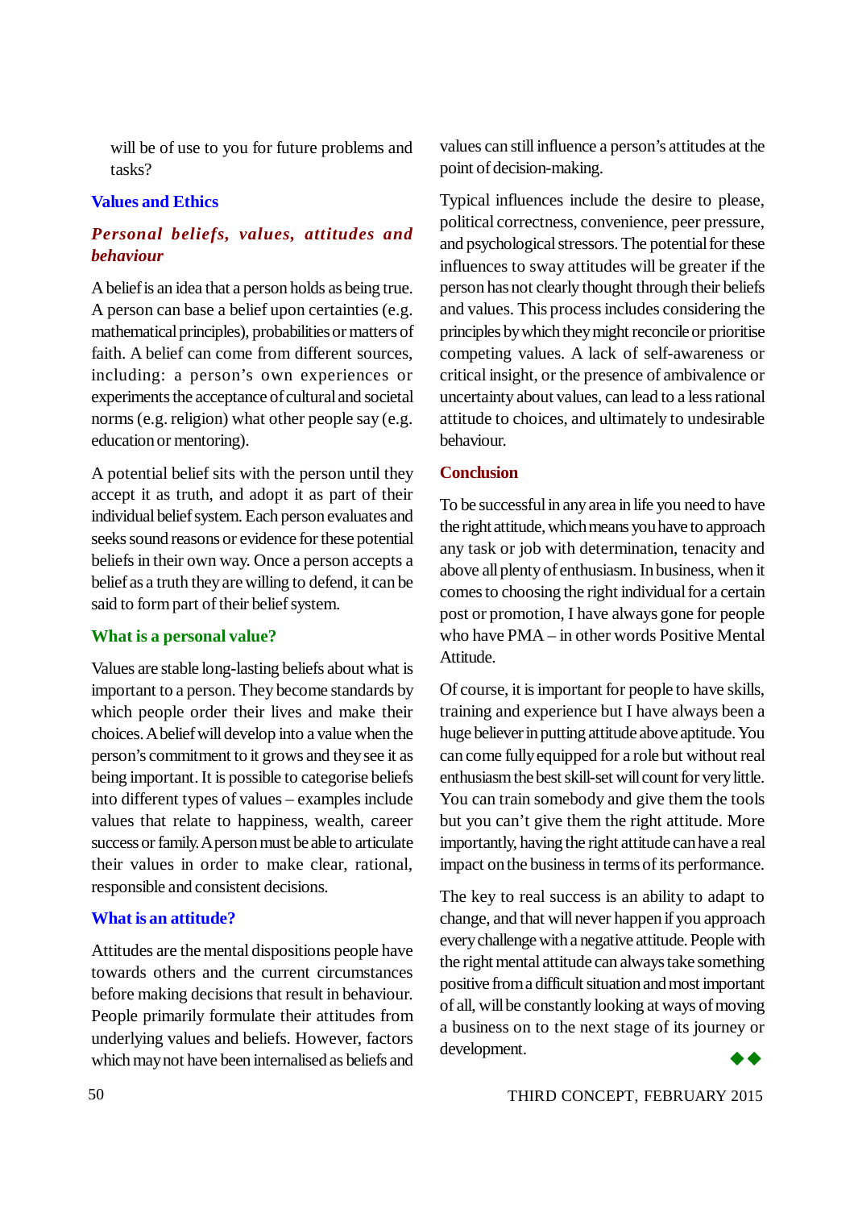will be of use to you for future problems and tasks?

## Values and Ethics

### *Personal beliefs, values, attitudes and behaviour*

A belief is an idea that a person holds as being true. A person can base a belief upon certainties (e.g. mathematical principles), probabilities or matters of faith. A belief can come from different sources, including: a person's own experiences or experiments the acceptance of cultural and societal norms (e.g. religion) what other people say (e.g. education or mentoring).

A potential belief sits with the person until they accept it as truth, and adopt it as part of their individual belief system. Each person evaluates and seeks sound reasons or evidence for these potential beliefs in their own way. Once a person accepts a belief as a truth they are willing to defend, it can be said to form part of their belief system.

### What is a personal value?

Values are stable long-lasting beliefs about what is important to a person. They become standards by which people order their lives and make their choices. A belief will develop into a value when the person's commitment to it grows and they see it as being important. It is possible to categorise beliefs into different types of values – examples include values that relate to happiness, wealth, career success or family. A person must be able to articulate their values in order to make clear, rational, responsible and consistent decisions.

### What is an attitude?

Attitudes are the mental dispositions people have towards others and the current circumstances before making decisions that result in behaviour. People primarily formulate their attitudes from underlying values and beliefs. However, factors which may not have been internalised as beliefs and values can still influence a person's attitudes at the point of decision-making.

Typical influences include the desire to please, political correctness, convenience, peer pressure, and psychological stressors. The potential for these influences to sway attitudes will be greater if the person has not clearly thought through their beliefs and values. This process includes considering the principles by which they might reconcile or prioritise competing values. A lack of self-awareness or critical insight, or the presence of ambivalence or uncertainty about values, can lead to a less rational attitude to choices, and ultimately to undesirable behaviour.

## Conclusion

To be successful in any area in life you need to have the right attitude, which means you have to approach any task or job with determination, tenacity and above all plenty of enthusiasm. In business, when it comes to choosing the right individual for a certain post or promotion, I have always gone for people who have PMA – in other words Positive Mental Attitude.

Of course, it is important for people to have skills, training and experience but I have always been a huge believer in putting attitude above aptitude. You can come fully equipped for a role but without real enthusiasm the best skill-set will count for very little. You can train somebody and give them the tools but you can't give them the right attitude. More importantly, having the right attitude can have a real impact on the business in terms of its performance.

The key to real success is an ability to adapt to change, and that will never happen if you approach every challenge with a negative attitude. People with the right mental attitude can always take something positive from a difficult situation and most important of all, will be constantly looking at ways of moving a business on to the next stage of its journey or development.

◆◆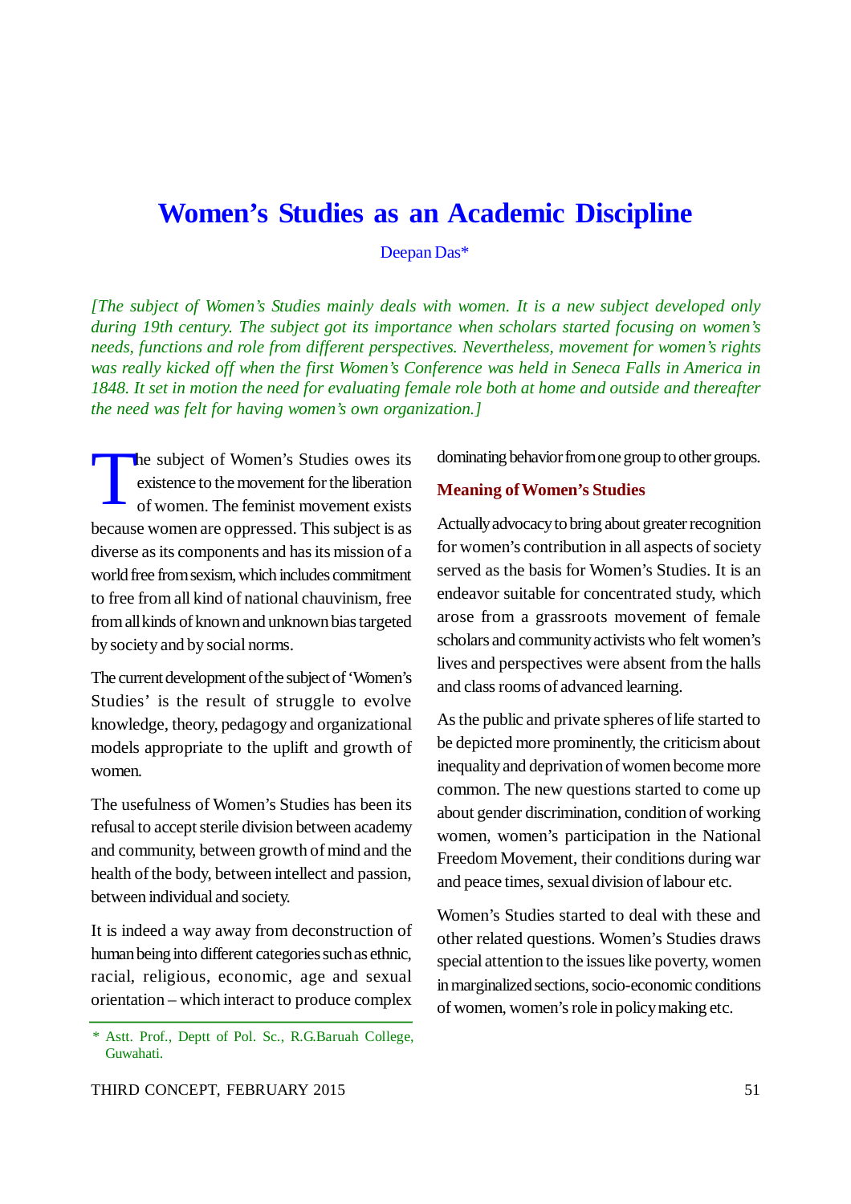# Women's Studies as an Academic Discipline

Deepan Das*

*[The subject of Women's Studies mainly deals with women. It is a new subject developed only during 19th century. The subject got its importance when scholars started focusing on women's needs, functions and role from different perspectives. Nevertheless, movement for women's rights was really kicked off when the first Women's Conference was held in Seneca Falls in America in 1848. It set in motion the need for evaluating female role both at home and outside and thereafter the need was felt for having women's own organization.]*

The subject of Women's Studies owes its existence to the movement for the liberation of women. The feminist movement exists because women are oppressed. This subject is as diverse as its components and has its mission of a world free from sexism, which includes commitment to free from all kind of national chauvinism, free from all kinds of known and unknown bias targeted by society and by social norms.

The current development of the subject of 'Women's Studies' is the result of struggle to evolve knowledge, theory, pedagogy and organizational models appropriate to the uplift and growth of women.

The usefulness of Women's Studies has been its refusal to accept sterile division between academy and community, between growth of mind and the health of the body, between intellect and passion, between individual and society.

It is indeed a way away from deconstruction of human being into different categories such as ethnic, racial, religious, economic, age and sexual orientation – which interact to produce complex dominating behavior from one group to other groups.

## Meaning of Women's Studies

Actually advocacy to bring about greater recognition for women's contribution in all aspects of society served as the basis for Women's Studies. It is an endeavor suitable for concentrated study, which arose from a grassroots movement of female scholars and community activists who felt women's lives and perspectives were absent from the halls and class rooms of advanced learning.

As the public and private spheres of life started to be depicted more prominently, the criticism about inequality and deprivation of women become more common. The new questions started to come up about gender discrimination, condition of working women, women's participation in the National Freedom Movement, their conditions during war and peace times, sexual division of labour etc.

Women's Studies started to deal with these and other related questions. Women's Studies draws special attention to the issues like poverty, women in marginalized sections, socio-economic conditions of women, women's role in policy making etc.

\* Astt. Prof., Deptt of Pol. Sc., R.G.Baruah College, Guwahati.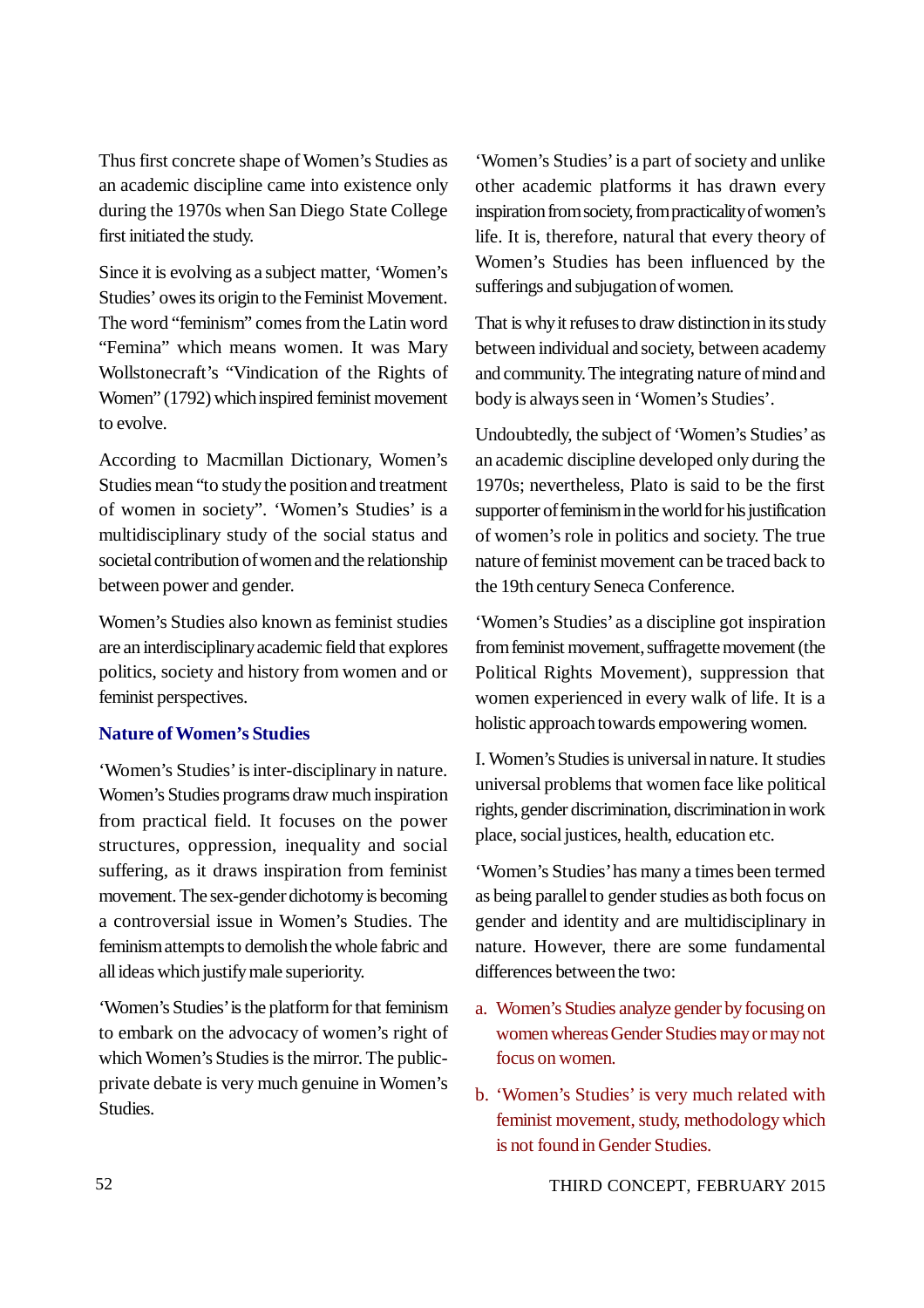Thus first concrete shape of Women's Studies as an academic discipline came into existence only during the 1970s when San Diego State College first initiated the study.

Since it is evolving as a subject matter, 'Women's Studies' owes its origin to the Feminist Movement. The word "feminism" comes from the Latin word "Femina" which means women. It was Mary Wollstonecraft's "Vindication of the Rights of Women" (1792) which inspired feminist movement to evolve.

According to Macmillan Dictionary, Women's Studies mean "to study the position and treatment of women in society". 'Women's Studies' is a multidisciplinary study of the social status and societal contribution of women and the relationship between power and gender.

Women's Studies also known as feminist studies are an interdisciplinary academic field that explores politics, society and history from women and or feminist perspectives.

### Nature of Women's Studies

'Women's Studies' is inter-disciplinary in nature. Women's Studies programs draw much inspiration from practical field. It focuses on the power structures, oppression, inequality and social suffering, as it draws inspiration from feminist movement. The sex-gender dichotomy is becoming a controversial issue in Women's Studies. The feminism attempts to demolish the whole fabric and all ideas which justify male superiority.

'Women's Studies' is the platform for that feminism to embark on the advocacy of women's right of which Women's Studies is the mirror. The public-private debate is very much genuine in Women's Studies.

'Women's Studies' is a part of society and unlike other academic platforms it has drawn every inspiration from society, from practicality of women's life. It is, therefore, natural that every theory of Women's Studies has been influenced by the sufferings and subjugation of women.

That is why it refuses to draw distinction in its study between individual and society, between academy and community. The integrating nature of mind and body is always seen in 'Women's Studies'.

Undoubtedly, the subject of 'Women's Studies' as an academic discipline developed only during the 1970s; nevertheless, Plato is said to be the first supporter of feminism in the world for his justification of women's role in politics and society. The true nature of feminist movement can be traced back to the 19th century Seneca Conference.

'Women's Studies' as a discipline got inspiration from feminist movement, suffragette movement (the Political Rights Movement), suppression that women experienced in every walk of life. It is a holistic approach towards empowering women.

I. Women's Studies is universal in nature. It studies universal problems that women face like political rights, gender discrimination, discrimination in work place, social justices, health, education etc.

'Women's Studies' has many a times been termed as being parallel to gender studies as both focus on gender and identity and are multidisciplinary in nature. However, there are some fundamental differences between the two:

a. Women's Studies analyze gender by focusing on women whereas Gender Studies may or may not focus on women.

b. 'Women's Studies' is very much related with feminist movement, study, methodology which is not found in Gender Studies.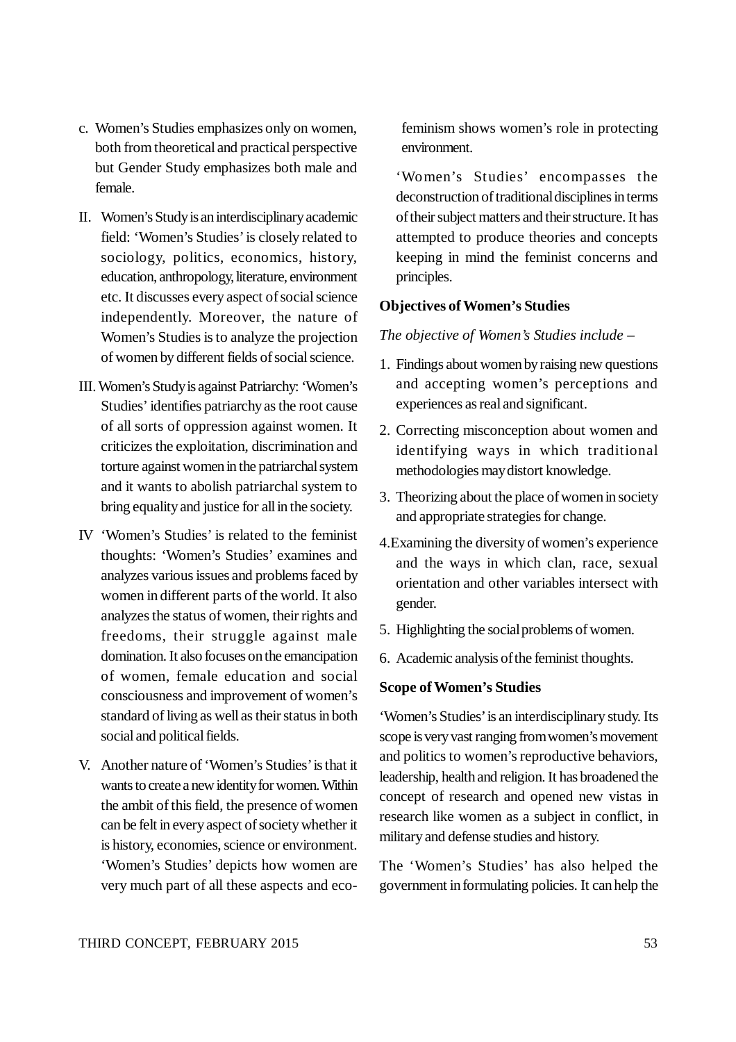c. Women's Studies emphasizes only on women, both from theoretical and practical perspective but Gender Study emphasizes both male and female.

II. Women's Study is an interdisciplinary academic field: 'Women's Studies' is closely related to sociology, politics, economics, history, education, anthropology, literature, environment etc. It discusses every aspect of social science independently. Moreover, the nature of Women's Studies is to analyze the projection of women by different fields of social science.

III. Women's Study is against Patriarchy: 'Women's Studies' identifies patriarchy as the root cause of all sorts of oppression against women. It criticizes the exploitation, discrimination and torture against women in the patriarchal system and it wants to abolish patriarchal system to bring equality and justice for all in the society.

IV 'Women's Studies' is related to the feminist thoughts: 'Women's Studies' examines and analyzes various issues and problems faced by women in different parts of the world. It also analyzes the status of women, their rights and freedoms, their struggle against male domination. It also focuses on the emancipation of women, female education and social consciousness and improvement of women's standard of living as well as their status in both social and political fields.

V. Another nature of 'Women's Studies' is that it wants to create a new identity for women. Within the ambit of this field, the presence of women can be felt in every aspect of society whether it is history, economies, science or environment. 'Women's Studies' depicts how women are very much part of all these aspects and eco-feminism shows women's role in protecting environment.

'Women's Studies' encompasses the deconstruction of traditional disciplines in terms of their subject matters and their structure. It has attempted to produce theories and concepts keeping in mind the feminist concerns and principles.

**Objectives of Women's Studies**

*The objective of Women's Studies include –*

1. Findings about women by raising new questions and accepting women's perceptions and experiences as real and significant.
2. Correcting misconception about women and identifying ways in which traditional methodologies may distort knowledge.
3. Theorizing about the place of women in society and appropriate strategies for change.
4. Examining the diversity of women's experience and the ways in which clan, race, sexual orientation and other variables intersect with gender.
5. Highlighting the social problems of women.
6. Academic analysis of the feminist thoughts.

**Scope of Women's Studies**

'Women's Studies' is an interdisciplinary study. Its scope is very vast ranging from women's movement and politics to women's reproductive behaviors, leadership, health and religion. It has broadened the concept of research and opened new vistas in research like women as a subject in conflict, in military and defense studies and history.

The 'Women's Studies' has also helped the government in formulating policies. It can help the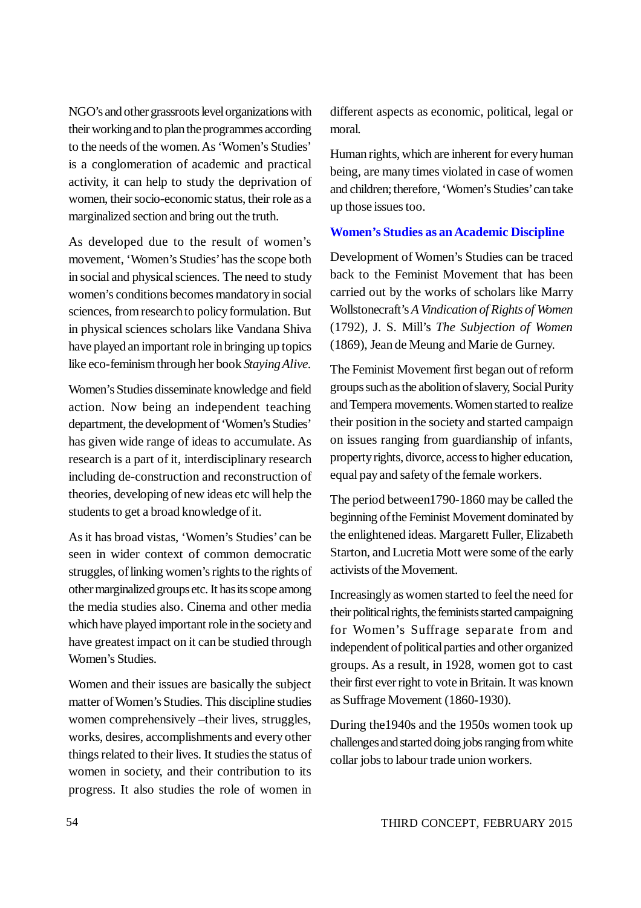NGO's and other grassroots level organizations with their working and to plan the programmes according to the needs of the women. As 'Women's Studies' is a conglomeration of academic and practical activity, it can help to study the deprivation of women, their socio-economic status, their role as a marginalized section and bring out the truth.

As developed due to the result of women's movement, 'Women's Studies' has the scope both in social and physical sciences. The need to study women's conditions becomes mandatory in social sciences, from research to policy formulation. But in physical sciences scholars like Vandana Shiva have played an important role in bringing up topics like eco-feminism through her book *Staying Alive.*

Women's Studies disseminate knowledge and field action. Now being an independent teaching department, the development of 'Women's Studies' has given wide range of ideas to accumulate. As research is a part of it, interdisciplinary research including de-construction and reconstruction of theories, developing of new ideas etc will help the students to get a broad knowledge of it.

As it has broad vistas, 'Women's Studies' can be seen in wider context of common democratic struggles, of linking women's rights to the rights of other marginalized groups etc. It has its scope among the media studies also. Cinema and other media which have played important role in the society and have greatest impact on it can be studied through Women's Studies.

Women and their issues are basically the subject matter of Women's Studies. This discipline studies women comprehensively –their lives, struggles, works, desires, accomplishments and every other things related to their lives. It studies the status of women in society, and their contribution to its progress. It also studies the role of women in different aspects as economic, political, legal or moral.

Human rights, which are inherent for every human being, are many times violated in case of women and children; therefore, 'Women's Studies' can take up those issues too.

## Women's Studies as an Academic Discipline

Development of Women's Studies can be traced back to the Feminist Movement that has been carried out by the works of scholars like Marry Wollstonecraft's *A Vindication of Rights of Women* (1792), J. S. Mill's *The Subjection of Women* (1869), Jean de Meung and Marie de Gurney.

The Feminist Movement first began out of reform groups such as the abolition of slavery, Social Purity and Tempera movements. Women started to realize their position in the society and started campaign on issues ranging from guardianship of infants, property rights, divorce, access to higher education, equal pay and safety of the female workers.

The period between1790-1860 may be called the beginning of the Feminist Movement dominated by the enlightened ideas. Margarett Fuller, Elizabeth Starton, and Lucretia Mott were some of the early activists of the Movement.

Increasingly as women started to feel the need for their political rights, the feminists started campaigning for Women's Suffrage separate from and independent of political parties and other organized groups. As a result, in 1928, women got to cast their first ever right to vote in Britain. It was known as Suffrage Movement (1860-1930).

During the1940s and the 1950s women took up challenges and started doing jobs ranging from white collar jobs to labour trade union workers.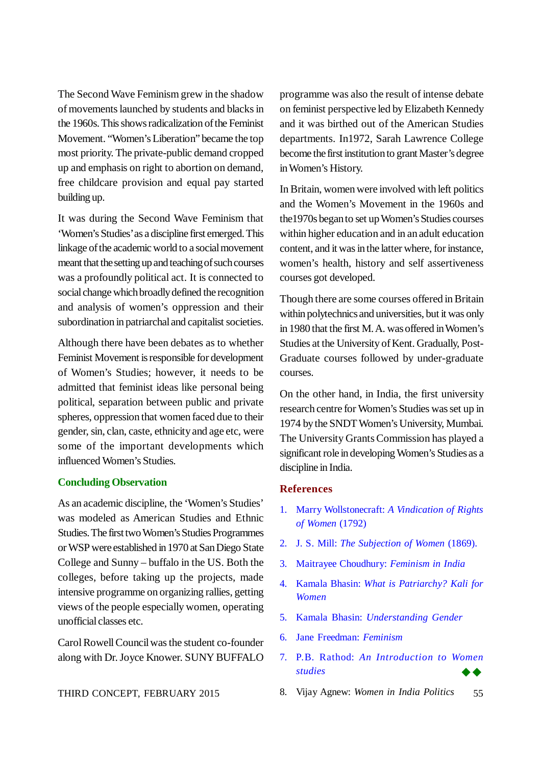The Second Wave Feminism grew in the shadow of movements launched by students and blacks in the 1960s. This shows radicalization of the Feminist Movement. "Women's Liberation" became the top most priority. The private-public demand cropped up and emphasis on right to abortion on demand, free childcare provision and equal pay started building up.

It was during the Second Wave Feminism that 'Women's Studies' as a discipline first emerged. This linkage of the academic world to a social movement meant that the setting up and teaching of such courses was a profoundly political act. It is connected to social change which broadly defined the recognition and analysis of women's oppression and their subordination in patriarchal and capitalist societies.

Although there have been debates as to whether Feminist Movement is responsible for development of Women's Studies; however, it needs to be admitted that feminist ideas like personal being political, separation between public and private spheres, oppression that women faced due to their gender, sin, clan, caste, ethnicity and age etc, were some of the important developments which influenced Women's Studies.

## Concluding Observation

As an academic discipline, the 'Women's Studies' was modeled as American Studies and Ethnic Studies. The first two Women's Studies Programmes or WSP were established in 1970 at San Diego State College and Sunny – buffalo in the US. Both the colleges, before taking up the projects, made intensive programme on organizing rallies, getting views of the people especially women, operating unofficial classes etc.

Carol Rowell Council was the student co-founder along with Dr. Joyce Knower. SUNY BUFFALO programme was also the result of intense debate on feminist perspective led by Elizabeth Kennedy and it was birthed out of the American Studies departments. In1972, Sarah Lawrence College become the first institution to grant Master's degree in Women's History.

In Britain, women were involved with left politics and the Women's Movement in the 1960s and the1970s began to set up Women's Studies courses within higher education and in an adult education content, and it was in the latter where, for instance, women's health, history and self assertiveness courses got developed.

Though there are some courses offered in Britain within polytechnics and universities, but it was only in 1980 that the first M. A. was offered in Women's Studies at the University of Kent. Gradually, Post-Graduate courses followed by under-graduate courses.

On the other hand, in India, the first university research centre for Women's Studies was set up in 1974 by the SNDT Women's University, Mumbai. The University Grants Commission has played a significant role in developing Women's Studies as a discipline in India.

## References

1. Marry Wollstonecraft: *A Vindication of Rights of Women* (1792)
2. J. S. Mill: *The Subjection of Women* (1869).
3. Maitrayee Choudhury: *Feminism in India*
4. Kamala Bhasin: *What is Patriarchy? Kali for Women*
5. Kamala Bhasin: *Understanding Gender*
6. Jane Freedman: *Feminism*
7. P.B. Rathod: *An Introduction to Women studies*
8. Vijay Agnew: *Women in India Politics*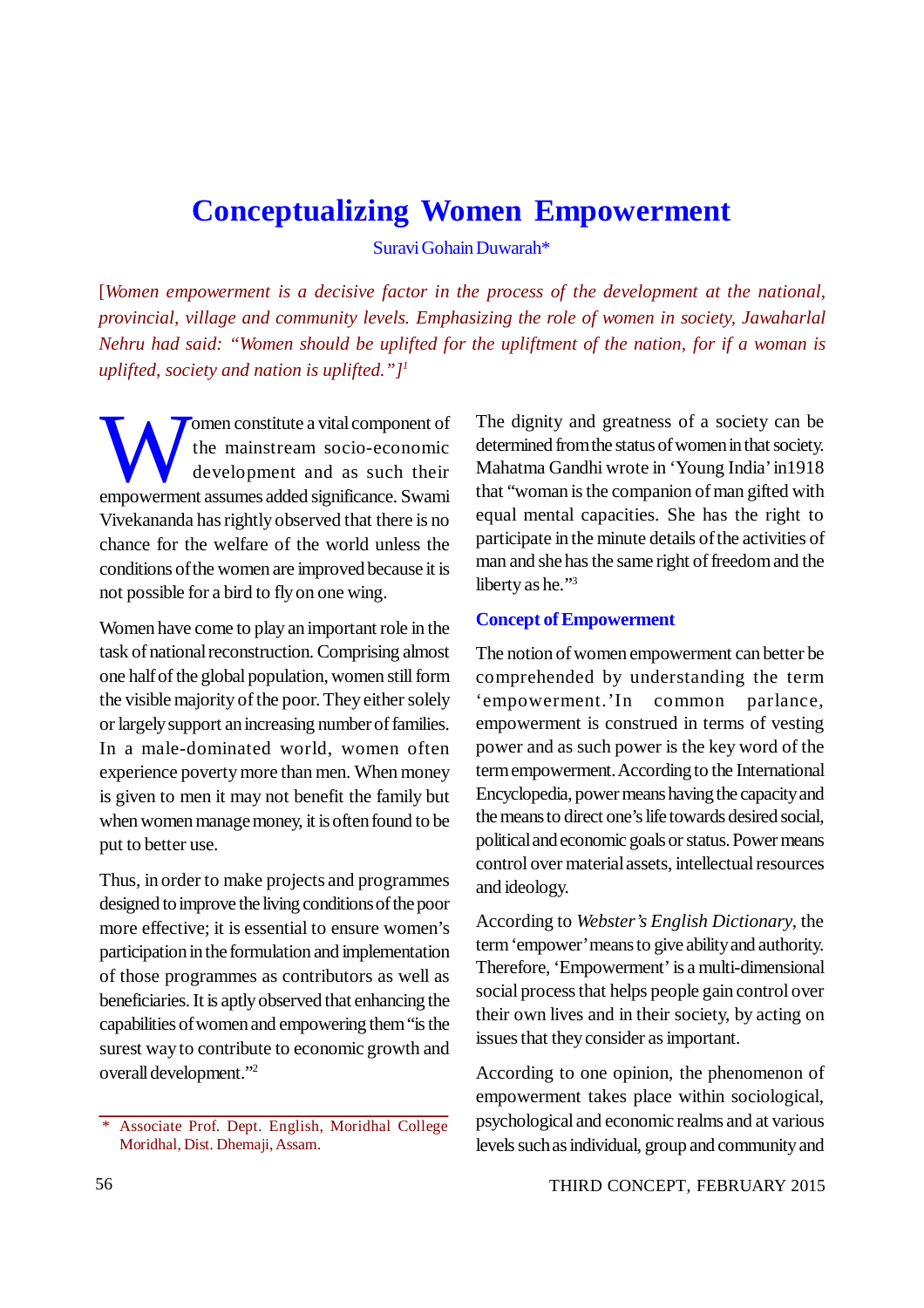# Conceptualizing Women Empowerment

Suravi Gohain Duwarah*

[*Women empowerment is a decisive factor in the process of the development at the national, provincial, village and community levels. Emphasizing the role of women in society, Jawaharlal Nehru had said: "Women should be uplifted for the upliftment of the nation, for if a woman is uplifted, society and nation is uplifted."*][1]

Women constitute a vital component of the mainstream socio-economic development and as such their empowerment assumes added significance. Swami Vivekananda has rightly observed that there is no chance for the welfare of the world unless the conditions of the women are improved because it is not possible for a bird to fly on one wing.

Women have come to play an important role in the task of national reconstruction. Comprising almost one half of the global population, women still form the visible majority of the poor. They either solely or largely support an increasing number of families. In a male-dominated world, women often experience poverty more than men. When money is given to men it may not benefit the family but when women manage money, it is often found to be put to better use.

Thus, in order to make projects and programmes designed to improve the living conditions of the poor more effective; it is essential to ensure women's participation in the formulation and implementation of those programmes as contributors as well as beneficiaries. It is aptly observed that enhancing the capabilities of women and empowering them "is the surest way to contribute to economic growth and overall development."[2]

The dignity and greatness of a society can be determined from the status of women in that society. Mahatma Gandhi wrote in 'Young India' in1918 that "woman is the companion of man gifted with equal mental capacities. She has the right to participate in the minute details of the activities of man and she has the same right of freedom and the liberty as he."[3]

### Concept of Empowerment

The notion of women empowerment can better be comprehended by understanding the term 'empowerment.'In common parlance, empowerment is construed in terms of vesting power and as such power is the key word of the term empowerment. According to the International Encyclopedia, power means having the capacity and the means to direct one's life towards desired social, political and economic goals or status. Power means control over material assets, intellectual resources and ideology.

According to *Webster's English Dictionary*, the term 'empower' means to give ability and authority. Therefore, 'Empowerment' is a multi-dimensional social process that helps people gain control over their own lives and in their society, by acting on issues that they consider as important.

According to one opinion, the phenomenon of empowerment takes place within sociological, psychological and economic realms and at various levels such as individual, group and community and

---

* Associate Prof. Dept. English, Moridhal College Moridhal, Dist. Dhemaji, Assam.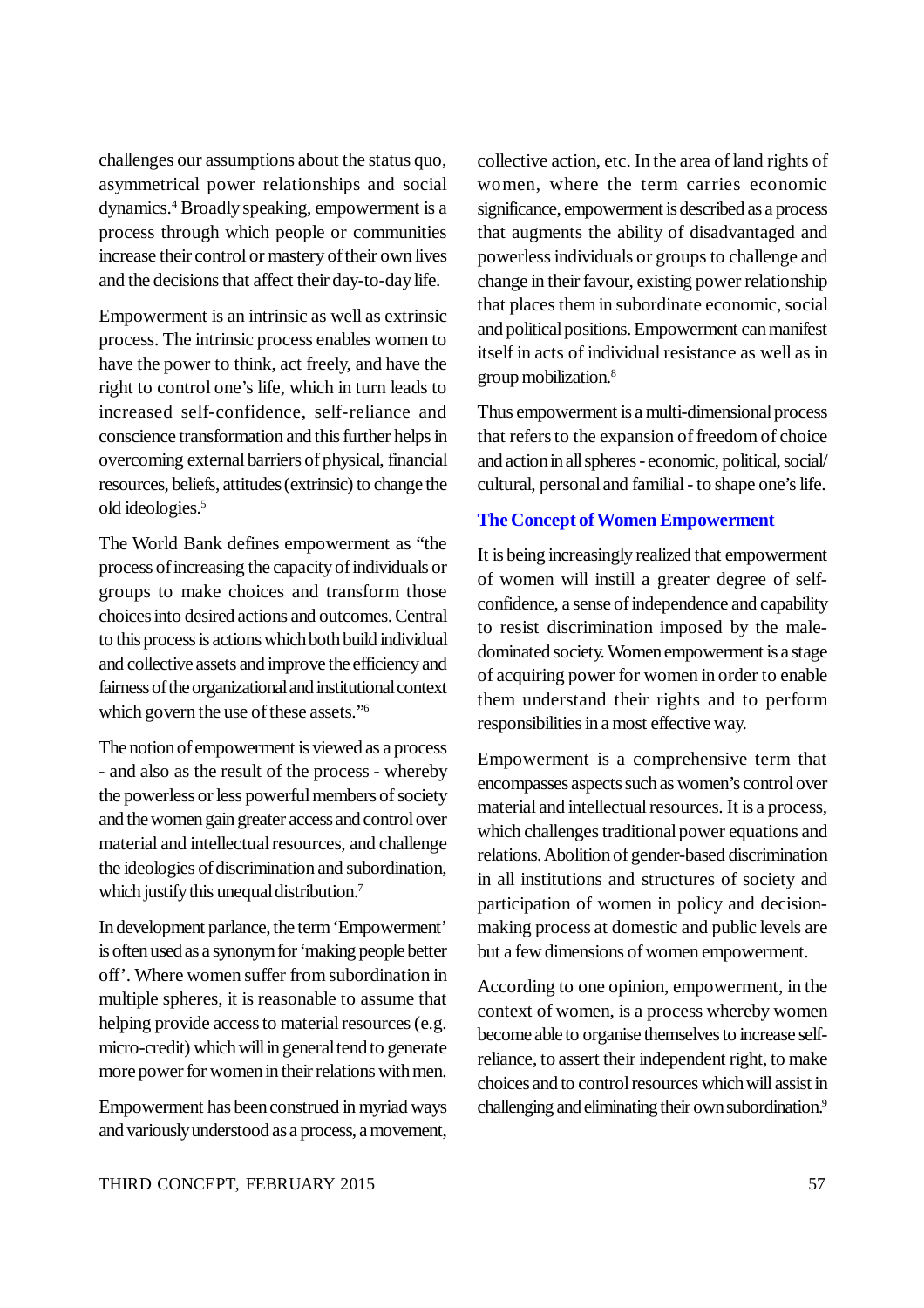challenges our assumptions about the status quo, asymmetrical power relationships and social dynamics.[4] Broadly speaking, empowerment is a process through which people or communities increase their control or mastery of their own lives and the decisions that affect their day-to-day life.

Empowerment is an intrinsic as well as extrinsic process. The intrinsic process enables women to have the power to think, act freely, and have the right to control one's life, which in turn leads to increased self-confidence, self-reliance and conscience transformation and this further helps in overcoming external barriers of physical, financial resources, beliefs, attitudes (extrinsic) to change the old ideologies.[5]

The World Bank defines empowerment as "the process of increasing the capacity of individuals or groups to make choices and transform those choices into desired actions and outcomes. Central to this process is actions which both build individual and collective assets and improve the efficiency and fairness of the organizational and institutional context which govern the use of these assets."[6]

The notion of empowerment is viewed as a process - and also as the result of the process - whereby the powerless or less powerful members of society and the women gain greater access and control over material and intellectual resources, and challenge the ideologies of discrimination and subordination, which justify this unequal distribution.[7]

In development parlance, the term 'Empowerment' is often used as a synonym for 'making people better off'. Where women suffer from subordination in multiple spheres, it is reasonable to assume that helping provide access to material resources (e.g. micro-credit) which will in general tend to generate more power for women in their relations with men.

Empowerment has been construed in myriad ways and variously understood as a process, a movement, collective action, etc. In the area of land rights of women, where the term carries economic significance, empowerment is described as a process that augments the ability of disadvantaged and powerless individuals or groups to challenge and change in their favour, existing power relationship that places them in subordinate economic, social and political positions. Empowerment can manifest itself in acts of individual resistance as well as in group mobilization.[8]

Thus empowerment is a multi-dimensional process that refers to the expansion of freedom of choice and action in all spheres - economic, political, social/cultural, personal and familial - to shape one's life.

## The Concept of Women Empowerment

It is being increasingly realized that empowerment of women will instill a greater degree of self-confidence, a sense of independence and capability to resist discrimination imposed by the male-dominated society. Women empowerment is a stage of acquiring power for women in order to enable them understand their rights and to perform responsibilities in a most effective way.

Empowerment is a comprehensive term that encompasses aspects such as women's control over material and intellectual resources. It is a process, which challenges traditional power equations and relations. Abolition of gender-based discrimination in all institutions and structures of society and participation of women in policy and decision-making process at domestic and public levels are but a few dimensions of women empowerment.

According to one opinion, empowerment, in the context of women, is a process whereby women become able to organise themselves to increase self-reliance, to assert their independent right, to make choices and to control resources which will assist in challenging and eliminating their own subordination.[9]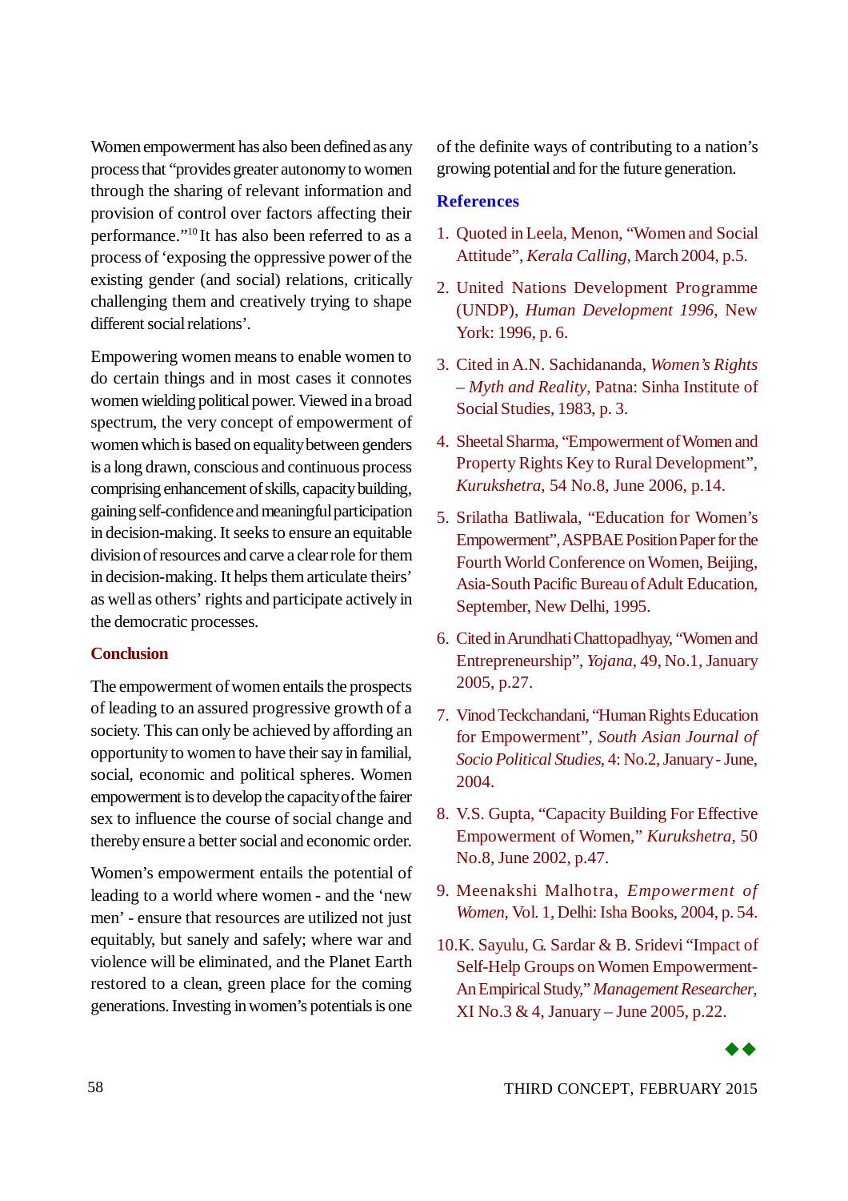Women empowerment has also been defined as any process that "provides greater autonomy to women through the sharing of relevant information and provision of control over factors affecting their performance."[10] It has also been referred to as a process of 'exposing the oppressive power of the existing gender (and social) relations, critically challenging them and creatively trying to shape different social relations'.

Empowering women means to enable women to do certain things and in most cases it connotes women wielding political power. Viewed in a broad spectrum, the very concept of empowerment of women which is based on equality between genders is a long drawn, conscious and continuous process comprising enhancement of skills, capacity building, gaining self-confidence and meaningful participation in decision-making. It seeks to ensure an equitable division of resources and carve a clear role for them in decision-making. It helps them articulate theirs' as well as others' rights and participate actively in the democratic processes.

## Conclusion

The empowerment of women entails the prospects of leading to an assured progressive growth of a society. This can only be achieved by affording an opportunity to women to have their say in familial, social, economic and political spheres. Women empowerment is to develop the capacity of the fairer sex to influence the course of social change and thereby ensure a better social and economic order.

Women's empowerment entails the potential of leading to a world where women - and the 'new men' - ensure that resources are utilized not just equitably, but sanely and safely; where war and violence will be eliminated, and the Planet Earth restored to a clean, green place for the coming generations. Investing in women's potentials is one of the definite ways of contributing to a nation's growing potential and for the future generation.

## References

1. Quoted in Leela, Menon, "Women and Social Attitude", *Kerala Calling*, March 2004, p.5.
2. United Nations Development Programme (UNDP), *Human Development 1996*, New York: 1996, p. 6.
3. Cited in A.N. Sachidananda, *Women's Rights – Myth and Reality*, Patna: Sinha Institute of Social Studies, 1983, p. 3.
4. Sheetal Sharma, "Empowerment of Women and Property Rights Key to Rural Development", *Kurukshetra*, 54 No.8, June 2006, p.14.
5. Srilatha Batliwala, "Education for Women's Empowerment", ASPBAE Position Paper for the Fourth World Conference on Women, Beijing, Asia-South Pacific Bureau of Adult Education, September, New Delhi, 1995.
6. Cited in Arundhati Chattopadhyay, "Women and Entrepreneurship", *Yojana*, 49, No.1, January 2005, p.27.
7. Vinod Teckchandani, "Human Rights Education for Empowerment", *South Asian Journal of Socio Political Studies*, 4: No.2, January - June, 2004.
8. V.S. Gupta, "Capacity Building For Effective Empowerment of Women," *Kurukshetra*, 50 No.8, June 2002, p.47.
9. Meenakshi Malhotra, *Empowerment of Women*, Vol. 1, Delhi: Isha Books, 2004, p. 54.
10. K. Sayulu, G. Sardar & B. Sridevi "Impact of Self-Help Groups on Women Empowerment- An Empirical Study," *Management Researcher*, XI No.3 & 4, January – June 2005, p.22.